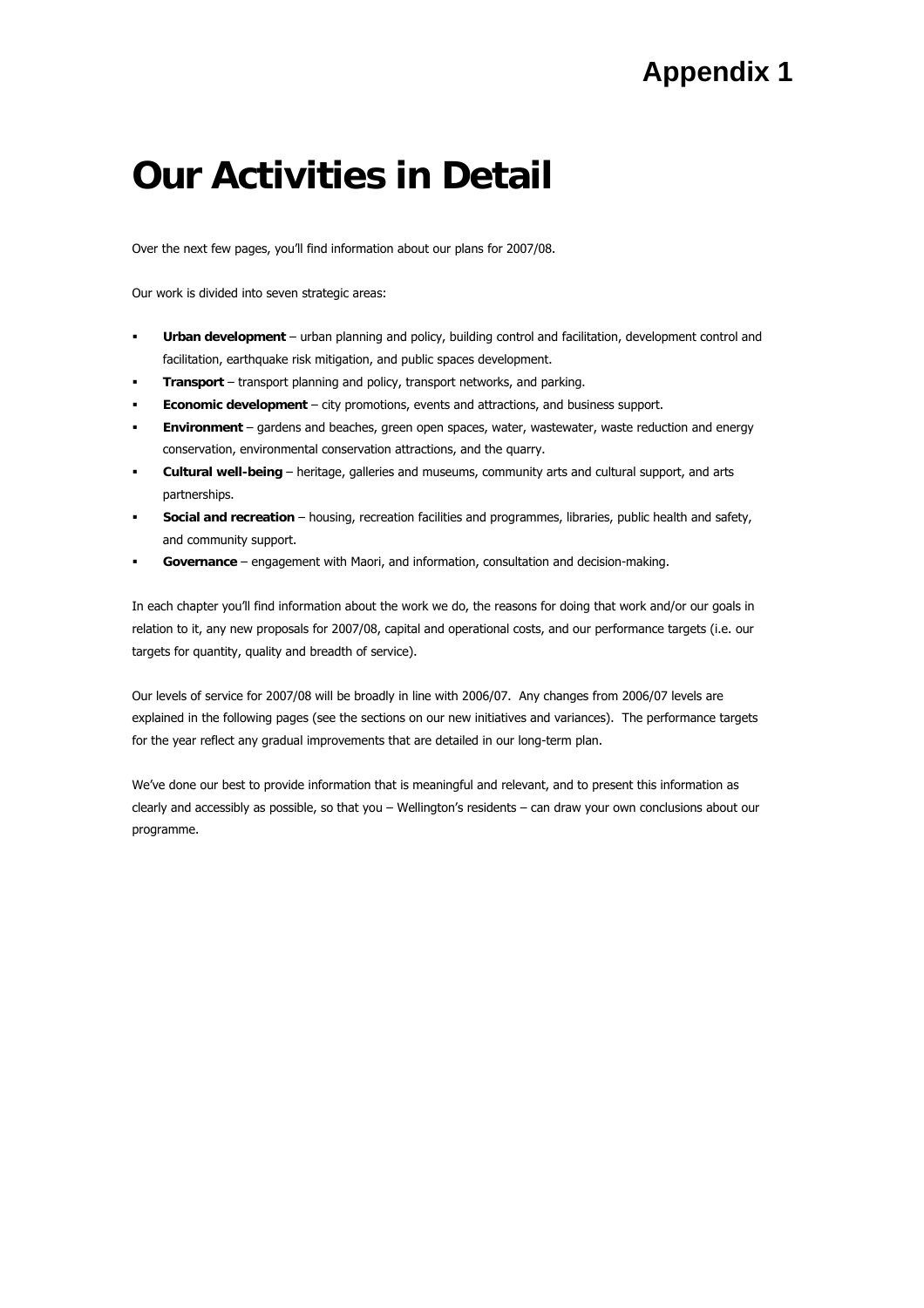**Appendix 1**

# Our Activities in Detail

Over the next few pages, you'll find information about our plans for 2007/08.

Our work is divided into seven strategic areas:

- **Urban development** – urban planning and policy, building control and facilitation, development control and facilitation, earthquake risk mitigation, and public spaces development.
- **Transport** – transport planning and policy, transport networks, and parking.
- **Economic development** – city promotions, events and attractions, and business support.
- **Environment** – gardens and beaches, green open spaces, water, wastewater, waste reduction and energy conservation, environmental conservation attractions, and the quarry.
- **Cultural well-being** – heritage, galleries and museums, community arts and cultural support, and arts partnerships.
- **Social and recreation** – housing, recreation facilities and programmes, libraries, public health and safety, and community support.
- **Governance** – engagement with Maori, and information, consultation and decision-making.

In each chapter you'll find information about the work we do, the reasons for doing that work and/or our goals in relation to it, any new proposals for 2007/08, capital and operational costs, and our performance targets (i.e. our targets for quantity, quality and breadth of service).

Our levels of service for 2007/08 will be broadly in line with 2006/07. Any changes from 2006/07 levels are explained in the following pages (see the sections on our new initiatives and variances). The performance targets for the year reflect any gradual improvements that are detailed in our long-term plan.

We've done our best to provide information that is meaningful and relevant, and to present this information as clearly and accessibly as possible, so that you – Wellington's residents – can draw your own conclusions about our programme.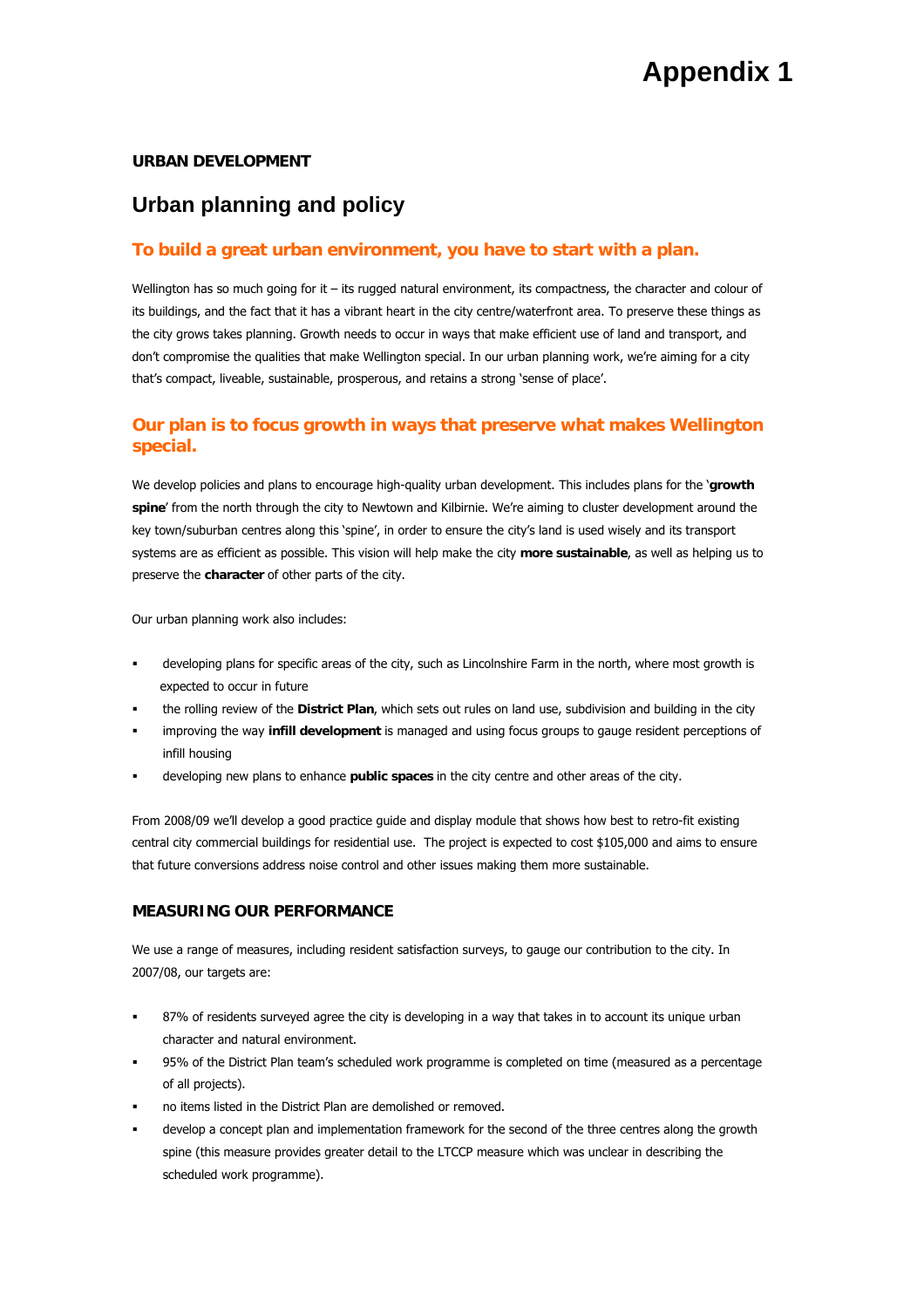# Appendix 1

**URBAN DEVELOPMENT**

## Urban planning and policy

### To build a great urban environment, you have to start with a plan.

Wellington has so much going for it – its rugged natural environment, its compactness, the character and colour of its buildings, and the fact that it has a vibrant heart in the city centre/waterfront area. To preserve these things as the city grows takes planning. Growth needs to occur in ways that make efficient use of land and transport, and don't compromise the qualities that make Wellington special. In our urban planning work, we're aiming for a city that's compact, liveable, sustainable, prosperous, and retains a strong 'sense of place'.

### Our plan is to focus growth in ways that preserve what makes Wellington special.

We develop policies and plans to encourage high-quality urban development. This includes plans for the '**growth spine**' from the north through the city to Newtown and Kilbirnie. We're aiming to cluster development around the key town/suburban centres along this 'spine', in order to ensure the city's land is used wisely and its transport systems are as efficient as possible. This vision will help make the city **more sustainable**, as well as helping us to preserve the **character** of other parts of the city.

Our urban planning work also includes:

- developing plans for specific areas of the city, such as Lincolnshire Farm in the north, where most growth is expected to occur in future
- the rolling review of the **District Plan**, which sets out rules on land use, subdivision and building in the city
- improving the way **infill development** is managed and using focus groups to gauge resident perceptions of infill housing
- developing new plans to enhance **public spaces** in the city centre and other areas of the city.

From 2008/09 we'll develop a good practice guide and display module that shows how best to retro-fit existing central city commercial buildings for residential use. The project is expected to cost $105,000 and aims to ensure that future conversions address noise control and other issues making them more sustainable.

**MEASURING OUR PERFORMANCE**

We use a range of measures, including resident satisfaction surveys, to gauge our contribution to the city. In 2007/08, our targets are:

- 87% of residents surveyed agree the city is developing in a way that takes in to account its unique urban character and natural environment.
- 95% of the District Plan team's scheduled work programme is completed on time (measured as a percentage of all projects).
- no items listed in the District Plan are demolished or removed.
- develop a concept plan and implementation framework for the second of the three centres along the growth spine (this measure provides greater detail to the LTCCP measure which was unclear in describing the scheduled work programme).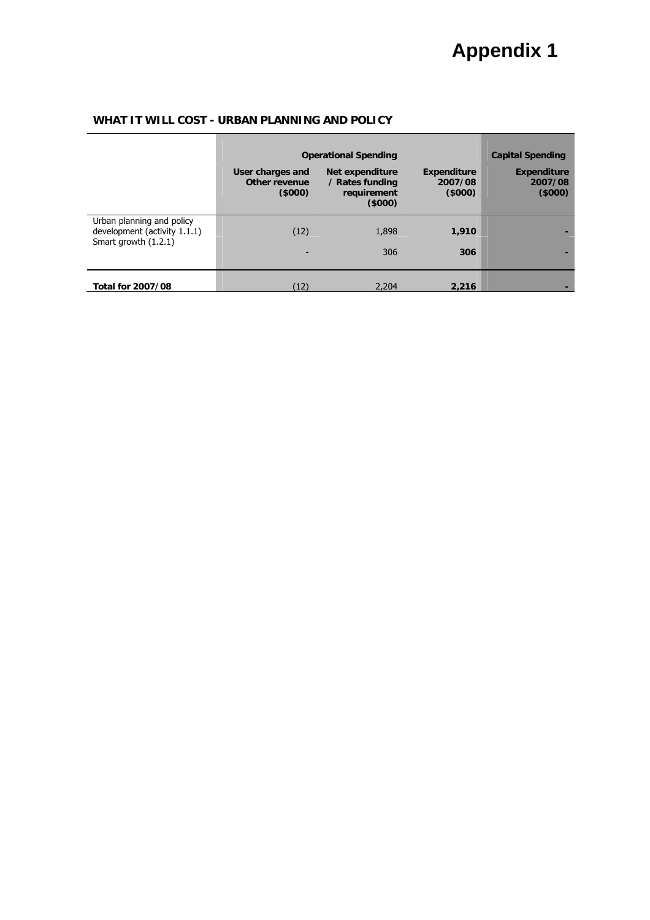# Appendix 1

**WHAT IT WILL COST - URBAN PLANNING AND POLICY**

| | Operational Spending | | | Capital Spending |
|---|---|---|---|---|
| | **User charges and Other revenue ($000)** | **Net expenditure / Rates funding requirement ($000)** | **Expenditure 2007/08 ($000)** | **Expenditure 2007/08 ($000)** |
| Urban planning and policy development (activity 1.1.1) | (12) | 1,898 | **1,910** | - |
| Smart growth (1.2.1) | - | 306 | **306** | - |
| **Total for 2007/08** | (12) | 2,204 | **2,216** | - |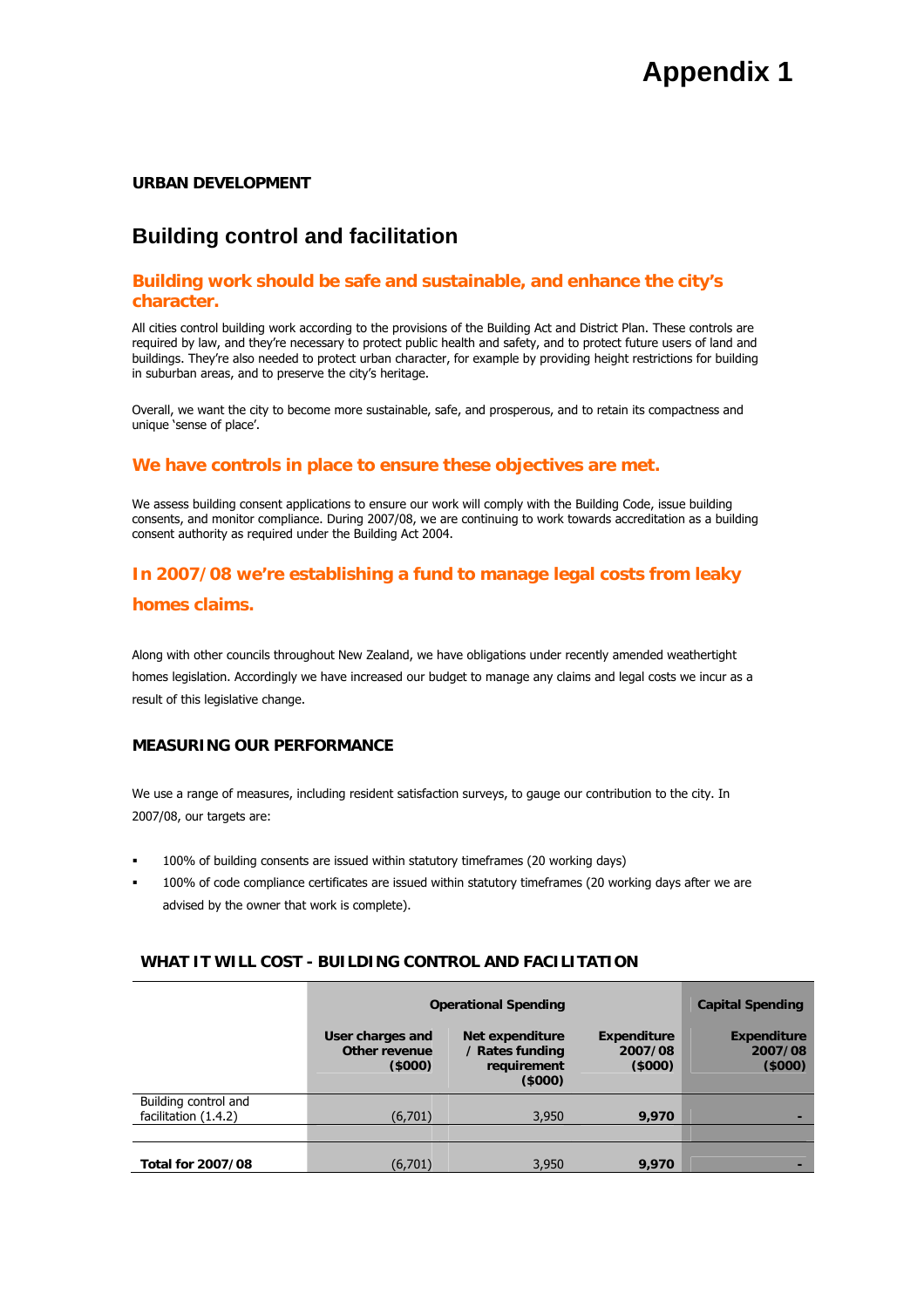# Appendix 1

**URBAN DEVELOPMENT**

## Building control and facilitation

### Building work should be safe and sustainable, and enhance the city's character.

All cities control building work according to the provisions of the Building Act and District Plan. These controls are required by law, and they're necessary to protect public health and safety, and to protect future users of land and buildings. They're also needed to protect urban character, for example by providing height restrictions for building in suburban areas, and to preserve the city's heritage.

Overall, we want the city to become more sustainable, safe, and prosperous, and to retain its compactness and unique 'sense of place'.

### We have controls in place to ensure these objectives are met.

We assess building consent applications to ensure our work will comply with the Building Code, issue building consents, and monitor compliance. During 2007/08, we are continuing to work towards accreditation as a building consent authority as required under the Building Act 2004.

### In 2007/08 we're establishing a fund to manage legal costs from leaky homes claims.

Along with other councils throughout New Zealand, we have obligations under recently amended weathertight homes legislation. Accordingly we have increased our budget to manage any claims and legal costs we incur as a result of this legislative change.

#### MEASURING OUR PERFORMANCE

We use a range of measures, including resident satisfaction surveys, to gauge our contribution to the city. In 2007/08, our targets are:

- 100% of building consents are issued within statutory timeframes (20 working days)
- 100% of code compliance certificates are issued within statutory timeframes (20 working days after we are advised by the owner that work is complete).

#### WHAT IT WILL COST - BUILDING CONTROL AND FACILITATION

| | Operational Spending | | | Capital Spending |
|---|---|---|---|---|
| | User charges and Other revenue ($000) | Net expenditure / Rates funding requirement ($000) | Expenditure 2007/08 ($000) | Expenditure 2007/08 ($000) |
| Building control and facilitation (1.4.2) | (6,701) | 3,950 | **9,970** | - |
| | | | | |
| **Total for 2007/08** | (6,701) | 3,950 | **9,970** | - |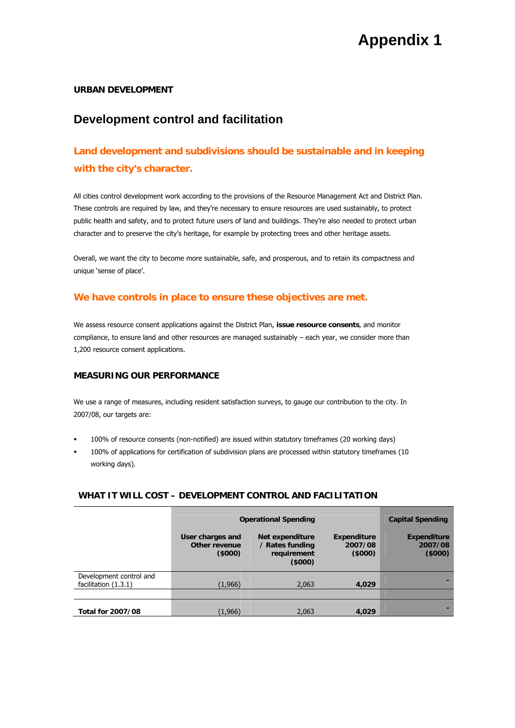# Appendix 1

**URBAN DEVELOPMENT**

## Development control and facilitation

### Land development and subdivisions should be sustainable and in keeping with the city's character.

All cities control development work according to the provisions of the Resource Management Act and District Plan. These controls are required by law, and they're necessary to ensure resources are used sustainably, to protect public health and safety, and to protect future users of land and buildings. They're also needed to protect urban character and to preserve the city's heritage, for example by protecting trees and other heritage assets.

Overall, we want the city to become more sustainable, safe, and prosperous, and to retain its compactness and unique 'sense of place'.

### We have controls in place to ensure these objectives are met.

We assess resource consent applications against the District Plan, **issue resource consents**, and monitor compliance, to ensure land and other resources are managed sustainably – each year, we consider more than 1,200 resource consent applications.

### MEASURING OUR PERFORMANCE

We use a range of measures, including resident satisfaction surveys, to gauge our contribution to the city. In 2007/08, our targets are:

- 100% of resource consents (non-notified) are issued within statutory timeframes (20 working days)
- 100% of applications for certification of subdivision plans are processed within statutory timeframes (10 working days).

### WHAT IT WILL COST – DEVELOPMENT CONTROL AND FACILITATION

| | Operational Spending | | | Capital Spending |
|---|---|---|---|---|
| | User charges and Other revenue ($000) | Net expenditure / Rates funding requirement ($000) | Expenditure 2007/08 ($000) | Expenditure 2007/08 ($000) |
| Development control and facilitation (1.3.1) | (1,966) | 2,063 | **4,029** | - |
| | | | | |
| **Total for 2007/08** | (1,966) | 2,063 | **4,029** | - |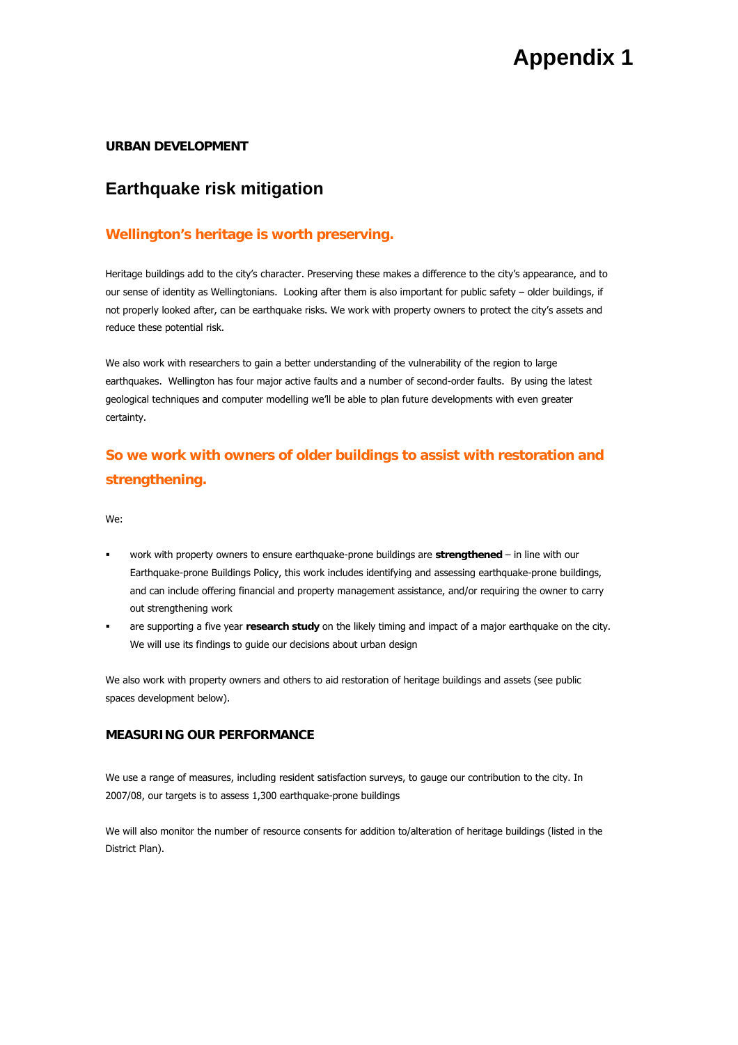# Appendix 1

**URBAN DEVELOPMENT**

## Earthquake risk mitigation

### Wellington's heritage is worth preserving.

Heritage buildings add to the city's character. Preserving these makes a difference to the city's appearance, and to our sense of identity as Wellingtonians. Looking after them is also important for public safety – older buildings, if not properly looked after, can be earthquake risks. We work with property owners to protect the city's assets and reduce these potential risk.

We also work with researchers to gain a better understanding of the vulnerability of the region to large earthquakes. Wellington has four major active faults and a number of second-order faults. By using the latest geological techniques and computer modelling we'll be able to plan future developments with even greater certainty.

### So we work with owners of older buildings to assist with restoration and strengthening.

We:

- work with property owners to ensure earthquake-prone buildings are **strengthened** – in line with our Earthquake-prone Buildings Policy, this work includes identifying and assessing earthquake-prone buildings, and can include offering financial and property management assistance, and/or requiring the owner to carry out strengthening work
- are supporting a five year **research study** on the likely timing and impact of a major earthquake on the city. We will use its findings to guide our decisions about urban design

We also work with property owners and others to aid restoration of heritage buildings and assets (see public spaces development below).

**MEASURING OUR PERFORMANCE**

We use a range of measures, including resident satisfaction surveys, to gauge our contribution to the city. In 2007/08, our targets is to assess 1,300 earthquake-prone buildings

We will also monitor the number of resource consents for addition to/alteration of heritage buildings (listed in the District Plan).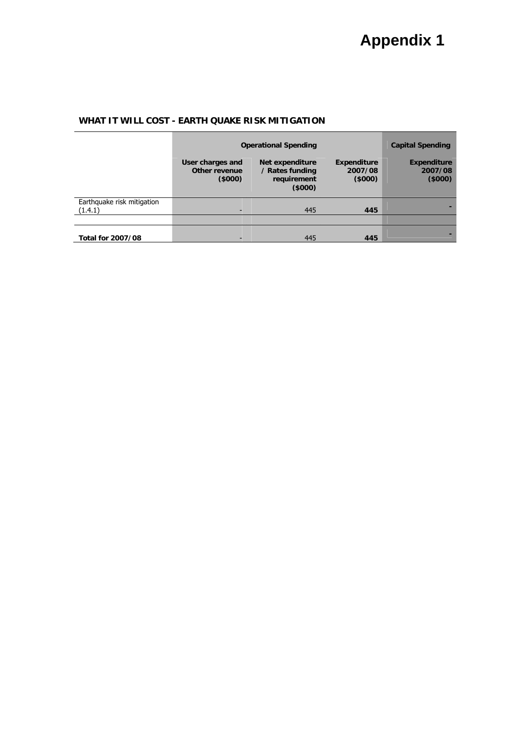# Appendix 1

**WHAT IT WILL COST - EARTH QUAKE RISK MITIGATION**

| | Operational Spending | | | Capital Spending |
|---|---|---|---|---|
| | **User charges and Other revenue ($000)** | **Net expenditure / Rates funding requirement ($000)** | **Expenditure 2007/08 ($000)** | **Expenditure 2007/08 ($000)** |
| Earthquake risk mitigation (1.4.1) | - | 445 | **445** | **-** |
| | | | | |
| **Total for 2007/08** | - | 445 | **445** | **-** |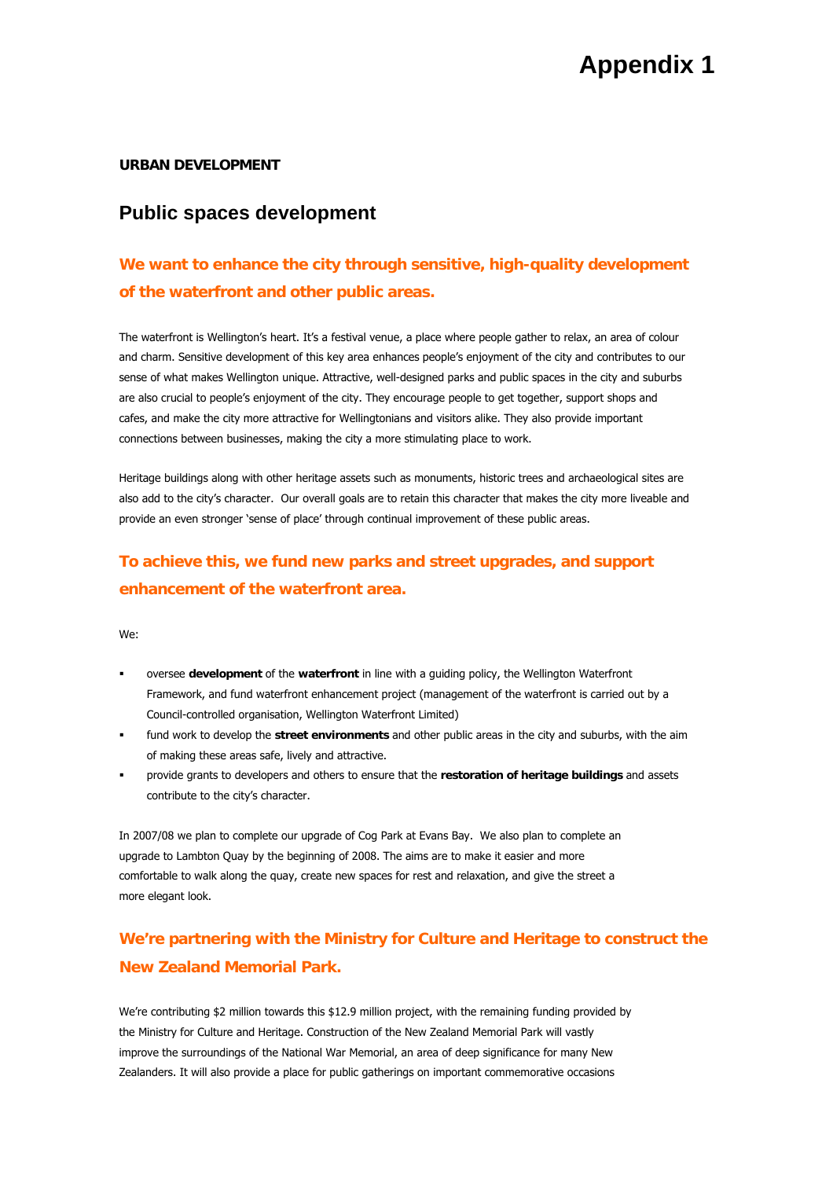# Appendix 1

**URBAN DEVELOPMENT**

## Public spaces development

### We want to enhance the city through sensitive, high-quality development of the waterfront and other public areas.

The waterfront is Wellington's heart. It's a festival venue, a place where people gather to relax, an area of colour and charm. Sensitive development of this key area enhances people's enjoyment of the city and contributes to our sense of what makes Wellington unique. Attractive, well-designed parks and public spaces in the city and suburbs are also crucial to people's enjoyment of the city. They encourage people to get together, support shops and cafes, and make the city more attractive for Wellingtonians and visitors alike. They also provide important connections between businesses, making the city a more stimulating place to work.

Heritage buildings along with other heritage assets such as monuments, historic trees and archaeological sites are also add to the city's character. Our overall goals are to retain this character that makes the city more liveable and provide an even stronger 'sense of place' through continual improvement of these public areas.

### To achieve this, we fund new parks and street upgrades, and support enhancement of the waterfront area.

We:

- oversee **development** of the **waterfront** in line with a guiding policy, the Wellington Waterfront Framework, and fund waterfront enhancement project (management of the waterfront is carried out by a Council-controlled organisation, Wellington Waterfront Limited)
- fund work to develop the **street environments** and other public areas in the city and suburbs, with the aim of making these areas safe, lively and attractive.
- provide grants to developers and others to ensure that the **restoration of heritage buildings** and assets contribute to the city's character.

In 2007/08 we plan to complete our upgrade of Cog Park at Evans Bay. We also plan to complete an upgrade to Lambton Quay by the beginning of 2008. The aims are to make it easier and more comfortable to walk along the quay, create new spaces for rest and relaxation, and give the street a more elegant look.

### We're partnering with the Ministry for Culture and Heritage to construct the New Zealand Memorial Park.

We're contributing $2 million towards this $12.9 million project, with the remaining funding provided by the Ministry for Culture and Heritage. Construction of the New Zealand Memorial Park will vastly improve the surroundings of the National War Memorial, an area of deep significance for many New Zealanders. It will also provide a place for public gatherings on important commemorative occasions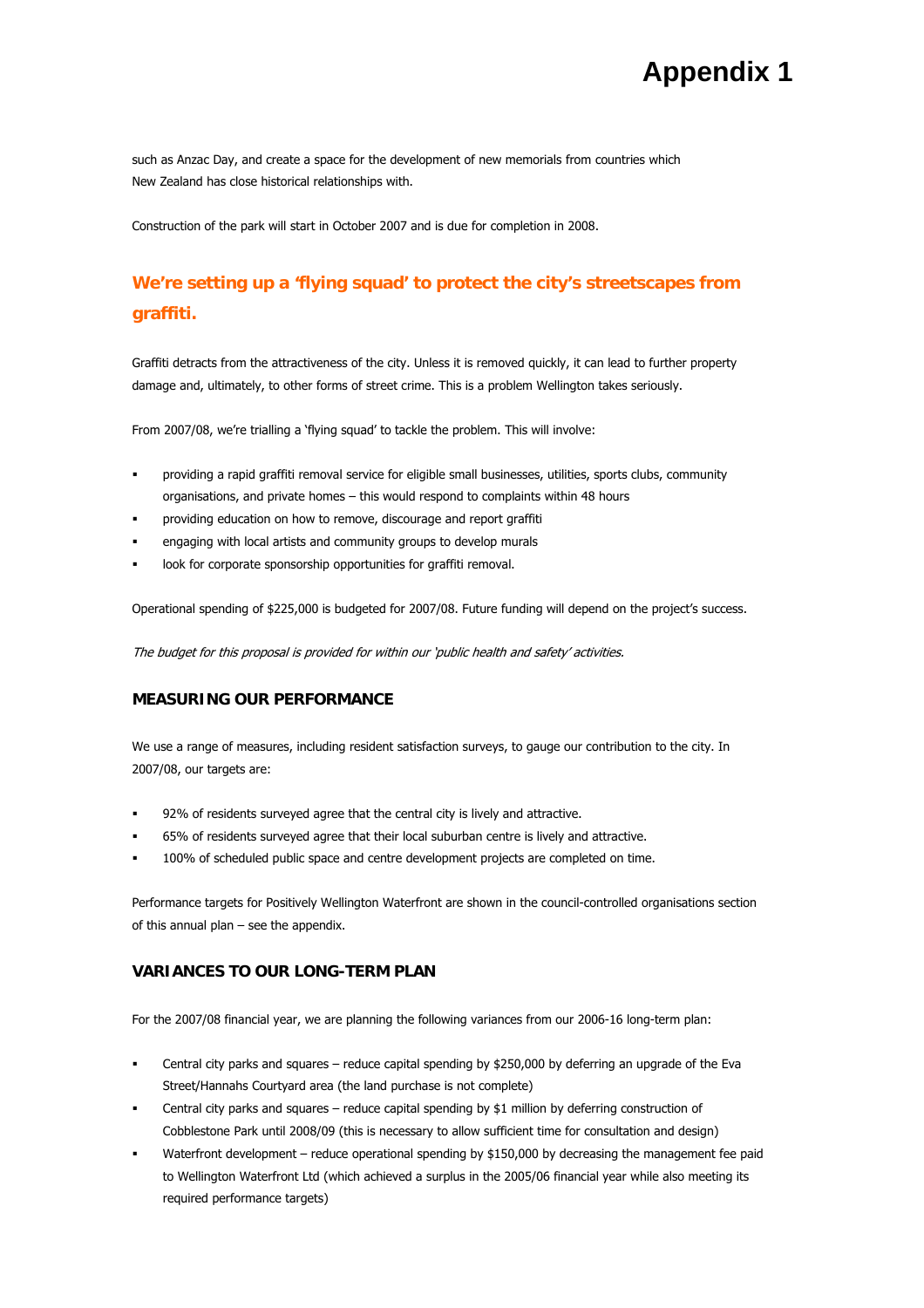such as Anzac Day, and create a space for the development of new memorials from countries which New Zealand has close historical relationships with.

Construction of the park will start in October 2007 and is due for completion in 2008.

## We're setting up a 'flying squad' to protect the city's streetscapes from graffiti.

Graffiti detracts from the attractiveness of the city. Unless it is removed quickly, it can lead to further property damage and, ultimately, to other forms of street crime. This is a problem Wellington takes seriously.

From 2007/08, we're trialling a 'flying squad' to tackle the problem. This will involve:

- providing a rapid graffiti removal service for eligible small businesses, utilities, sports clubs, community organisations, and private homes – this would respond to complaints within 48 hours
- providing education on how to remove, discourage and report graffiti
- engaging with local artists and community groups to develop murals
- look for corporate sponsorship opportunities for graffiti removal.

Operational spending of $225,000 is budgeted for 2007/08. Future funding will depend on the project's success.

*The budget for this proposal is provided for within our 'public health and safety' activities.*

### MEASURING OUR PERFORMANCE

We use a range of measures, including resident satisfaction surveys, to gauge our contribution to the city. In 2007/08, our targets are:

- 92% of residents surveyed agree that the central city is lively and attractive.
- 65% of residents surveyed agree that their local suburban centre is lively and attractive.
- 100% of scheduled public space and centre development projects are completed on time.

Performance targets for Positively Wellington Waterfront are shown in the council-controlled organisations section of this annual plan – see the appendix.

### VARIANCES TO OUR LONG-TERM PLAN

For the 2007/08 financial year, we are planning the following variances from our 2006-16 long-term plan:

- Central city parks and squares – reduce capital spending by $250,000 by deferring an upgrade of the Eva Street/Hannahs Courtyard area (the land purchase is not complete)
- Central city parks and squares – reduce capital spending by $1 million by deferring construction of Cobblestone Park until 2008/09 (this is necessary to allow sufficient time for consultation and design)
- Waterfront development – reduce operational spending by $150,000 by decreasing the management fee paid to Wellington Waterfront Ltd (which achieved a surplus in the 2005/06 financial year while also meeting its required performance targets)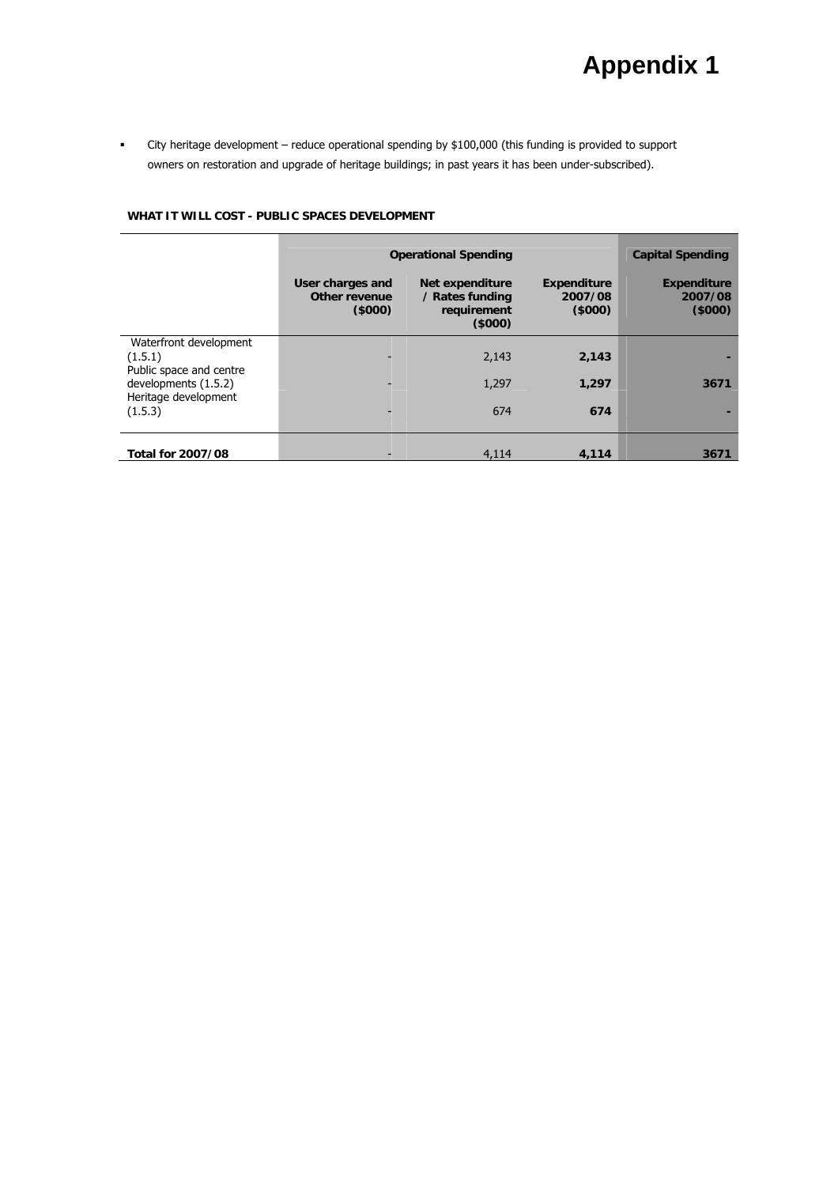# Appendix 1

- City heritage development – reduce operational spending by $100,000 (this funding is provided to support owners on restoration and upgrade of heritage buildings; in past years it has been under-subscribed).

**WHAT IT WILL COST - PUBLIC SPACES DEVELOPMENT**

| | Operational Spending | | | Capital Spending |
|---|---|---|---|---|
| | **User charges and Other revenue ($000)** | **Net expenditure / Rates funding requirement ($000)** | **Expenditure 2007/08 ($000)** | **Expenditure 2007/08 ($000)** |
| Waterfront development (1.5.1) | - | 2,143 | **2,143** | **-** |
| Public space and centre developments (1.5.2) | - | 1,297 | **1,297** | **3671** |
| Heritage development (1.5.3) | - | 674 | **674** | **-** |
| **Total for 2007/08** | - | 4,114 | **4,114** | **3671** |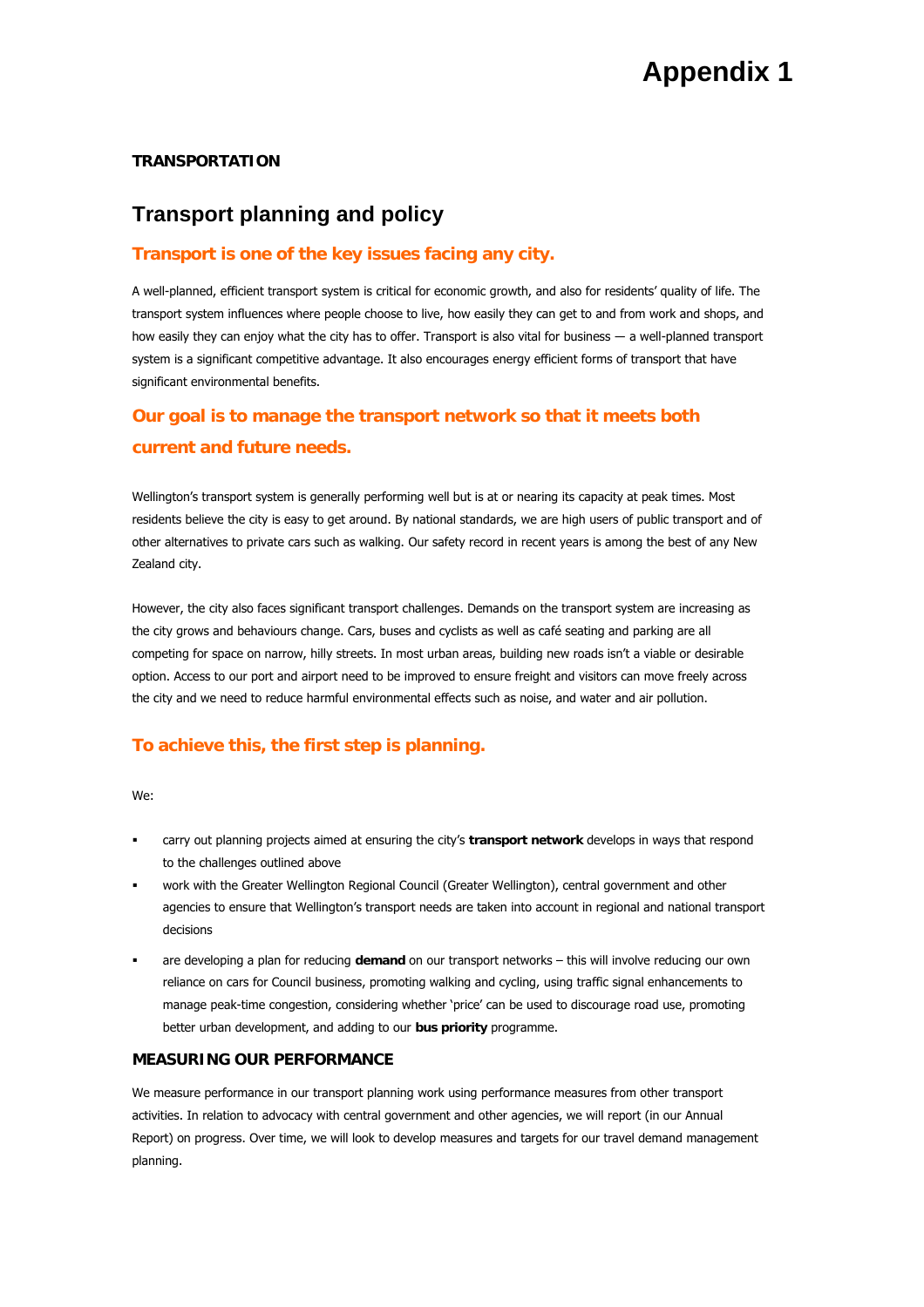# Appendix 1

**TRANSPORTATION**

## Transport planning and policy

### Transport is one of the key issues facing any city.

A well-planned, efficient transport system is critical for economic growth, and also for residents' quality of life. The transport system influences where people choose to live, how easily they can get to and from work and shops, and how easily they can enjoy what the city has to offer. Transport is also vital for business — a well-planned transport system is a significant competitive advantage. It also encourages energy efficient forms of transport that have significant environmental benefits.

### Our goal is to manage the transport network so that it meets both current and future needs.

Wellington's transport system is generally performing well but is at or nearing its capacity at peak times. Most residents believe the city is easy to get around. By national standards, we are high users of public transport and of other alternatives to private cars such as walking. Our safety record in recent years is among the best of any New Zealand city.

However, the city also faces significant transport challenges. Demands on the transport system are increasing as the city grows and behaviours change. Cars, buses and cyclists as well as café seating and parking are all competing for space on narrow, hilly streets. In most urban areas, building new roads isn't a viable or desirable option. Access to our port and airport need to be improved to ensure freight and visitors can move freely across the city and we need to reduce harmful environmental effects such as noise, and water and air pollution.

### To achieve this, the first step is planning.

We:

- carry out planning projects aimed at ensuring the city's **transport network** develops in ways that respond to the challenges outlined above
- work with the Greater Wellington Regional Council (Greater Wellington), central government and other agencies to ensure that Wellington's transport needs are taken into account in regional and national transport decisions
- are developing a plan for reducing **demand** on our transport networks – this will involve reducing our own reliance on cars for Council business, promoting walking and cycling, using traffic signal enhancements to manage peak-time congestion, considering whether 'price' can be used to discourage road use, promoting better urban development, and adding to our **bus priority** programme.

**MEASURING OUR PERFORMANCE**

We measure performance in our transport planning work using performance measures from other transport activities. In relation to advocacy with central government and other agencies, we will report (in our Annual Report) on progress. Over time, we will look to develop measures and targets for our travel demand management planning.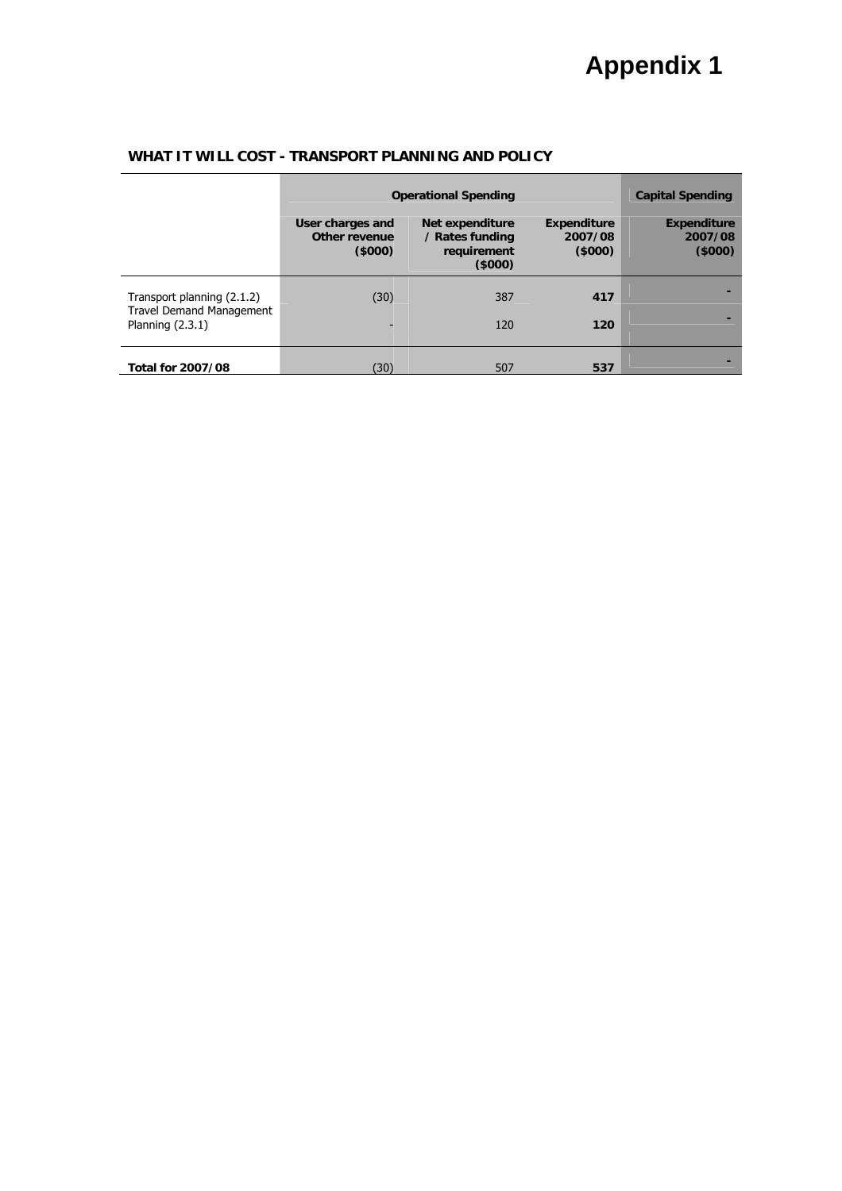# Appendix 1

## WHAT IT WILL COST - TRANSPORT PLANNING AND POLICY

| | Operational Spending | | | Capital Spending |
|---|---|---|---|---|
| | **User charges and Other revenue ($000)** | **Net expenditure / Rates funding requirement ($000)** | **Expenditure 2007/08 ($000)** | **Expenditure 2007/08 ($000)** |
| Transport planning (2.1.2) | (30) | 387 | **417** | - |
| Travel Demand Management Planning (2.3.1) | - | 120 | **120** | - |
| **Total for 2007/08** | (30) | 507 | **537** | - |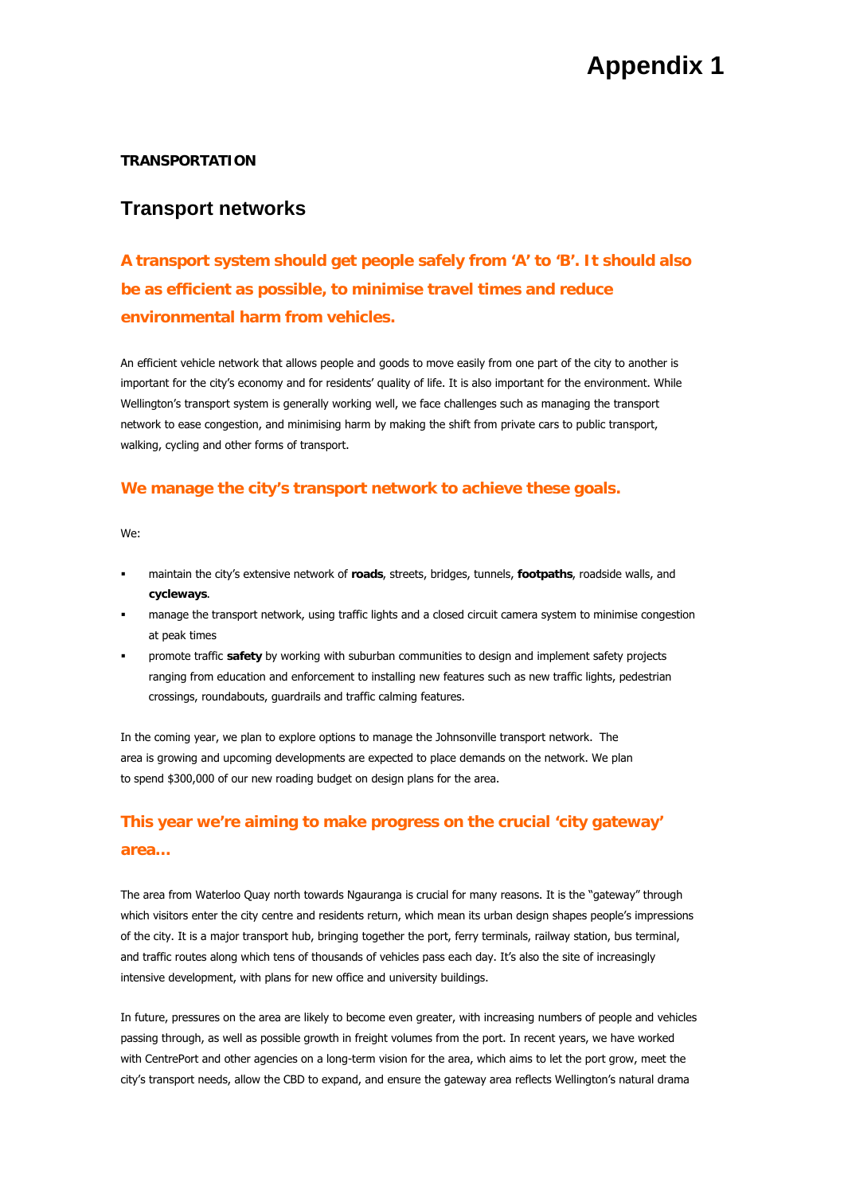# Appendix 1

**TRANSPORTATION**

## Transport networks

### A transport system should get people safely from 'A' to 'B'. It should also be as efficient as possible, to minimise travel times and reduce environmental harm from vehicles.

An efficient vehicle network that allows people and goods to move easily from one part of the city to another is important for the city's economy and for residents' quality of life. It is also important for the environment. While Wellington's transport system is generally working well, we face challenges such as managing the transport network to ease congestion, and minimising harm by making the shift from private cars to public transport, walking, cycling and other forms of transport.

### We manage the city's transport network to achieve these goals.

We:

- maintain the city's extensive network of **roads**, streets, bridges, tunnels, **footpaths**, roadside walls, and **cycleways**.
- manage the transport network, using traffic lights and a closed circuit camera system to minimise congestion at peak times
- promote traffic **safety** by working with suburban communities to design and implement safety projects ranging from education and enforcement to installing new features such as new traffic lights, pedestrian crossings, roundabouts, guardrails and traffic calming features.

In the coming year, we plan to explore options to manage the Johnsonville transport network. The area is growing and upcoming developments are expected to place demands on the network. We plan to spend $300,000 of our new roading budget on design plans for the area.

## This year we're aiming to make progress on the crucial 'city gateway' area…

The area from Waterloo Quay north towards Ngauranga is crucial for many reasons. It is the "gateway" through which visitors enter the city centre and residents return, which mean its urban design shapes people's impressions of the city. It is a major transport hub, bringing together the port, ferry terminals, railway station, bus terminal, and traffic routes along which tens of thousands of vehicles pass each day. It's also the site of increasingly intensive development, with plans for new office and university buildings.

In future, pressures on the area are likely to become even greater, with increasing numbers of people and vehicles passing through, as well as possible growth in freight volumes from the port. In recent years, we have worked with CentrePort and other agencies on a long-term vision for the area, which aims to let the port grow, meet the city's transport needs, allow the CBD to expand, and ensure the gateway area reflects Wellington's natural drama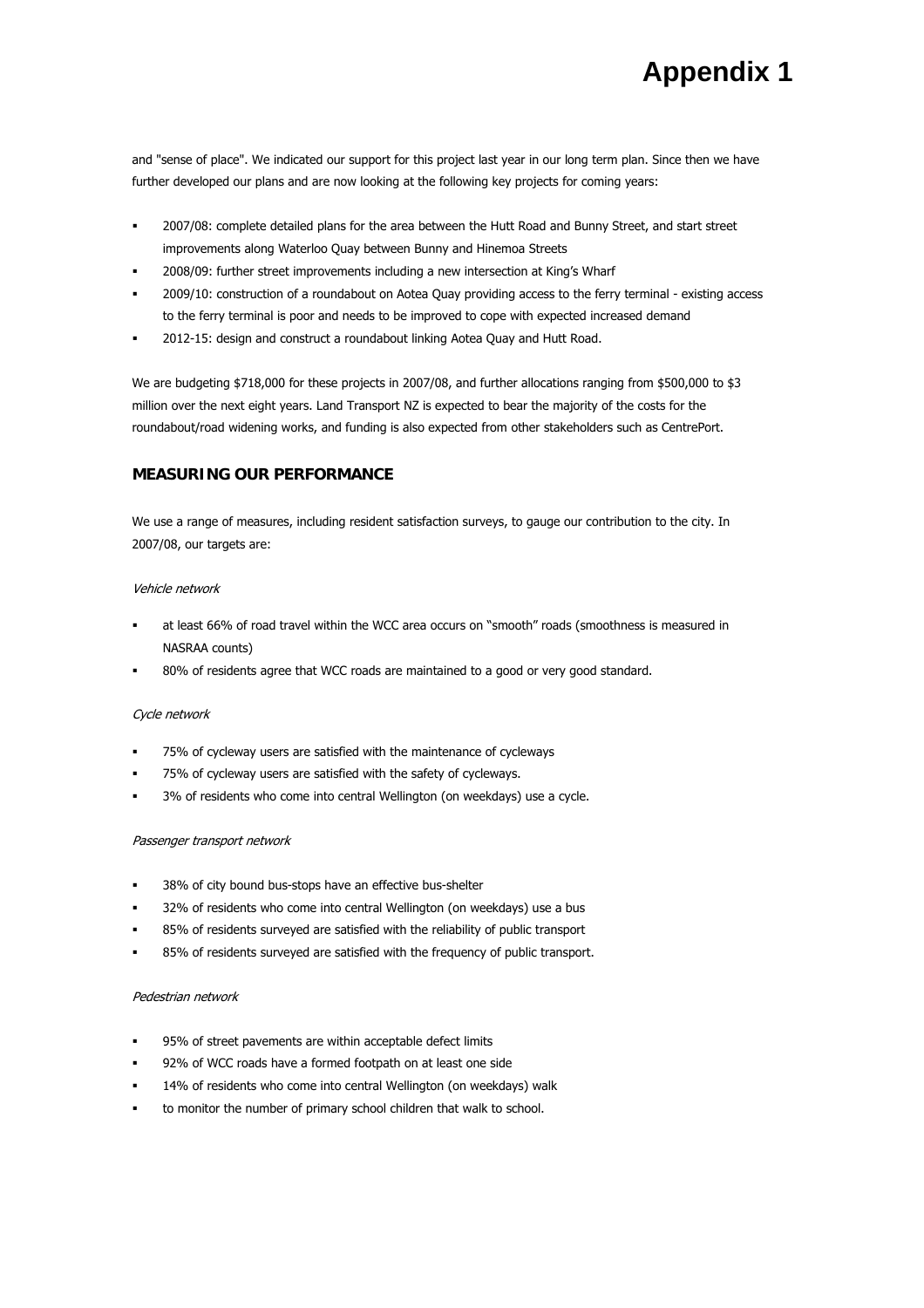and "sense of place". We indicated our support for this project last year in our long term plan. Since then we have further developed our plans and are now looking at the following key projects for coming years:

- 2007/08: complete detailed plans for the area between the Hutt Road and Bunny Street, and start street improvements along Waterloo Quay between Bunny and Hinemoa Streets
- 2008/09: further street improvements including a new intersection at King's Wharf
- 2009/10: construction of a roundabout on Aotea Quay providing access to the ferry terminal - existing access to the ferry terminal is poor and needs to be improved to cope with expected increased demand
- 2012-15: design and construct a roundabout linking Aotea Quay and Hutt Road.

We are budgeting $718,000 for these projects in 2007/08, and further allocations ranging from $500,000 to $3 million over the next eight years. Land Transport NZ is expected to bear the majority of the costs for the roundabout/road widening works, and funding is also expected from other stakeholders such as CentrePort.

## MEASURING OUR PERFORMANCE

We use a range of measures, including resident satisfaction surveys, to gauge our contribution to the city. In 2007/08, our targets are:

*Vehicle network*

- at least 66% of road travel within the WCC area occurs on "smooth" roads (smoothness is measured in NASRAA counts)
- 80% of residents agree that WCC roads are maintained to a good or very good standard.

*Cycle network*

- 75% of cycleway users are satisfied with the maintenance of cycleways
- 75% of cycleway users are satisfied with the safety of cycleways.
- 3% of residents who come into central Wellington (on weekdays) use a cycle.

*Passenger transport network*

- 38% of city bound bus-stops have an effective bus-shelter
- 32% of residents who come into central Wellington (on weekdays) use a bus
- 85% of residents surveyed are satisfied with the reliability of public transport
- 85% of residents surveyed are satisfied with the frequency of public transport.

*Pedestrian network*

- 95% of street pavements are within acceptable defect limits
- 92% of WCC roads have a formed footpath on at least one side
- 14% of residents who come into central Wellington (on weekdays) walk
- to monitor the number of primary school children that walk to school.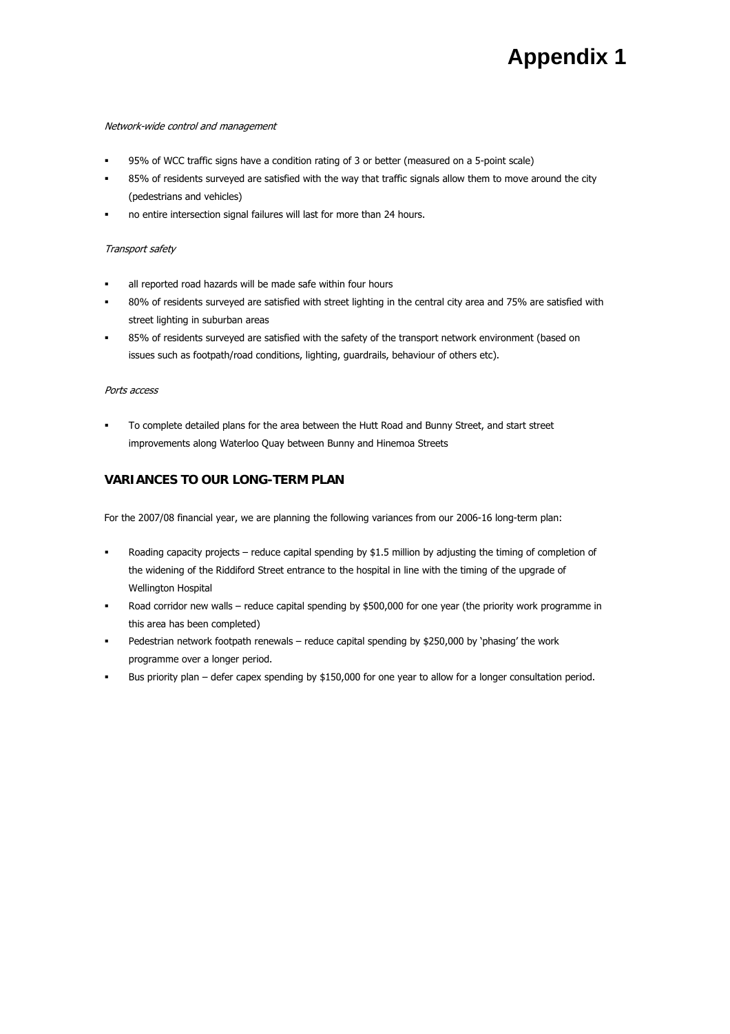# Appendix 1

*Network-wide control and management*

- 95% of WCC traffic signs have a condition rating of 3 or better (measured on a 5-point scale)
- 85% of residents surveyed are satisfied with the way that traffic signals allow them to move around the city (pedestrians and vehicles)
- no entire intersection signal failures will last for more than 24 hours.

*Transport safety*

- all reported road hazards will be made safe within four hours
- 80% of residents surveyed are satisfied with street lighting in the central city area and 75% are satisfied with street lighting in suburban areas
- 85% of residents surveyed are satisfied with the safety of the transport network environment (based on issues such as footpath/road conditions, lighting, guardrails, behaviour of others etc).

*Ports access*

- To complete detailed plans for the area between the Hutt Road and Bunny Street, and start street improvements along Waterloo Quay between Bunny and Hinemoa Streets

## VARIANCES TO OUR LONG-TERM PLAN

For the 2007/08 financial year, we are planning the following variances from our 2006-16 long-term plan:

- Roading capacity projects – reduce capital spending by $1.5 million by adjusting the timing of completion of the widening of the Riddiford Street entrance to the hospital in line with the timing of the upgrade of Wellington Hospital
- Road corridor new walls – reduce capital spending by $500,000 for one year (the priority work programme in this area has been completed)
- Pedestrian network footpath renewals – reduce capital spending by $250,000 by 'phasing' the work programme over a longer period.
- Bus priority plan – defer capex spending by $150,000 for one year to allow for a longer consultation period.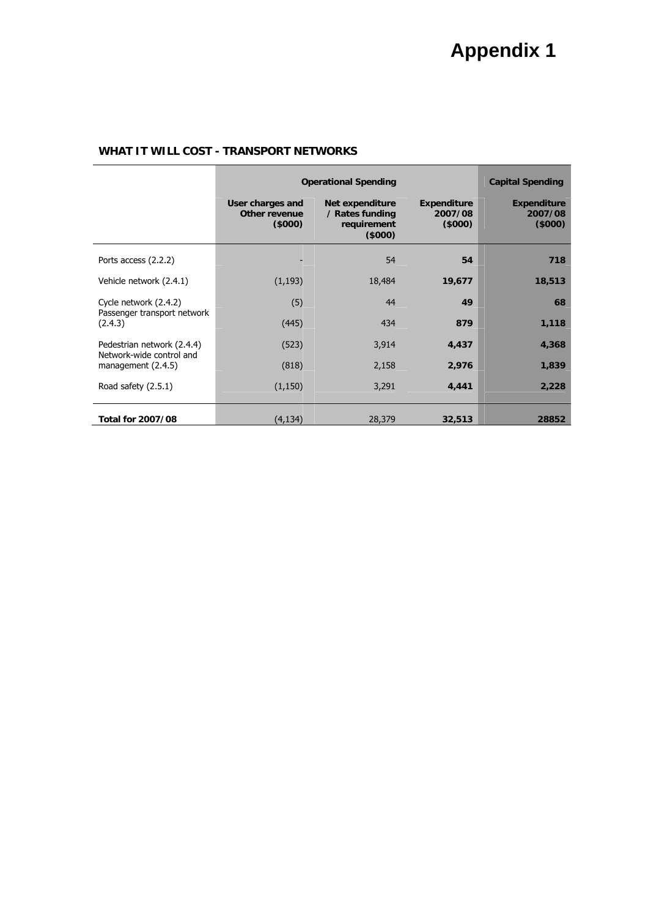# Appendix 1

**WHAT IT WILL COST - TRANSPORT NETWORKS**

| | Operational Spending | | | Capital Spending |
|---|---|---|---|---|
| | **User charges and Other revenue ($000)** | **Net expenditure / Rates funding requirement ($000)** | **Expenditure 2007/08 ($000)** | **Expenditure 2007/08 ($000)** |
| Ports access (2.2.2) | - | 54 | **54** | **718** |
| Vehicle network (2.4.1) | (1,193) | 18,484 | **19,677** | **18,513** |
| Cycle network (2.4.2) | (5) | 44 | **49** | **68** |
| Passenger transport network (2.4.3) | (445) | 434 | **879** | **1,118** |
| Pedestrian network (2.4.4) | (523) | 3,914 | **4,437** | **4,368** |
| Network-wide control and management (2.4.5) | (818) | 2,158 | **2,976** | **1,839** |
| Road safety (2.5.1) | (1,150) | 3,291 | **4,441** | **2,228** |
| **Total for 2007/08** | (4,134) | 28,379 | **32,513** | **28852** |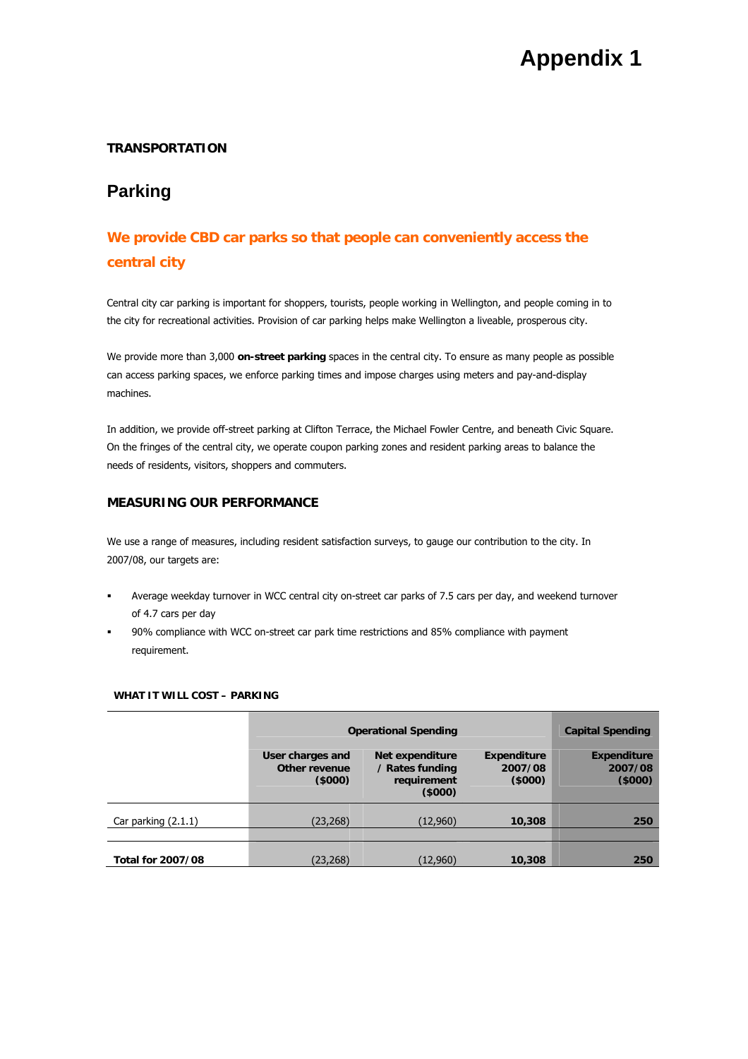# Appendix 1

**TRANSPORTATION**

## Parking

### We provide CBD car parks so that people can conveniently access the central city

Central city car parking is important for shoppers, tourists, people working in Wellington, and people coming in to the city for recreational activities. Provision of car parking helps make Wellington a liveable, prosperous city.

We provide more than 3,000 **on-street parking** spaces in the central city. To ensure as many people as possible can access parking spaces, we enforce parking times and impose charges using meters and pay-and-display machines.

In addition, we provide off-street parking at Clifton Terrace, the Michael Fowler Centre, and beneath Civic Square. On the fringes of the central city, we operate coupon parking zones and resident parking areas to balance the needs of residents, visitors, shoppers and commuters.

### MEASURING OUR PERFORMANCE

We use a range of measures, including resident satisfaction surveys, to gauge our contribution to the city. In 2007/08, our targets are:

- Average weekday turnover in WCC central city on-street car parks of 7.5 cars per day, and weekend turnover of 4.7 cars per day
- 90% compliance with WCC on-street car park time restrictions and 85% compliance with payment requirement.

**WHAT IT WILL COST – PARKING**

| | Operational Spending | | | Capital Spending |
|---|---|---|---|---|
| | User charges and Other revenue ($000) | Net expenditure / Rates funding requirement ($000) | Expenditure 2007/08 ($000) | Expenditure 2007/08 ($000) |
| Car parking (2.1.1) | (23,268) | (12,960) | **10,308** | **250** |
| **Total for 2007/08** | (23,268) | (12,960) | **10,308** | **250** |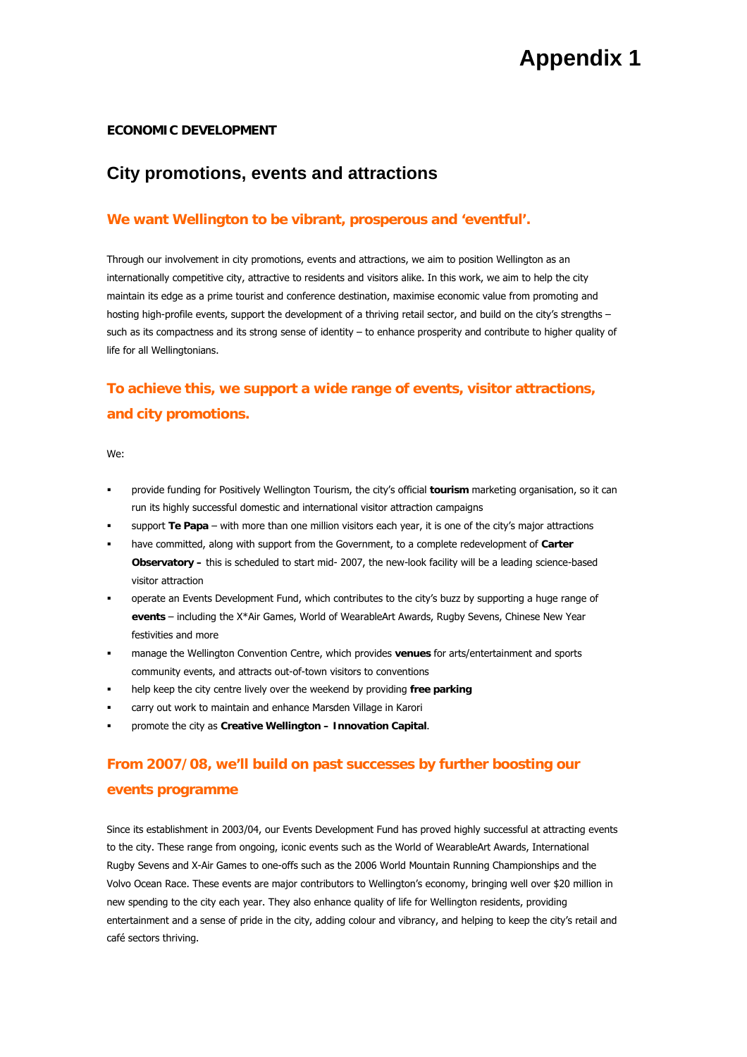# Appendix 1

**ECONOMIC DEVELOPMENT**

## City promotions, events and attractions

### We want Wellington to be vibrant, prosperous and 'eventful'.

Through our involvement in city promotions, events and attractions, we aim to position Wellington as an internationally competitive city, attractive to residents and visitors alike. In this work, we aim to help the city maintain its edge as a prime tourist and conference destination, maximise economic value from promoting and hosting high-profile events, support the development of a thriving retail sector, and build on the city's strengths – such as its compactness and its strong sense of identity – to enhance prosperity and contribute to higher quality of life for all Wellingtonians.

### To achieve this, we support a wide range of events, visitor attractions, and city promotions.

We:

- provide funding for Positively Wellington Tourism, the city's official **tourism** marketing organisation, so it can run its highly successful domestic and international visitor attraction campaigns
- support **Te Papa** – with more than one million visitors each year, it is one of the city's major attractions
- have committed, along with support from the Government, to a complete redevelopment of **Carter Observatory –** this is scheduled to start mid- 2007, the new-look facility will be a leading science-based visitor attraction
- operate an Events Development Fund, which contributes to the city's buzz by supporting a huge range of **events** – including the X*Air Games, World of WearableArt Awards, Rugby Sevens, Chinese New Year festivities and more
- manage the Wellington Convention Centre, which provides **venues** for arts/entertainment and sports community events, and attracts out-of-town visitors to conventions
- help keep the city centre lively over the weekend by providing **free parking**
- carry out work to maintain and enhance Marsden Village in Karori
- promote the city as **Creative Wellington – Innovation Capital**.

### From 2007/08, we'll build on past successes by further boosting our events programme

Since its establishment in 2003/04, our Events Development Fund has proved highly successful at attracting events to the city. These range from ongoing, iconic events such as the World of WearableArt Awards, International Rugby Sevens and X-Air Games to one-offs such as the 2006 World Mountain Running Championships and the Volvo Ocean Race. These events are major contributors to Wellington's economy, bringing well over $20 million in new spending to the city each year. They also enhance quality of life for Wellington residents, providing entertainment and a sense of pride in the city, adding colour and vibrancy, and helping to keep the city's retail and café sectors thriving.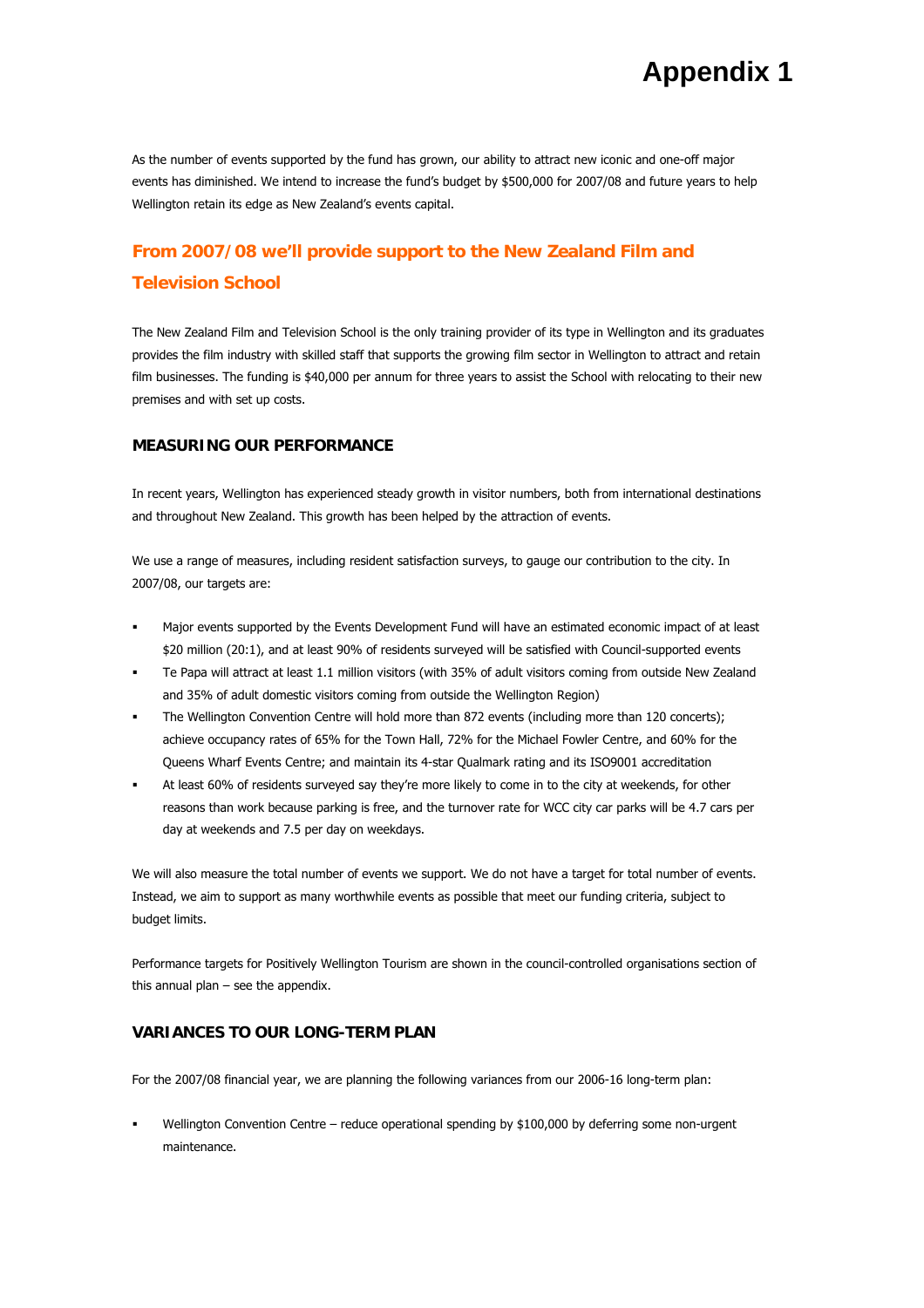As the number of events supported by the fund has grown, our ability to attract new iconic and one-off major events has diminished. We intend to increase the fund's budget by $500,000 for 2007/08 and future years to help Wellington retain its edge as New Zealand's events capital.

## From 2007/08 we'll provide support to the New Zealand Film and Television School

The New Zealand Film and Television School is the only training provider of its type in Wellington and its graduates provides the film industry with skilled staff that supports the growing film sector in Wellington to attract and retain film businesses. The funding is $40,000 per annum for three years to assist the School with relocating to their new premises and with set up costs.

### MEASURING OUR PERFORMANCE

In recent years, Wellington has experienced steady growth in visitor numbers, both from international destinations and throughout New Zealand. This growth has been helped by the attraction of events.

We use a range of measures, including resident satisfaction surveys, to gauge our contribution to the city. In 2007/08, our targets are:

- Major events supported by the Events Development Fund will have an estimated economic impact of at least $20 million (20:1), and at least 90% of residents surveyed will be satisfied with Council-supported events
- Te Papa will attract at least 1.1 million visitors (with 35% of adult visitors coming from outside New Zealand and 35% of adult domestic visitors coming from outside the Wellington Region)
- The Wellington Convention Centre will hold more than 872 events (including more than 120 concerts); achieve occupancy rates of 65% for the Town Hall, 72% for the Michael Fowler Centre, and 60% for the Queens Wharf Events Centre; and maintain its 4-star Qualmark rating and its ISO9001 accreditation
- At least 60% of residents surveyed say they're more likely to come in to the city at weekends, for other reasons than work because parking is free, and the turnover rate for WCC city car parks will be 4.7 cars per day at weekends and 7.5 per day on weekdays.

We will also measure the total number of events we support. We do not have a target for total number of events. Instead, we aim to support as many worthwhile events as possible that meet our funding criteria, subject to budget limits.

Performance targets for Positively Wellington Tourism are shown in the council-controlled organisations section of this annual plan – see the appendix.

### VARIANCES TO OUR LONG-TERM PLAN

For the 2007/08 financial year, we are planning the following variances from our 2006-16 long-term plan:

- Wellington Convention Centre – reduce operational spending by $100,000 by deferring some non-urgent maintenance.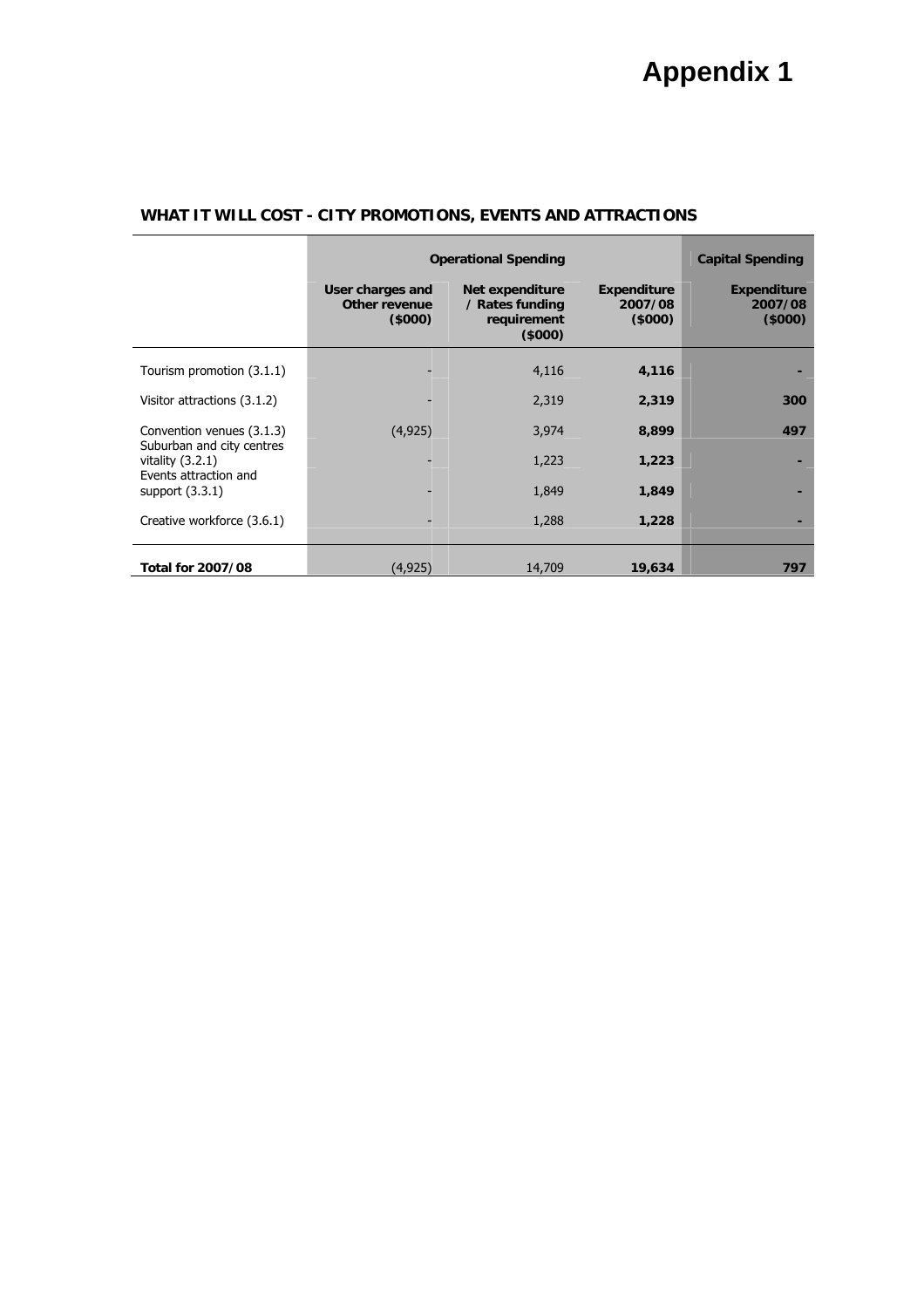# Appendix 1

## WHAT IT WILL COST - CITY PROMOTIONS, EVENTS AND ATTRACTIONS

| | Operational Spending | | | Capital Spending |
|---|---|---|---|---|
| | User charges and Other revenue ($000) | Net expenditure / Rates funding requirement ($000) | Expenditure 2007/08 ($000) | Expenditure 2007/08 ($000) |
| Tourism promotion (3.1.1) | - | 4,116 | **4,116** | **-** |
| Visitor attractions (3.1.2) | - | 2,319 | **2,319** | **300** |
| Convention venues (3.1.3) | (4,925) | 3,974 | **8,899** | **497** |
| Suburban and city centres vitality (3.2.1) | - | 1,223 | **1,223** | **-** |
| Events attraction and support (3.3.1) | - | 1,849 | **1,849** | **-** |
| Creative workforce (3.6.1) | - | 1,288 | **1,228** | **-** |
| **Total for 2007/08** | (4,925) | 14,709 | **19,634** | **797** |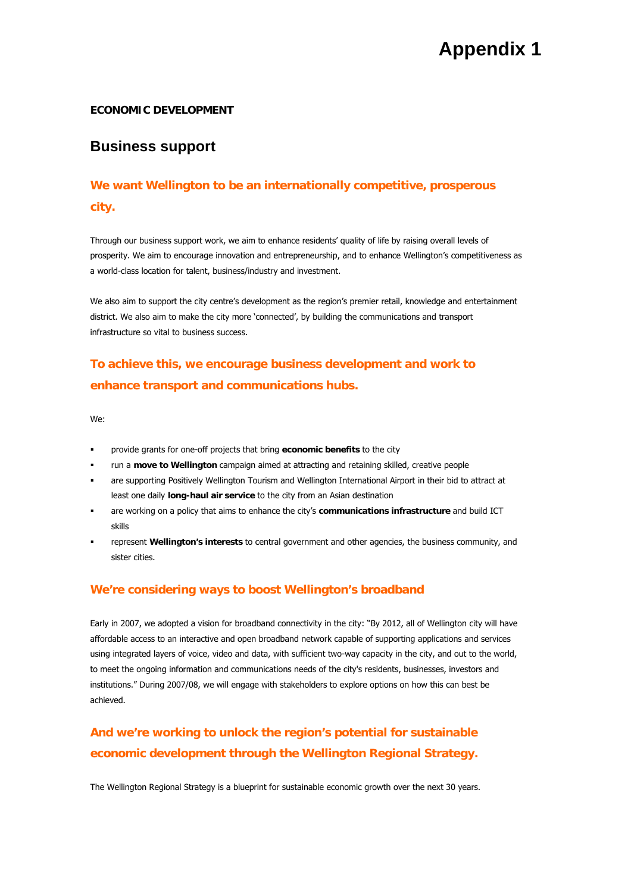# Appendix 1

**ECONOMIC DEVELOPMENT**

## Business support

### We want Wellington to be an internationally competitive, prosperous city.

Through our business support work, we aim to enhance residents' quality of life by raising overall levels of prosperity. We aim to encourage innovation and entrepreneurship, and to enhance Wellington's competitiveness as a world-class location for talent, business/industry and investment.

We also aim to support the city centre's development as the region's premier retail, knowledge and entertainment district. We also aim to make the city more 'connected', by building the communications and transport infrastructure so vital to business success.

### To achieve this, we encourage business development and work to enhance transport and communications hubs.

We:

- provide grants for one-off projects that bring **economic benefits** to the city
- run a **move to Wellington** campaign aimed at attracting and retaining skilled, creative people
- are supporting Positively Wellington Tourism and Wellington International Airport in their bid to attract at least one daily **long-haul air service** to the city from an Asian destination
- are working on a policy that aims to enhance the city's **communications infrastructure** and build ICT skills
- represent **Wellington's interests** to central government and other agencies, the business community, and sister cities.

### We're considering ways to boost Wellington's broadband

Early in 2007, we adopted a vision for broadband connectivity in the city: "By 2012, all of Wellington city will have affordable access to an interactive and open broadband network capable of supporting applications and services using integrated layers of voice, video and data, with sufficient two-way capacity in the city, and out to the world, to meet the ongoing information and communications needs of the city's residents, businesses, investors and institutions." During 2007/08, we will engage with stakeholders to explore options on how this can best be achieved.

### And we're working to unlock the region's potential for sustainable economic development through the Wellington Regional Strategy.

The Wellington Regional Strategy is a blueprint for sustainable economic growth over the next 30 years.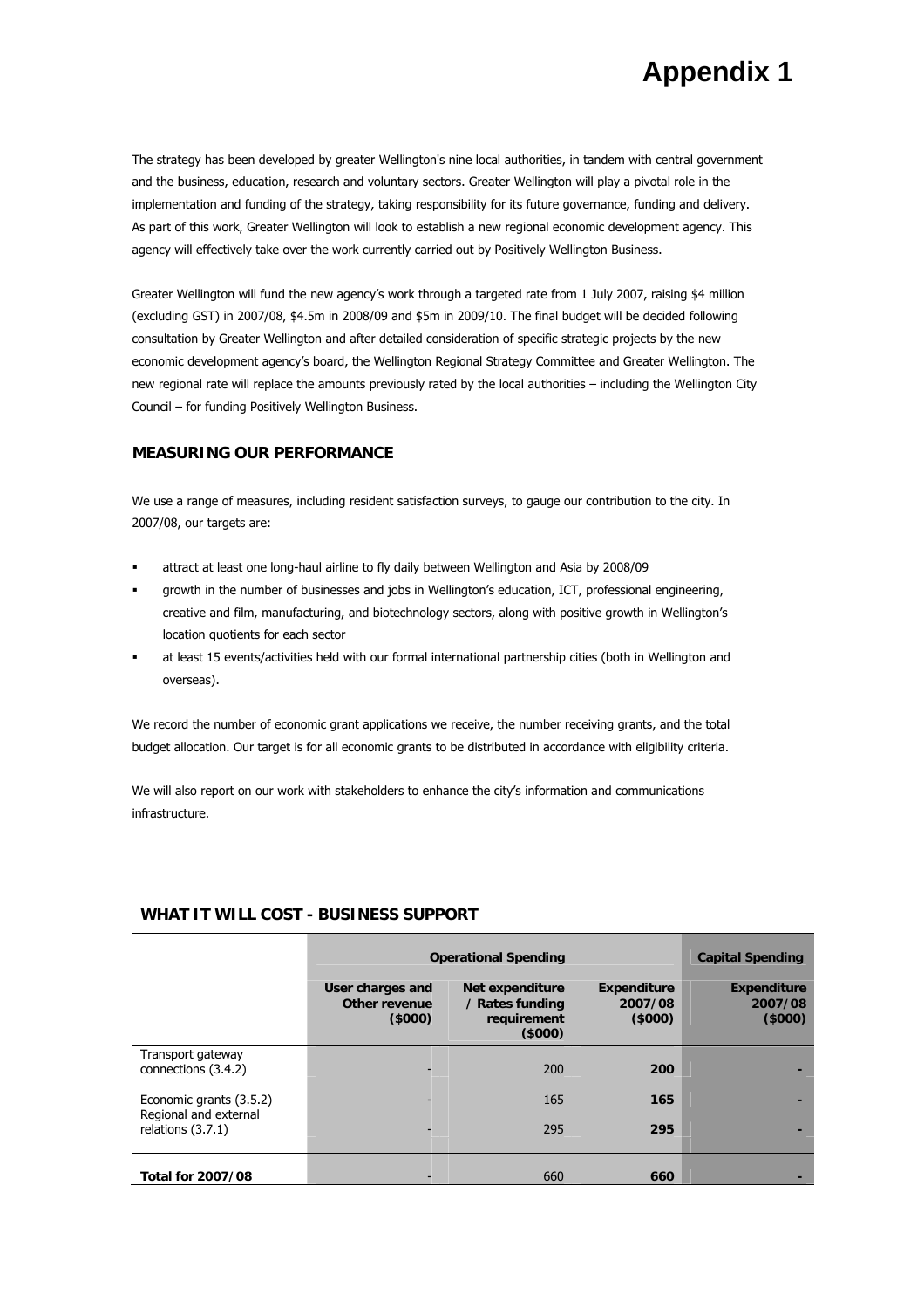# Appendix 1

The strategy has been developed by greater Wellington's nine local authorities, in tandem with central government and the business, education, research and voluntary sectors. Greater Wellington will play a pivotal role in the implementation and funding of the strategy, taking responsibility for its future governance, funding and delivery. As part of this work, Greater Wellington will look to establish a new regional economic development agency. This agency will effectively take over the work currently carried out by Positively Wellington Business.

Greater Wellington will fund the new agency's work through a targeted rate from 1 July 2007, raising $4 million (excluding GST) in 2007/08, $4.5m in 2008/09 and $5m in 2009/10. The final budget will be decided following consultation by Greater Wellington and after detailed consideration of specific strategic projects by the new economic development agency's board, the Wellington Regional Strategy Committee and Greater Wellington. The new regional rate will replace the amounts previously rated by the local authorities – including the Wellington City Council – for funding Positively Wellington Business.

## MEASURING OUR PERFORMANCE

We use a range of measures, including resident satisfaction surveys, to gauge our contribution to the city. In 2007/08, our targets are:

- attract at least one long-haul airline to fly daily between Wellington and Asia by 2008/09
- growth in the number of businesses and jobs in Wellington's education, ICT, professional engineering, creative and film, manufacturing, and biotechnology sectors, along with positive growth in Wellington's location quotients for each sector
- at least 15 events/activities held with our formal international partnership cities (both in Wellington and overseas).

We record the number of economic grant applications we receive, the number receiving grants, and the total budget allocation. Our target is for all economic grants to be distributed in accordance with eligibility criteria.

We will also report on our work with stakeholders to enhance the city's information and communications infrastructure.

## WHAT IT WILL COST - BUSINESS SUPPORT

| | Operational Spending | | | Capital Spending |
|---|---|---|---|---|
| | User charges and Other revenue ($000) | Net expenditure / Rates funding requirement ($000) | Expenditure 2007/08 ($000) | Expenditure 2007/08 ($000) |
| Transport gateway connections (3.4.2) | - | 200 | **200** | - |
| Economic grants (3.5.2) | - | 165 | **165** | - |
| Regional and external relations (3.7.1) | - | 295 | **295** | - |
| **Total for 2007/08** | - | 660 | **660** | - |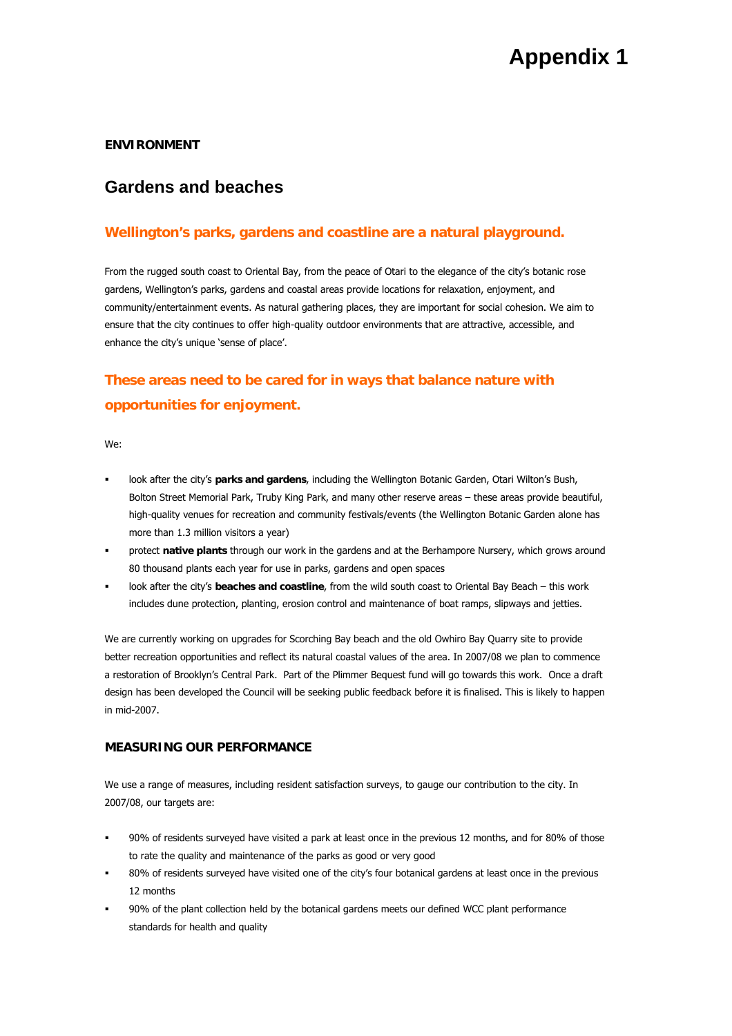# Appendix 1

**ENVIRONMENT**

## Gardens and beaches

### Wellington's parks, gardens and coastline are a natural playground.

From the rugged south coast to Oriental Bay, from the peace of Otari to the elegance of the city's botanic rose gardens, Wellington's parks, gardens and coastal areas provide locations for relaxation, enjoyment, and community/entertainment events. As natural gathering places, they are important for social cohesion. We aim to ensure that the city continues to offer high-quality outdoor environments that are attractive, accessible, and enhance the city's unique 'sense of place'.

### These areas need to be cared for in ways that balance nature with opportunities for enjoyment.

We:

- look after the city's **parks and gardens**, including the Wellington Botanic Garden, Otari Wilton's Bush, Bolton Street Memorial Park, Truby King Park, and many other reserve areas – these areas provide beautiful, high-quality venues for recreation and community festivals/events (the Wellington Botanic Garden alone has more than 1.3 million visitors a year)
- protect **native plants** through our work in the gardens and at the Berhampore Nursery, which grows around 80 thousand plants each year for use in parks, gardens and open spaces
- look after the city's **beaches and coastline**, from the wild south coast to Oriental Bay Beach – this work includes dune protection, planting, erosion control and maintenance of boat ramps, slipways and jetties.

We are currently working on upgrades for Scorching Bay beach and the old Owhiro Bay Quarry site to provide better recreation opportunities and reflect its natural coastal values of the area. In 2007/08 we plan to commence a restoration of Brooklyn's Central Park. Part of the Plimmer Bequest fund will go towards this work. Once a draft design has been developed the Council will be seeking public feedback before it is finalised. This is likely to happen in mid-2007.

**MEASURING OUR PERFORMANCE**

We use a range of measures, including resident satisfaction surveys, to gauge our contribution to the city. In 2007/08, our targets are:

- 90% of residents surveyed have visited a park at least once in the previous 12 months, and for 80% of those to rate the quality and maintenance of the parks as good or very good
- 80% of residents surveyed have visited one of the city's four botanical gardens at least once in the previous 12 months
- 90% of the plant collection held by the botanical gardens meets our defined WCC plant performance standards for health and quality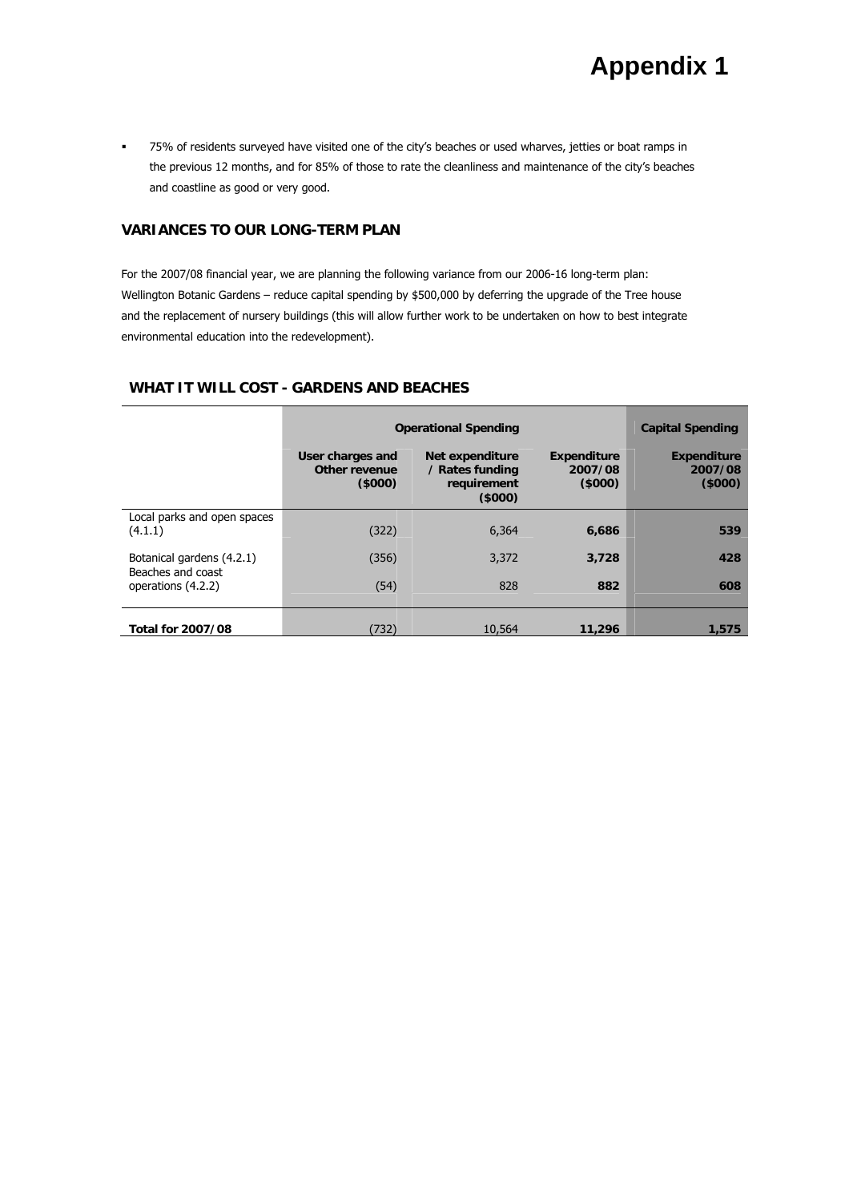- 75% of residents surveyed have visited one of the city's beaches or used wharves, jetties or boat ramps in the previous 12 months, and for 85% of those to rate the cleanliness and maintenance of the city's beaches and coastline as good or very good.

## VARIANCES TO OUR LONG-TERM PLAN

For the 2007/08 financial year, we are planning the following variance from our 2006-16 long-term plan: Wellington Botanic Gardens – reduce capital spending by $500,000 by deferring the upgrade of the Tree house and the replacement of nursery buildings (this will allow further work to be undertaken on how to best integrate environmental education into the redevelopment).

## WHAT IT WILL COST - GARDENS AND BEACHES

| | Operational Spending | | | Capital Spending |
|---|---|---|---|---|
| | User charges and Other revenue ($000) | Net expenditure / Rates funding requirement ($000) | Expenditure 2007/08 ($000) | Expenditure 2007/08 ($000) |
| Local parks and open spaces (4.1.1) | (322) | 6,364 | **6,686** | **539** |
| Botanical gardens (4.2.1) | (356) | 3,372 | **3,728** | **428** |
| Beaches and coast operations (4.2.2) | (54) | 828 | **882** | **608** |
| **Total for 2007/08** | (732) | 10,564 | **11,296** | **1,575** |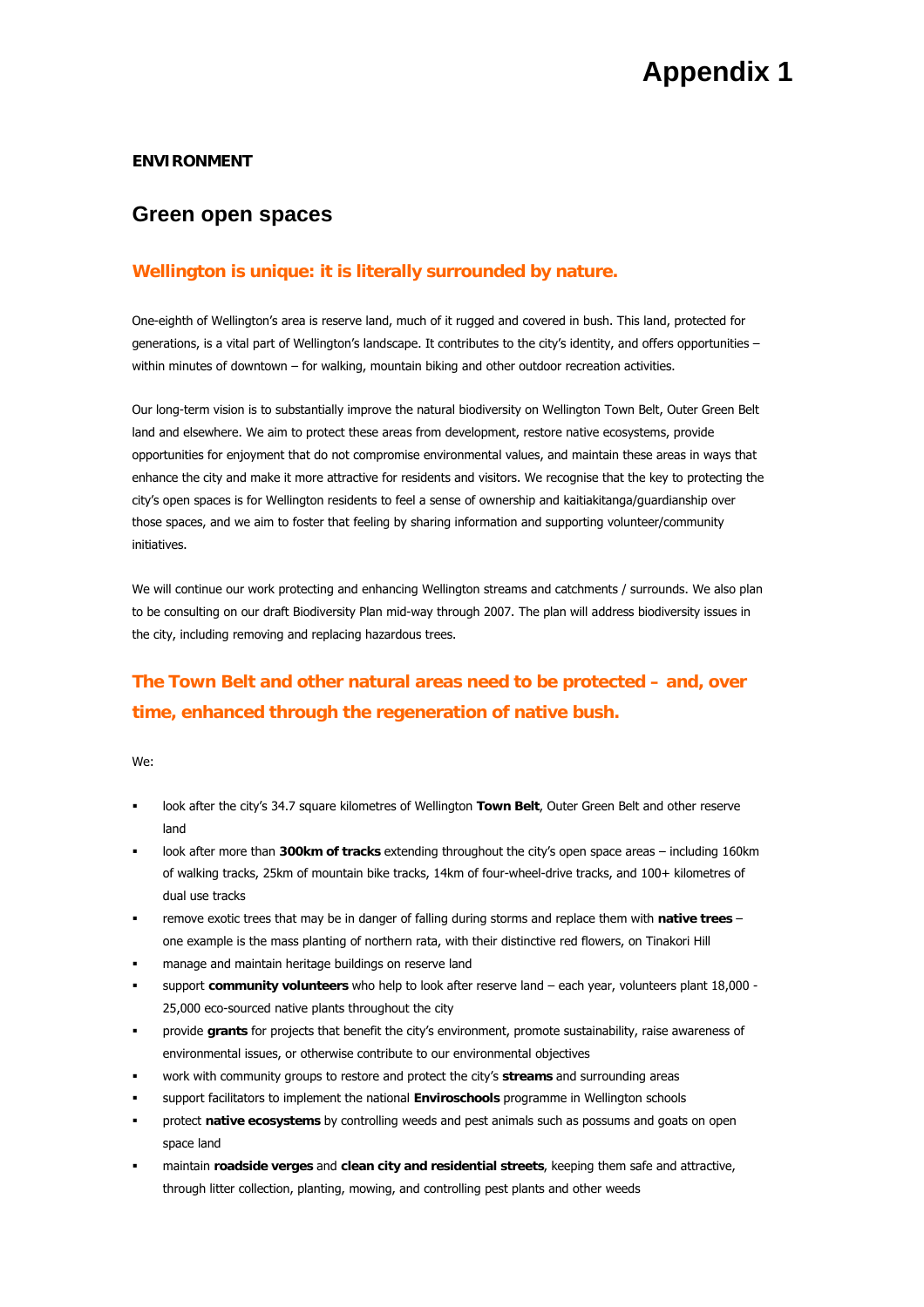# Appendix 1

**ENVIRONMENT**

## Green open spaces

### Wellington is unique: it is literally surrounded by nature.

One-eighth of Wellington's area is reserve land, much of it rugged and covered in bush. This land, protected for generations, is a vital part of Wellington's landscape. It contributes to the city's identity, and offers opportunities – within minutes of downtown – for walking, mountain biking and other outdoor recreation activities.

Our long-term vision is to substantially improve the natural biodiversity on Wellington Town Belt, Outer Green Belt land and elsewhere. We aim to protect these areas from development, restore native ecosystems, provide opportunities for enjoyment that do not compromise environmental values, and maintain these areas in ways that enhance the city and make it more attractive for residents and visitors. We recognise that the key to protecting the city's open spaces is for Wellington residents to feel a sense of ownership and kaitiakitanga/guardianship over those spaces, and we aim to foster that feeling by sharing information and supporting volunteer/community initiatives.

We will continue our work protecting and enhancing Wellington streams and catchments / surrounds. We also plan to be consulting on our draft Biodiversity Plan mid-way through 2007. The plan will address biodiversity issues in the city, including removing and replacing hazardous trees.

### The Town Belt and other natural areas need to be protected – and, over time, enhanced through the regeneration of native bush.

We:

- look after the city's 34.7 square kilometres of Wellington **Town Belt**, Outer Green Belt and other reserve land
- look after more than **300km of tracks** extending throughout the city's open space areas – including 160km of walking tracks, 25km of mountain bike tracks, 14km of four-wheel-drive tracks, and 100+ kilometres of dual use tracks
- remove exotic trees that may be in danger of falling during storms and replace them with **native trees** – one example is the mass planting of northern rata, with their distinctive red flowers, on Tinakori Hill
- manage and maintain heritage buildings on reserve land
- support **community volunteers** who help to look after reserve land – each year, volunteers plant 18,000 - 25,000 eco-sourced native plants throughout the city
- provide **grants** for projects that benefit the city's environment, promote sustainability, raise awareness of environmental issues, or otherwise contribute to our environmental objectives
- work with community groups to restore and protect the city's **streams** and surrounding areas
- support facilitators to implement the national **Enviroschools** programme in Wellington schools
- protect **native ecosystems** by controlling weeds and pest animals such as possums and goats on open space land
- maintain **roadside verges** and **clean city and residential streets**, keeping them safe and attractive, through litter collection, planting, mowing, and controlling pest plants and other weeds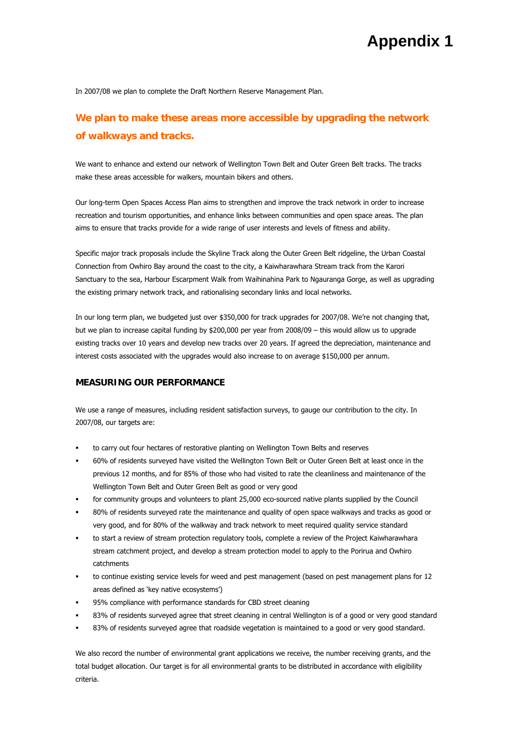# Appendix 1

In 2007/08 we plan to complete the Draft Northern Reserve Management Plan.

## We plan to make these areas more accessible by upgrading the network of walkways and tracks.

We want to enhance and extend our network of Wellington Town Belt and Outer Green Belt tracks. The tracks make these areas accessible for walkers, mountain bikers and others.

Our long-term Open Spaces Access Plan aims to strengthen and improve the track network in order to increase recreation and tourism opportunities, and enhance links between communities and open space areas. The plan aims to ensure that tracks provide for a wide range of user interests and levels of fitness and ability.

Specific major track proposals include the Skyline Track along the Outer Green Belt ridgeline, the Urban Coastal Connection from Owhiro Bay around the coast to the city, a Kaiwharawhara Stream track from the Karori Sanctuary to the sea, Harbour Escarpment Walk from Waihinahina Park to Ngauranga Gorge, as well as upgrading the existing primary network track, and rationalising secondary links and local networks.

In our long term plan, we budgeted just over $350,000 for track upgrades for 2007/08. We're not changing that, but we plan to increase capital funding by $200,000 per year from 2008/09 – this would allow us to upgrade existing tracks over 10 years and develop new tracks over 20 years. If agreed the depreciation, maintenance and interest costs associated with the upgrades would also increase to on average $150,000 per annum.

### MEASURING OUR PERFORMANCE

We use a range of measures, including resident satisfaction surveys, to gauge our contribution to the city. In 2007/08, our targets are:

- to carry out four hectares of restorative planting on Wellington Town Belts and reserves
- 60% of residents surveyed have visited the Wellington Town Belt or Outer Green Belt at least once in the previous 12 months, and for 85% of those who had visited to rate the cleanliness and maintenance of the Wellington Town Belt and Outer Green Belt as good or very good
- for community groups and volunteers to plant 25,000 eco-sourced native plants supplied by the Council
- 80% of residents surveyed rate the maintenance and quality of open space walkways and tracks as good or very good, and for 80% of the walkway and track network to meet required quality service standard
- to start a review of stream protection regulatory tools, complete a review of the Project Kaiwharawhara stream catchment project, and develop a stream protection model to apply to the Porirua and Owhiro catchments
- to continue existing service levels for weed and pest management (based on pest management plans for 12 areas defined as 'key native ecosystems')
- 95% compliance with performance standards for CBD street cleaning
- 83% of residents surveyed agree that street cleaning in central Wellington is of a good or very good standard
- 83% of residents surveyed agree that roadside vegetation is maintained to a good or very good standard.

We also record the number of environmental grant applications we receive, the number receiving grants, and the total budget allocation. Our target is for all environmental grants to be distributed in accordance with eligibility criteria.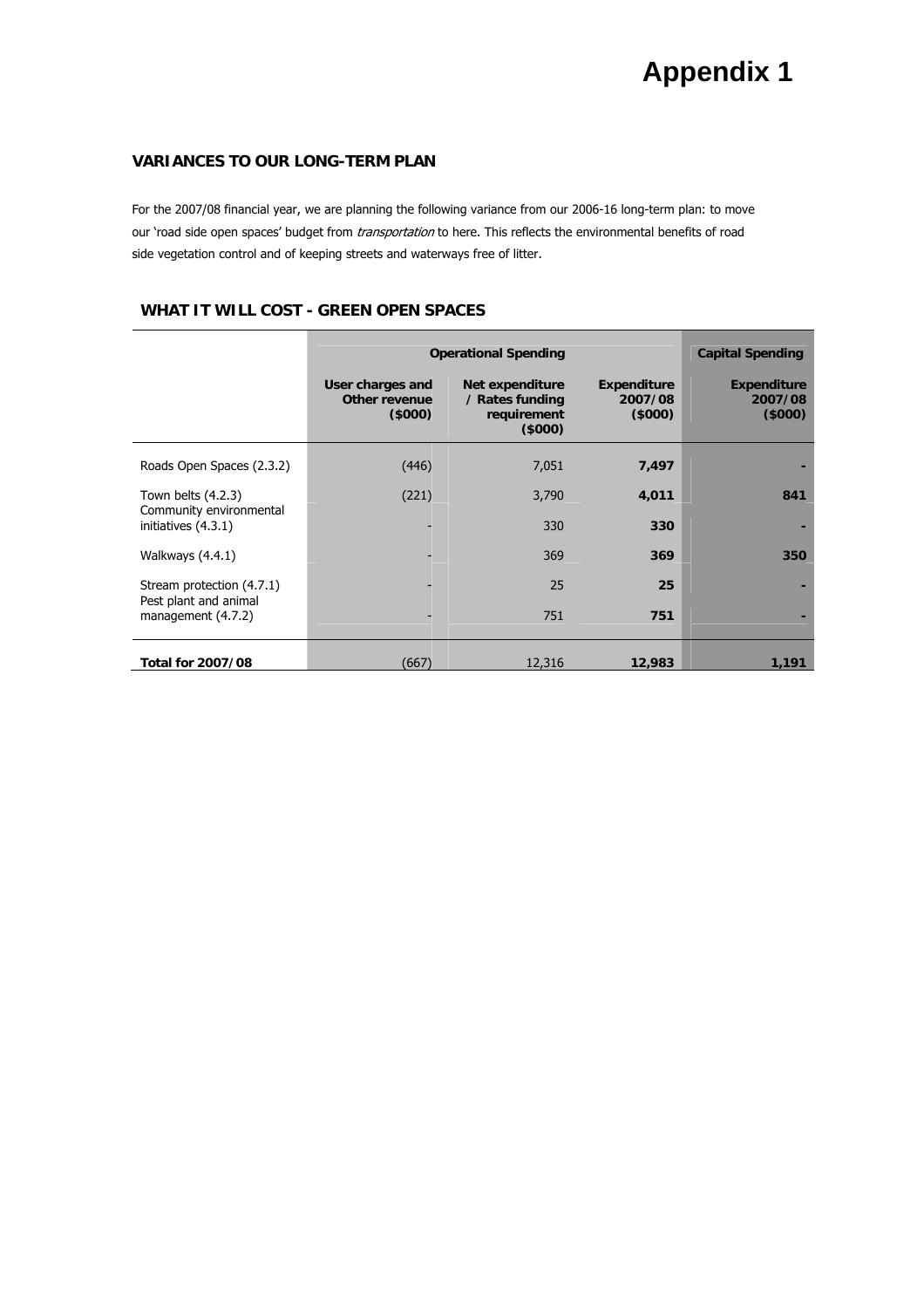# Appendix 1

## VARIANCES TO OUR LONG-TERM PLAN

For the 2007/08 financial year, we are planning the following variance from our 2006-16 long-term plan: to move our 'road side open spaces' budget from *transportation* to here. This reflects the environmental benefits of road side vegetation control and of keeping streets and waterways free of litter.

## WHAT IT WILL COST - GREEN OPEN SPACES

| | Operational Spending | | | Capital Spending |
|---|---|---|---|---|
| | User charges and Other revenue ($000) | Net expenditure / Rates funding requirement ($000) | Expenditure 2007/08 ($000) | Expenditure 2007/08 ($000) |
| Roads Open Spaces (2.3.2) | (446) | 7,051 | **7,497** | **-** |
| Town belts (4.2.3) | (221) | 3,790 | **4,011** | **841** |
| Community environmental initiatives (4.3.1) | - | 330 | **330** | **-** |
| Walkways (4.4.1) | - | 369 | **369** | **350** |
| Stream protection (4.7.1) | - | 25 | **25** | **-** |
| Pest plant and animal management (4.7.2) | - | 751 | **751** | **-** |
| **Total for 2007/08** | (667) | 12,316 | **12,983** | **1,191** |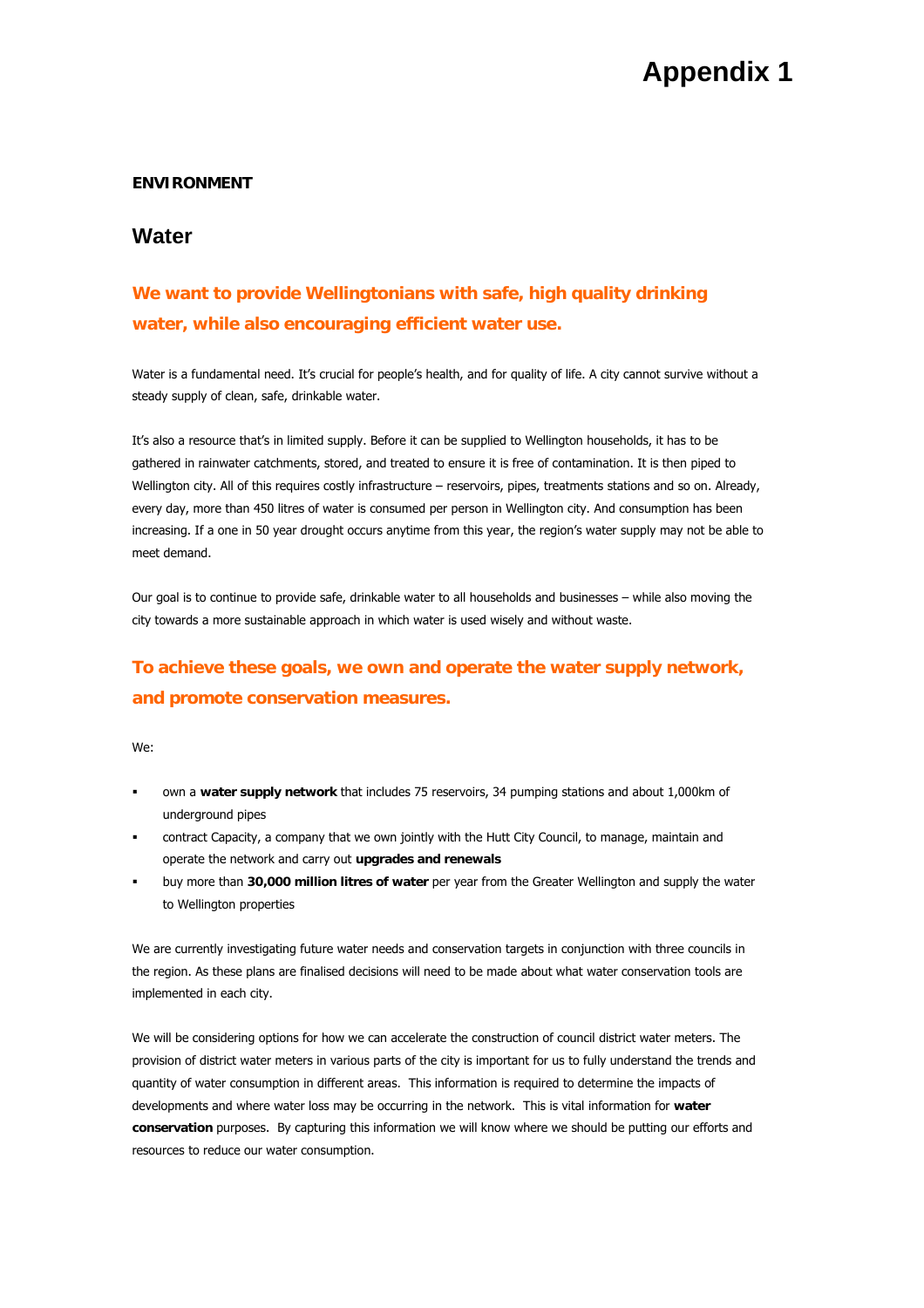# Appendix 1

**ENVIRONMENT**

## Water

### We want to provide Wellingtonians with safe, high quality drinking water, while also encouraging efficient water use.

Water is a fundamental need. It's crucial for people's health, and for quality of life. A city cannot survive without a steady supply of clean, safe, drinkable water.

It's also a resource that's in limited supply. Before it can be supplied to Wellington households, it has to be gathered in rainwater catchments, stored, and treated to ensure it is free of contamination. It is then piped to Wellington city. All of this requires costly infrastructure – reservoirs, pipes, treatments stations and so on. Already, every day, more than 450 litres of water is consumed per person in Wellington city. And consumption has been increasing. If a one in 50 year drought occurs anytime from this year, the region's water supply may not be able to meet demand.

Our goal is to continue to provide safe, drinkable water to all households and businesses – while also moving the city towards a more sustainable approach in which water is used wisely and without waste.

### To achieve these goals, we own and operate the water supply network, and promote conservation measures.

We:

- own a **water supply network** that includes 75 reservoirs, 34 pumping stations and about 1,000km of underground pipes
- contract Capacity, a company that we own jointly with the Hutt City Council, to manage, maintain and operate the network and carry out **upgrades and renewals**
- buy more than **30,000 million litres of water** per year from the Greater Wellington and supply the water to Wellington properties

We are currently investigating future water needs and conservation targets in conjunction with three councils in the region. As these plans are finalised decisions will need to be made about what water conservation tools are implemented in each city.

We will be considering options for how we can accelerate the construction of council district water meters. The provision of district water meters in various parts of the city is important for us to fully understand the trends and quantity of water consumption in different areas. This information is required to determine the impacts of developments and where water loss may be occurring in the network. This is vital information for **water conservation** purposes. By capturing this information we will know where we should be putting our efforts and resources to reduce our water consumption.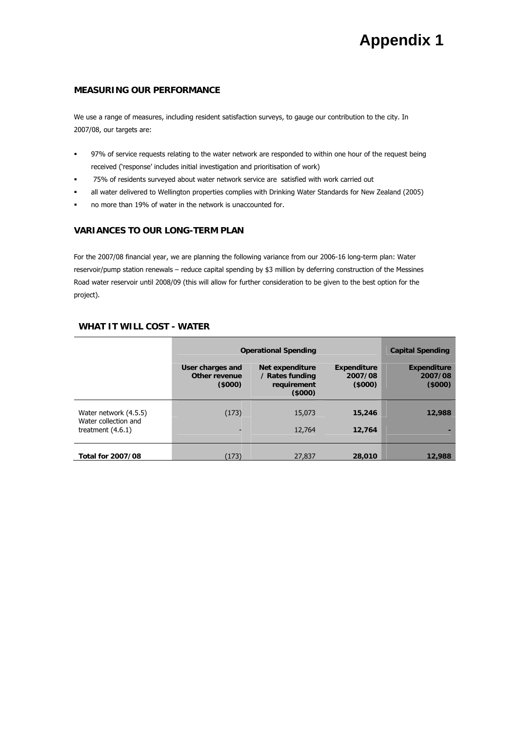# Appendix 1

## MEASURING OUR PERFORMANCE

We use a range of measures, including resident satisfaction surveys, to gauge our contribution to the city. In 2007/08, our targets are:

- 97% of service requests relating to the water network are responded to within one hour of the request being received ('response' includes initial investigation and prioritisation of work)
- 75% of residents surveyed about water network service are satisfied with work carried out
- all water delivered to Wellington properties complies with Drinking Water Standards for New Zealand (2005)
- no more than 19% of water in the network is unaccounted for.

## VARIANCES TO OUR LONG-TERM PLAN

For the 2007/08 financial year, we are planning the following variance from our 2006-16 long-term plan: Water reservoir/pump station renewals – reduce capital spending by $3 million by deferring construction of the Messines Road water reservoir until 2008/09 (this will allow for further consideration to be given to the best option for the project).

## WHAT IT WILL COST - WATER

| | Operational Spending | | | Capital Spending |
|---|---|---|---|---|
| | **User charges and Other revenue ($000)** | **Net expenditure / Rates funding requirement ($000)** | **Expenditure 2007/08 ($000)** | **Expenditure 2007/08 ($000)** |
| Water network (4.5.5) | (173) | 15,073 | **15,246** | **12,988** |
| Water collection and treatment (4.6.1) | - | 12,764 | **12,764** | **-** |
| **Total for 2007/08** | (173) | 27,837 | **28,010** | **12,988** |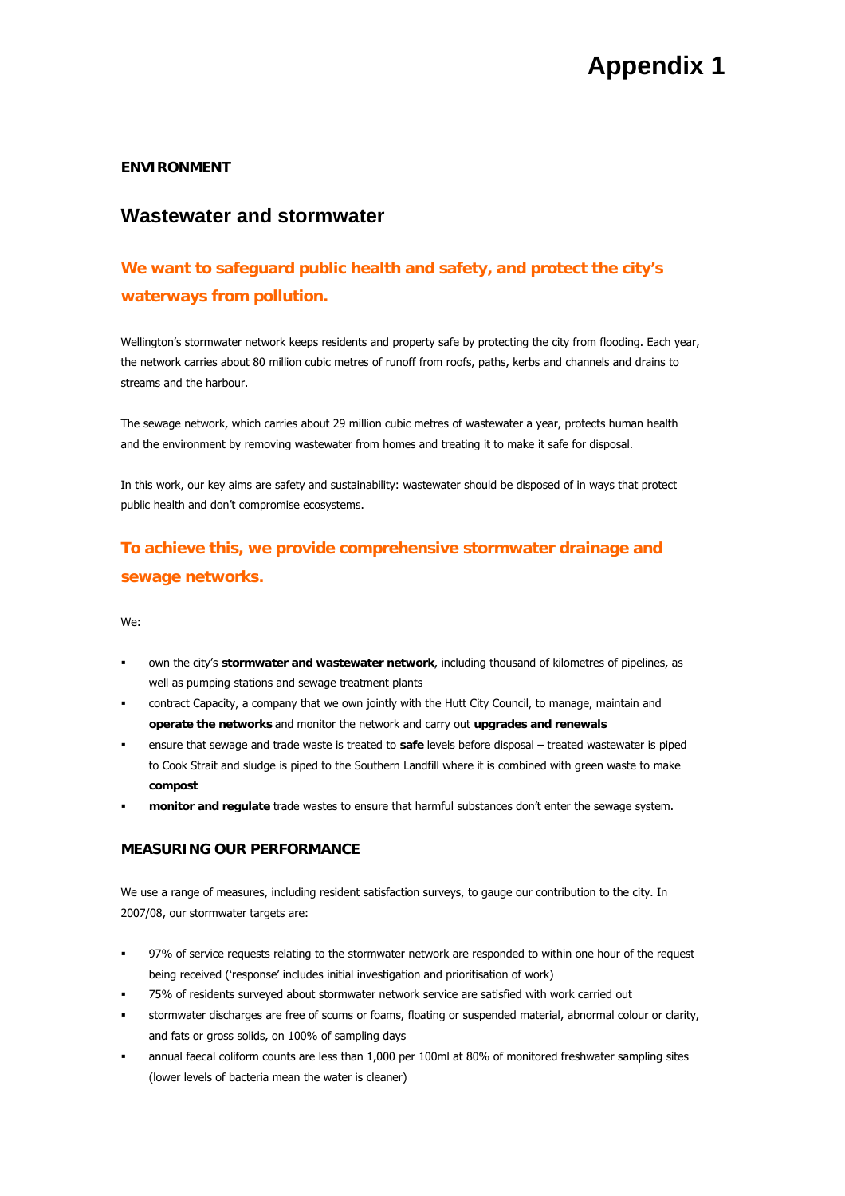# Appendix 1

**ENVIRONMENT**

## Wastewater and stormwater

### We want to safeguard public health and safety, and protect the city's waterways from pollution.

Wellington's stormwater network keeps residents and property safe by protecting the city from flooding. Each year, the network carries about 80 million cubic metres of runoff from roofs, paths, kerbs and channels and drains to streams and the harbour.

The sewage network, which carries about 29 million cubic metres of wastewater a year, protects human health and the environment by removing wastewater from homes and treating it to make it safe for disposal.

In this work, our key aims are safety and sustainability: wastewater should be disposed of in ways that protect public health and don't compromise ecosystems.

### To achieve this, we provide comprehensive stormwater drainage and sewage networks.

We:

- own the city's **stormwater and wastewater network**, including thousand of kilometres of pipelines, as well as pumping stations and sewage treatment plants
- contract Capacity, a company that we own jointly with the Hutt City Council, to manage, maintain and **operate the networks** and monitor the network and carry out **upgrades and renewals**
- ensure that sewage and trade waste is treated to **safe** levels before disposal – treated wastewater is piped to Cook Strait and sludge is piped to the Southern Landfill where it is combined with green waste to make **compost**
- **monitor and regulate** trade wastes to ensure that harmful substances don't enter the sewage system.

**MEASURING OUR PERFORMANCE**

We use a range of measures, including resident satisfaction surveys, to gauge our contribution to the city. In 2007/08, our stormwater targets are:

- 97% of service requests relating to the stormwater network are responded to within one hour of the request being received ('response' includes initial investigation and prioritisation of work)
- 75% of residents surveyed about stormwater network service are satisfied with work carried out
- stormwater discharges are free of scums or foams, floating or suspended material, abnormal colour or clarity, and fats or gross solids, on 100% of sampling days
- annual faecal coliform counts are less than 1,000 per 100ml at 80% of monitored freshwater sampling sites (lower levels of bacteria mean the water is cleaner)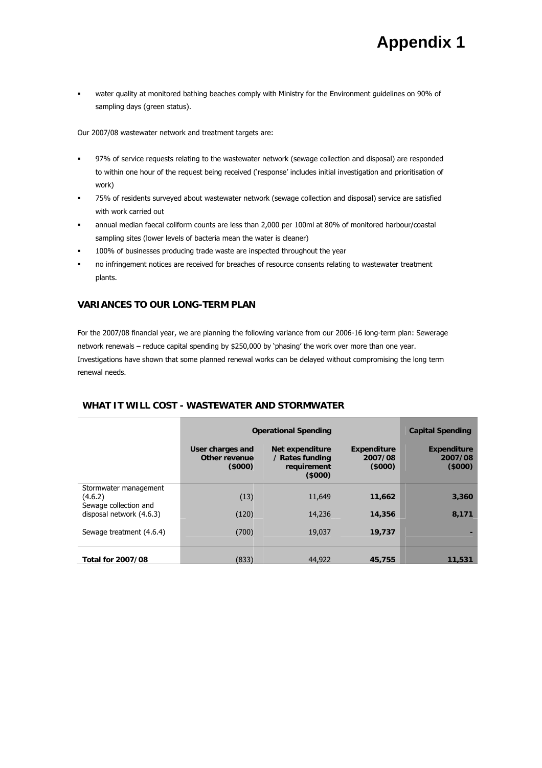# Appendix 1

- water quality at monitored bathing beaches comply with Ministry for the Environment guidelines on 90% of sampling days (green status).

Our 2007/08 wastewater network and treatment targets are:

- 97% of service requests relating to the wastewater network (sewage collection and disposal) are responded to within one hour of the request being received ('response' includes initial investigation and prioritisation of work)
- 75% of residents surveyed about wastewater network (sewage collection and disposal) service are satisfied with work carried out
- annual median faecal coliform counts are less than 2,000 per 100ml at 80% of monitored harbour/coastal sampling sites (lower levels of bacteria mean the water is cleaner)
- 100% of businesses producing trade waste are inspected throughout the year
- no infringement notices are received for breaches of resource consents relating to wastewater treatment plants.

## VARIANCES TO OUR LONG-TERM PLAN

For the 2007/08 financial year, we are planning the following variance from our 2006-16 long-term plan: Sewerage network renewals – reduce capital spending by $250,000 by 'phasing' the work over more than one year. Investigations have shown that some planned renewal works can be delayed without compromising the long term renewal needs.

## WHAT IT WILL COST - WASTEWATER AND STORMWATER

| | **Operational Spending** | | | **Capital Spending** |
|---|---|---|---|---|
| | **User charges and Other revenue ($000)** | **Net expenditure / Rates funding requirement ($000)** | **Expenditure 2007/08 ($000)** | **Expenditure 2007/08 ($000)** |
| Stormwater management (4.6.2) | (13) | 11,649 | **11,662** | **3,360** |
| Sewage collection and disposal network (4.6.3) | (120) | 14,236 | **14,356** | **8,171** |
| Sewage treatment (4.6.4) | (700) | 19,037 | **19,737** | **-** |
| **Total for 2007/08** | (833) | 44,922 | **45,755** | **11,531** |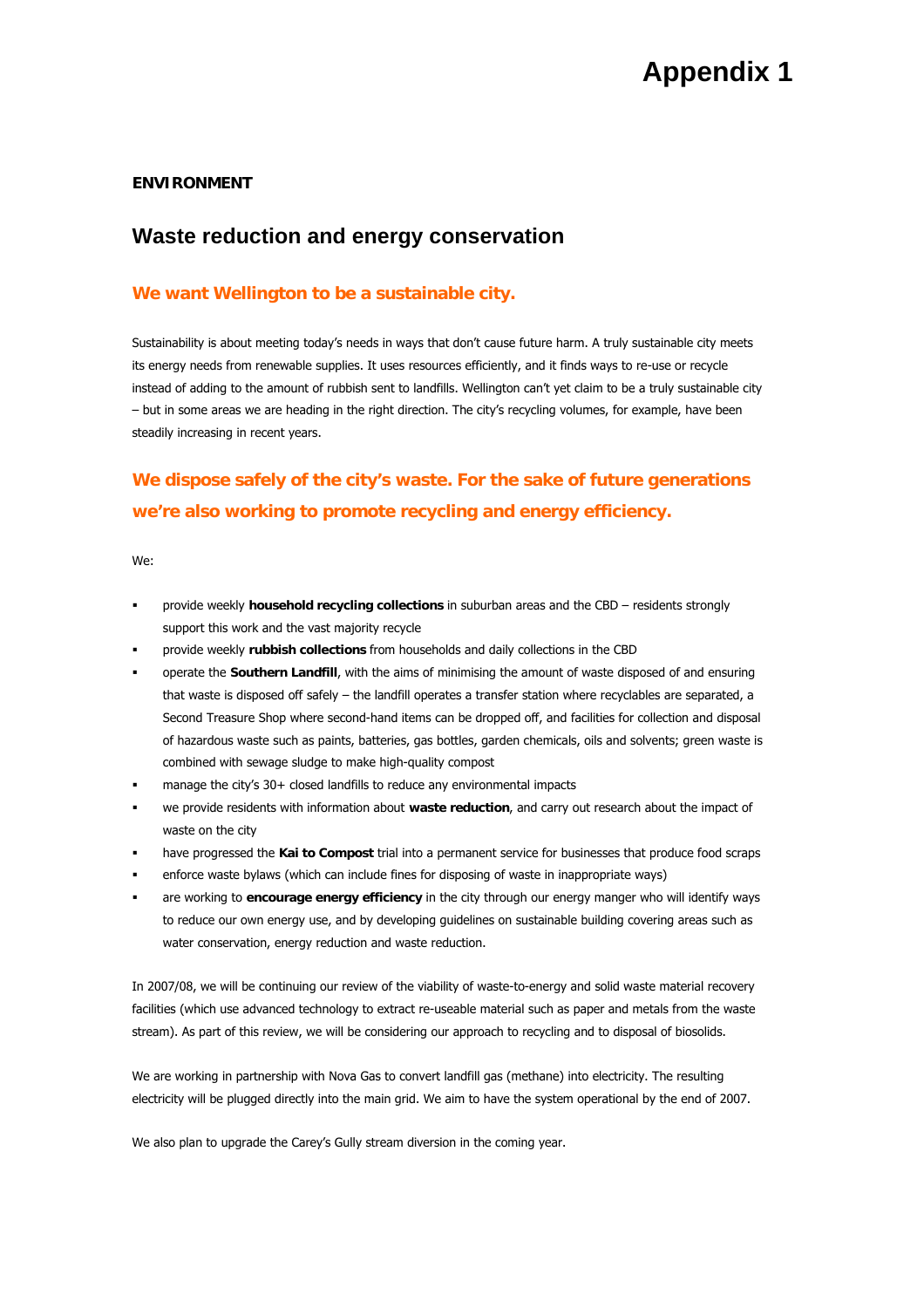# Appendix 1

**ENVIRONMENT**

## Waste reduction and energy conservation

### We want Wellington to be a sustainable city.

Sustainability is about meeting today's needs in ways that don't cause future harm. A truly sustainable city meets its energy needs from renewable supplies. It uses resources efficiently, and it finds ways to re-use or recycle instead of adding to the amount of rubbish sent to landfills. Wellington can't yet claim to be a truly sustainable city – but in some areas we are heading in the right direction. The city's recycling volumes, for example, have been steadily increasing in recent years.

### We dispose safely of the city's waste. For the sake of future generations we're also working to promote recycling and energy efficiency.

We:

- provide weekly **household recycling collections** in suburban areas and the CBD – residents strongly support this work and the vast majority recycle
- provide weekly **rubbish collections** from households and daily collections in the CBD
- operate the **Southern Landfill**, with the aims of minimising the amount of waste disposed of and ensuring that waste is disposed off safely – the landfill operates a transfer station where recyclables are separated, a Second Treasure Shop where second-hand items can be dropped off, and facilities for collection and disposal of hazardous waste such as paints, batteries, gas bottles, garden chemicals, oils and solvents; green waste is combined with sewage sludge to make high-quality compost
- manage the city's 30+ closed landfills to reduce any environmental impacts
- we provide residents with information about **waste reduction**, and carry out research about the impact of waste on the city
- have progressed the **Kai to Compost** trial into a permanent service for businesses that produce food scraps
- enforce waste bylaws (which can include fines for disposing of waste in inappropriate ways)
- are working to **encourage energy efficiency** in the city through our energy manger who will identify ways to reduce our own energy use, and by developing guidelines on sustainable building covering areas such as water conservation, energy reduction and waste reduction.

In 2007/08, we will be continuing our review of the viability of waste-to-energy and solid waste material recovery facilities (which use advanced technology to extract re-useable material such as paper and metals from the waste stream). As part of this review, we will be considering our approach to recycling and to disposal of biosolids.

We are working in partnership with Nova Gas to convert landfill gas (methane) into electricity. The resulting electricity will be plugged directly into the main grid. We aim to have the system operational by the end of 2007.

We also plan to upgrade the Carey's Gully stream diversion in the coming year.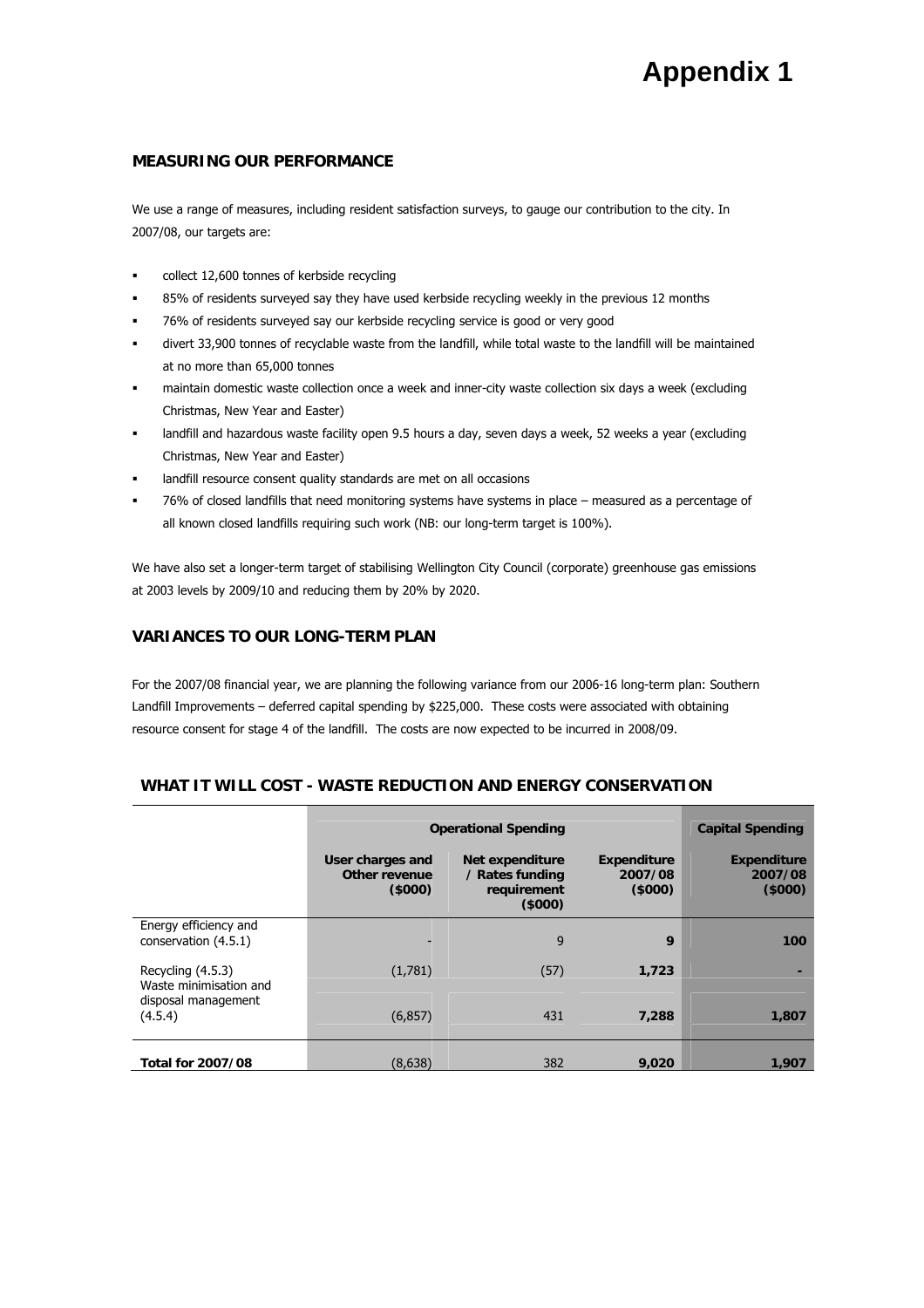# Appendix 1

## MEASURING OUR PERFORMANCE

We use a range of measures, including resident satisfaction surveys, to gauge our contribution to the city. In 2007/08, our targets are:

- collect 12,600 tonnes of kerbside recycling
- 85% of residents surveyed say they have used kerbside recycling weekly in the previous 12 months
- 76% of residents surveyed say our kerbside recycling service is good or very good
- divert 33,900 tonnes of recyclable waste from the landfill, while total waste to the landfill will be maintained at no more than 65,000 tonnes
- maintain domestic waste collection once a week and inner-city waste collection six days a week (excluding Christmas, New Year and Easter)
- landfill and hazardous waste facility open 9.5 hours a day, seven days a week, 52 weeks a year (excluding Christmas, New Year and Easter)
- landfill resource consent quality standards are met on all occasions
- 76% of closed landfills that need monitoring systems have systems in place – measured as a percentage of all known closed landfills requiring such work (NB: our long-term target is 100%).

We have also set a longer-term target of stabilising Wellington City Council (corporate) greenhouse gas emissions at 2003 levels by 2009/10 and reducing them by 20% by 2020.

## VARIANCES TO OUR LONG-TERM PLAN

For the 2007/08 financial year, we are planning the following variance from our 2006-16 long-term plan: Southern Landfill Improvements – deferred capital spending by $225,000. These costs were associated with obtaining resource consent for stage 4 of the landfill. The costs are now expected to be incurred in 2008/09.

## WHAT IT WILL COST - WASTE REDUCTION AND ENERGY CONSERVATION

| | Operational Spending | | | Capital Spending |
|---|---|---|---|---|
| | User charges and Other revenue ($000) | Net expenditure / Rates funding requirement ($000) | Expenditure 2007/08 ($000) | Expenditure 2007/08 ($000) |
| Energy efficiency and conservation (4.5.1) | - | 9 | **9** | **100** |
| Recycling (4.5.3) | (1,781) | (57) | **1,723** | **-** |
| Waste minimisation and disposal management (4.5.4) | (6,857) | 431 | **7,288** | **1,807** |
| **Total for 2007/08** | (8,638) | 382 | **9,020** | **1,907** |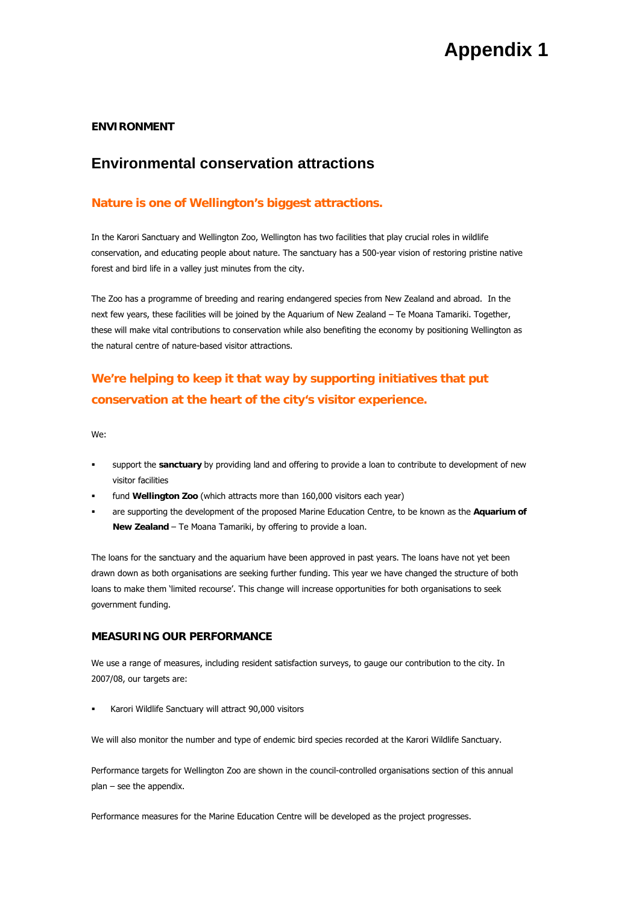# Appendix 1

**ENVIRONMENT**

## Environmental conservation attractions

### Nature is one of Wellington's biggest attractions.

In the Karori Sanctuary and Wellington Zoo, Wellington has two facilities that play crucial roles in wildlife conservation, and educating people about nature. The sanctuary has a 500-year vision of restoring pristine native forest and bird life in a valley just minutes from the city.

The Zoo has a programme of breeding and rearing endangered species from New Zealand and abroad. In the next few years, these facilities will be joined by the Aquarium of New Zealand – Te Moana Tamariki. Together, these will make vital contributions to conservation while also benefiting the economy by positioning Wellington as the natural centre of nature-based visitor attractions.

### We're helping to keep it that way by supporting initiatives that put conservation at the heart of the city's visitor experience.

We:

- support the **sanctuary** by providing land and offering to provide a loan to contribute to development of new visitor facilities
- fund **Wellington Zoo** (which attracts more than 160,000 visitors each year)
- are supporting the development of the proposed Marine Education Centre, to be known as the **Aquarium of New Zealand** – Te Moana Tamariki, by offering to provide a loan.

The loans for the sanctuary and the aquarium have been approved in past years. The loans have not yet been drawn down as both organisations are seeking further funding. This year we have changed the structure of both loans to make them 'limited recourse'. This change will increase opportunities for both organisations to seek government funding.

### MEASURING OUR PERFORMANCE

We use a range of measures, including resident satisfaction surveys, to gauge our contribution to the city. In 2007/08, our targets are:

- Karori Wildlife Sanctuary will attract 90,000 visitors

We will also monitor the number and type of endemic bird species recorded at the Karori Wildlife Sanctuary.

Performance targets for Wellington Zoo are shown in the council-controlled organisations section of this annual plan – see the appendix.

Performance measures for the Marine Education Centre will be developed as the project progresses.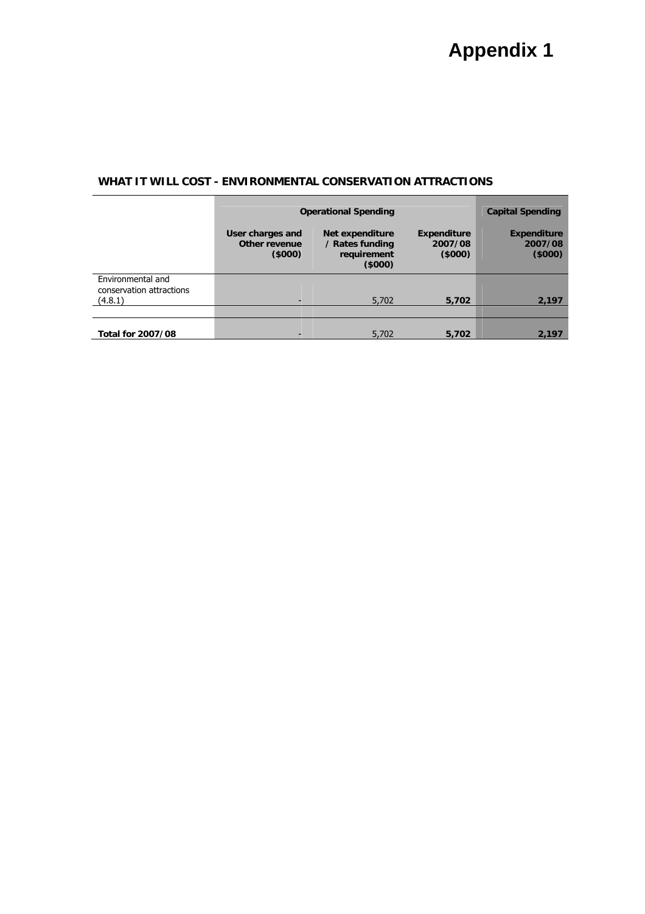# Appendix 1

**WHAT IT WILL COST - ENVIRONMENTAL CONSERVATION ATTRACTIONS**

| | Operational Spending | | | Capital Spending |
|---|---|---|---|---|
| | **User charges and Other revenue ($000)** | **Net expenditure / Rates funding requirement ($000)** | **Expenditure 2007/08 ($000)** | **Expenditure 2007/08 ($000)** |
| Environmental and conservation attractions (4.8.1) | - | 5,702 | **5,702** | **2,197** |
| **Total for 2007/08** | - | 5,702 | **5,702** | **2,197** |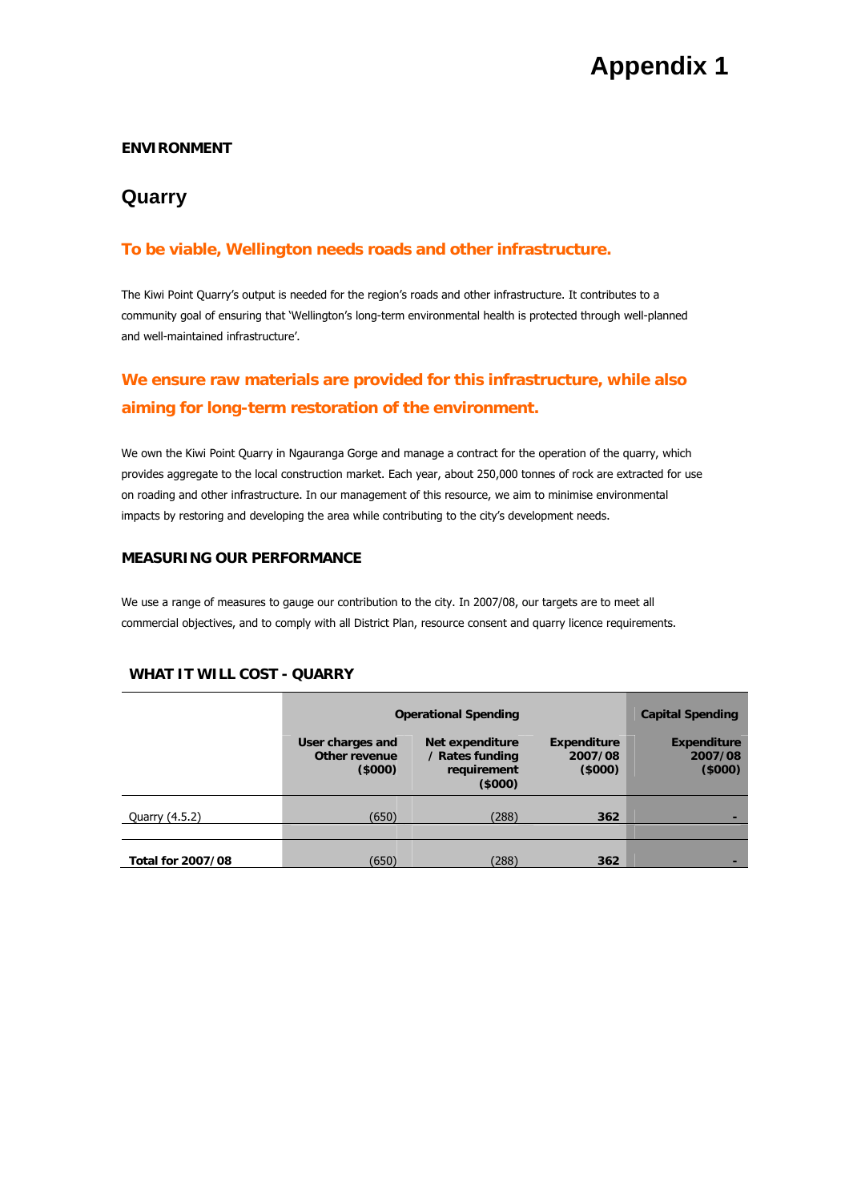# Appendix 1

**ENVIRONMENT**

## Quarry

### To be viable, Wellington needs roads and other infrastructure.

The Kiwi Point Quarry's output is needed for the region's roads and other infrastructure. It contributes to a community goal of ensuring that 'Wellington's long-term environmental health is protected through well-planned and well-maintained infrastructure'.

### We ensure raw materials are provided for this infrastructure, while also aiming for long-term restoration of the environment.

We own the Kiwi Point Quarry in Ngauranga Gorge and manage a contract for the operation of the quarry, which provides aggregate to the local construction market. Each year, about 250,000 tonnes of rock are extracted for use on roading and other infrastructure. In our management of this resource, we aim to minimise environmental impacts by restoring and developing the area while contributing to the city's development needs.

**MEASURING OUR PERFORMANCE**

We use a range of measures to gauge our contribution to the city. In 2007/08, our targets are to meet all commercial objectives, and to comply with all District Plan, resource consent and quarry licence requirements.

**WHAT IT WILL COST - QUARRY**

| | Operational Spending | | | Capital Spending |
|---|---|---|---|---|
| | User charges and Other revenue ($000) | Net expenditure / Rates funding requirement ($000) | Expenditure 2007/08 ($000) | Expenditure 2007/08 ($000) |
| Quarry (4.5.2) | (650) | (288) | **362** | **-** |
| **Total for 2007/08** | (650) | (288) | **362** | **-** |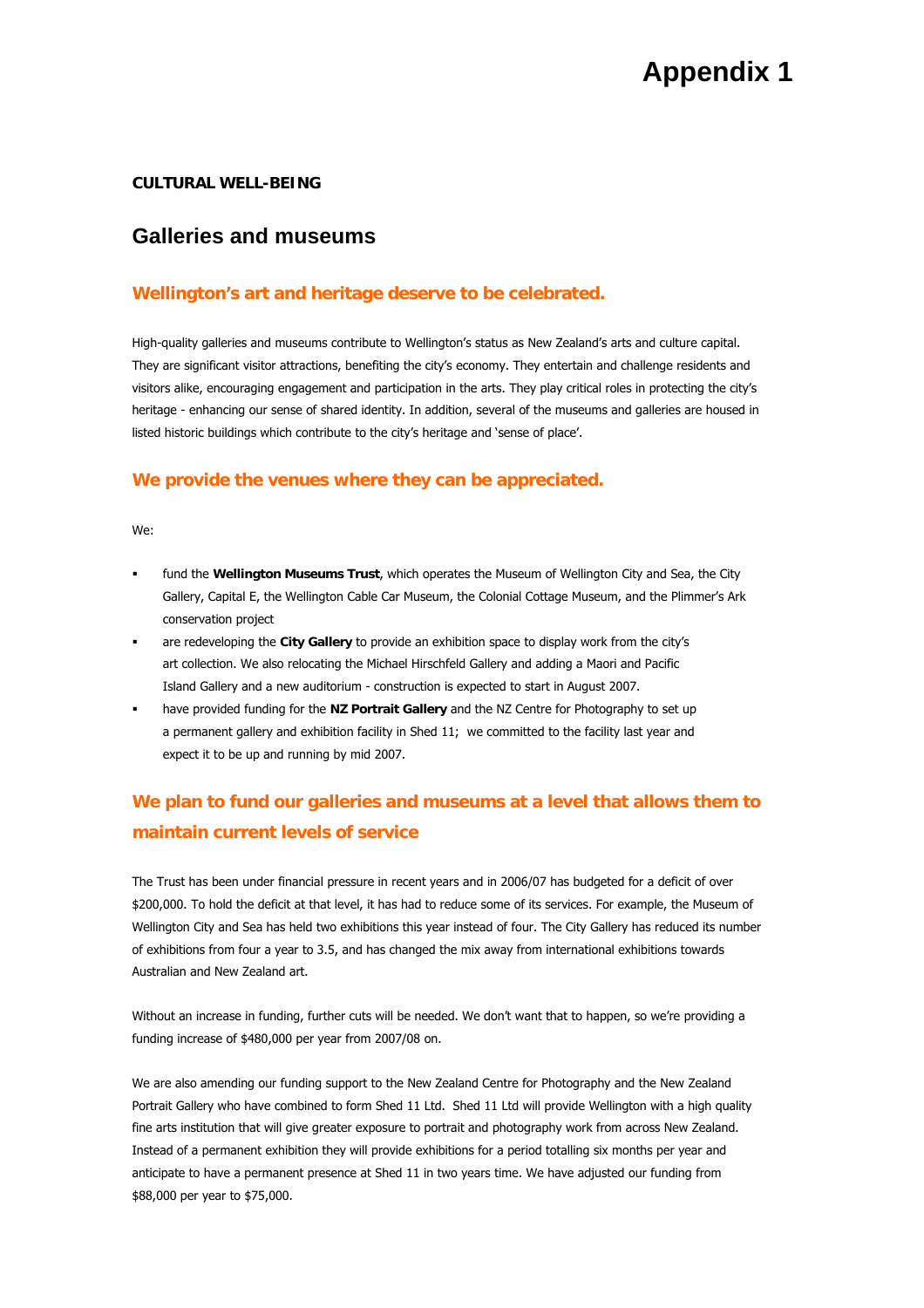# Appendix 1

**CULTURAL WELL-BEING**

## Galleries and museums

### Wellington's art and heritage deserve to be celebrated.

High-quality galleries and museums contribute to Wellington's status as New Zealand's arts and culture capital. They are significant visitor attractions, benefiting the city's economy. They entertain and challenge residents and visitors alike, encouraging engagement and participation in the arts. They play critical roles in protecting the city's heritage - enhancing our sense of shared identity. In addition, several of the museums and galleries are housed in listed historic buildings which contribute to the city's heritage and 'sense of place'.

### We provide the venues where they can be appreciated.

We:

- fund the **Wellington Museums Trust**, which operates the Museum of Wellington City and Sea, the City Gallery, Capital E, the Wellington Cable Car Museum, the Colonial Cottage Museum, and the Plimmer's Ark conservation project
- are redeveloping the **City Gallery** to provide an exhibition space to display work from the city's art collection. We also relocating the Michael Hirschfeld Gallery and adding a Maori and Pacific Island Gallery and a new auditorium - construction is expected to start in August 2007.
- have provided funding for the **NZ Portrait Gallery** and the NZ Centre for Photography to set up a permanent gallery and exhibition facility in Shed 11; we committed to the facility last year and expect it to be up and running by mid 2007.

### We plan to fund our galleries and museums at a level that allows them to maintain current levels of service

The Trust has been under financial pressure in recent years and in 2006/07 has budgeted for a deficit of over $200,000. To hold the deficit at that level, it has had to reduce some of its services. For example, the Museum of Wellington City and Sea has held two exhibitions this year instead of four. The City Gallery has reduced its number of exhibitions from four a year to 3.5, and has changed the mix away from international exhibitions towards Australian and New Zealand art.

Without an increase in funding, further cuts will be needed. We don't want that to happen, so we're providing a funding increase of $480,000 per year from 2007/08 on.

We are also amending our funding support to the New Zealand Centre for Photography and the New Zealand Portrait Gallery who have combined to form Shed 11 Ltd. Shed 11 Ltd will provide Wellington with a high quality fine arts institution that will give greater exposure to portrait and photography work from across New Zealand. Instead of a permanent exhibition they will provide exhibitions for a period totalling six months per year and anticipate to have a permanent presence at Shed 11 in two years time. We have adjusted our funding from $88,000 per year to $75,000.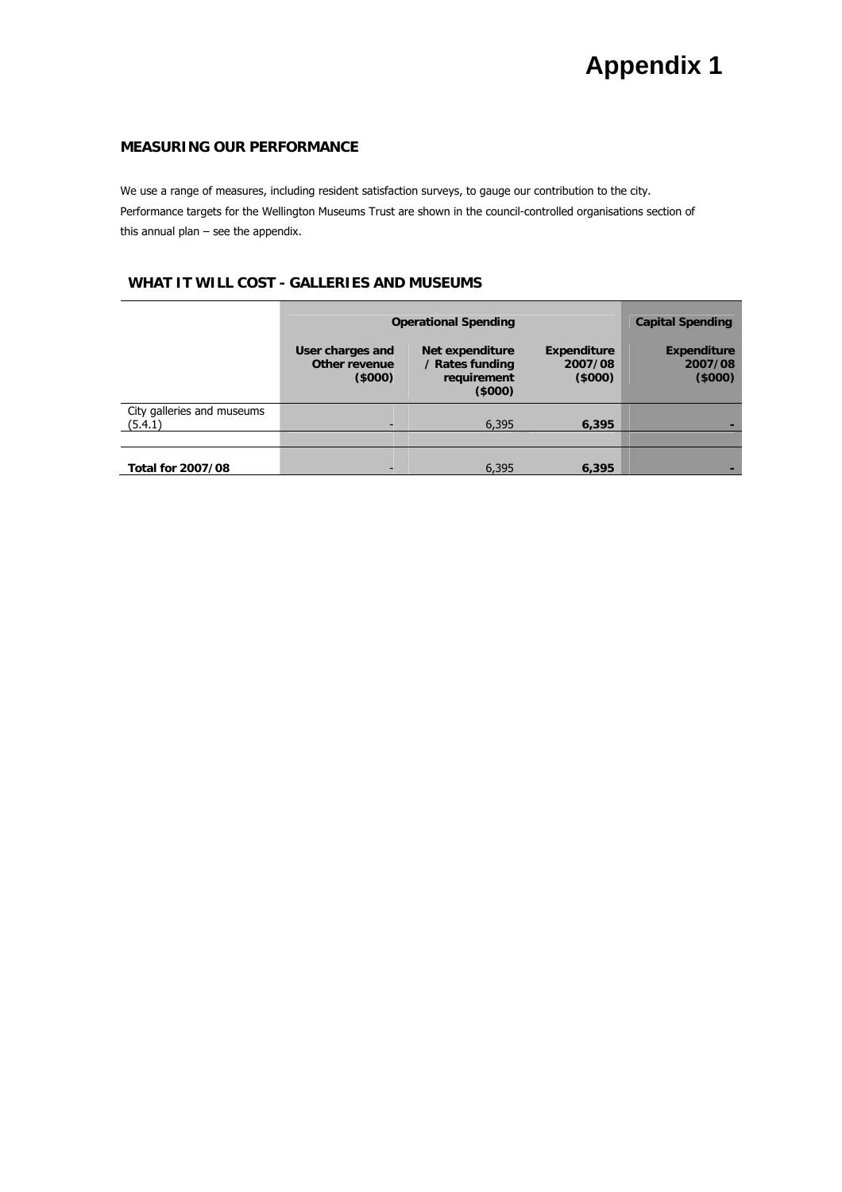# Appendix 1

## MEASURING OUR PERFORMANCE

We use a range of measures, including resident satisfaction surveys, to gauge our contribution to the city. Performance targets for the Wellington Museums Trust are shown in the council-controlled organisations section of this annual plan – see the appendix.

## WHAT IT WILL COST - GALLERIES AND MUSEUMS

| | Operational Spending | | | Capital Spending |
|---|---|---|---|---|
| | **User charges and Other revenue ($000)** | **Net expenditure / Rates funding requirement ($000)** | **Expenditure 2007/08 ($000)** | **Expenditure 2007/08 ($000)** |
| City galleries and museums (5.4.1) | - | 6,395 | **6,395** | **-** |
| | | | | |
| **Total for 2007/08** | - | 6,395 | **6,395** | **-** |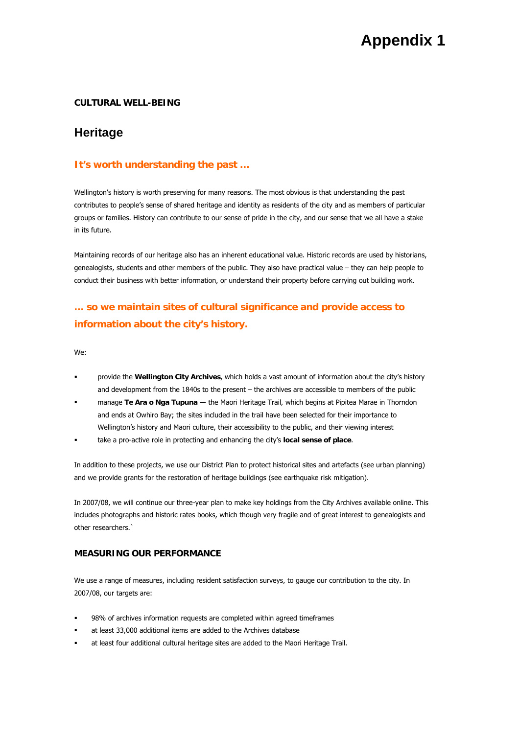# Appendix 1

**CULTURAL WELL-BEING**

## Heritage

### It's worth understanding the past …

Wellington's history is worth preserving for many reasons. The most obvious is that understanding the past contributes to people's sense of shared heritage and identity as residents of the city and as members of particular groups or families. History can contribute to our sense of pride in the city, and our sense that we all have a stake in its future.

Maintaining records of our heritage also has an inherent educational value. Historic records are used by historians, genealogists, students and other members of the public. They also have practical value – they can help people to conduct their business with better information, or understand their property before carrying out building work.

### … so we maintain sites of cultural significance and provide access to information about the city's history.

We:

- provide the **Wellington City Archives**, which holds a vast amount of information about the city's history and development from the 1840s to the present – the archives are accessible to members of the public
- manage **Te Ara o Nga Tupuna** — the Maori Heritage Trail, which begins at Pipitea Marae in Thorndon and ends at Owhiro Bay; the sites included in the trail have been selected for their importance to Wellington's history and Maori culture, their accessibility to the public, and their viewing interest
- take a pro-active role in protecting and enhancing the city's **local sense of place**.

In addition to these projects, we use our District Plan to protect historical sites and artefacts (see urban planning) and we provide grants for the restoration of heritage buildings (see earthquake risk mitigation).

In 2007/08, we will continue our three-year plan to make key holdings from the City Archives available online. This includes photographs and historic rates books, which though very fragile and of great interest to genealogists and other researchers.`

**MEASURING OUR PERFORMANCE**

We use a range of measures, including resident satisfaction surveys, to gauge our contribution to the city. In 2007/08, our targets are:

- 98% of archives information requests are completed within agreed timeframes
- at least 33,000 additional items are added to the Archives database
- at least four additional cultural heritage sites are added to the Maori Heritage Trail.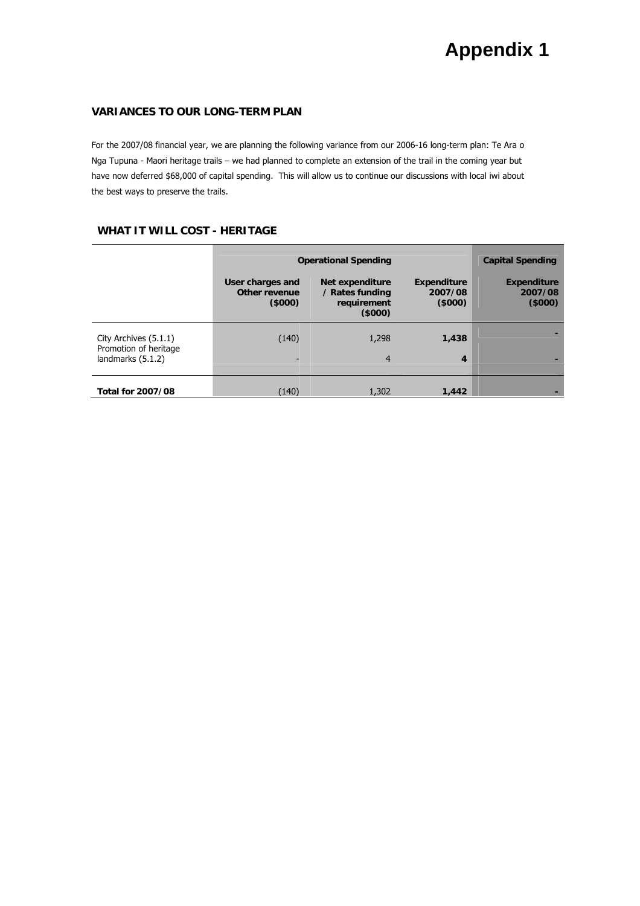# Appendix 1

### VARIANCES TO OUR LONG-TERM PLAN

For the 2007/08 financial year, we are planning the following variance from our 2006-16 long-term plan: Te Ara o Nga Tupuna - Maori heritage trails – we had planned to complete an extension of the trail in the coming year but have now deferred $68,000 of capital spending. This will allow us to continue our discussions with local iwi about the best ways to preserve the trails.

### WHAT IT WILL COST - HERITAGE

| | Operational Spending | | | Capital Spending |
|---|---|---|---|---|
| | User charges and Other revenue ($000) | Net expenditure / Rates funding requirement ($000) | Expenditure 2007/08 ($000) | Expenditure 2007/08 ($000) |
| City Archives (5.1.1) | (140) | 1,298 | **1,438** | - |
| Promotion of heritage landmarks (5.1.2) | - | 4 | **4** | - |
| **Total for 2007/08** | (140) | 1,302 | **1,442** | - |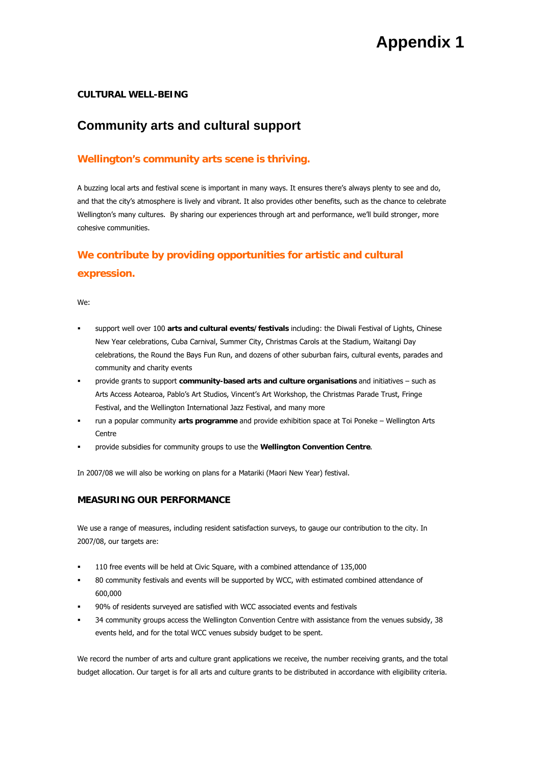# Appendix 1

**CULTURAL WELL-BEING**

## Community arts and cultural support

### Wellington's community arts scene is thriving.

A buzzing local arts and festival scene is important in many ways. It ensures there's always plenty to see and do, and that the city's atmosphere is lively and vibrant. It also provides other benefits, such as the chance to celebrate Wellington's many cultures. By sharing our experiences through art and performance, we'll build stronger, more cohesive communities.

### We contribute by providing opportunities for artistic and cultural expression.

We:

- support well over 100 **arts and cultural events/festivals** including: the Diwali Festival of Lights, Chinese New Year celebrations, Cuba Carnival, Summer City, Christmas Carols at the Stadium, Waitangi Day celebrations, the Round the Bays Fun Run, and dozens of other suburban fairs, cultural events, parades and community and charity events
- provide grants to support **community-based arts and culture organisations** and initiatives – such as Arts Access Aotearoa, Pablo's Art Studios, Vincent's Art Workshop, the Christmas Parade Trust, Fringe Festival, and the Wellington International Jazz Festival, and many more
- run a popular community **arts programme** and provide exhibition space at Toi Poneke – Wellington Arts Centre
- provide subsidies for community groups to use the **Wellington Convention Centre**.

In 2007/08 we will also be working on plans for a Matariki (Maori New Year) festival.

### MEASURING OUR PERFORMANCE

We use a range of measures, including resident satisfaction surveys, to gauge our contribution to the city. In 2007/08, our targets are:

- 110 free events will be held at Civic Square, with a combined attendance of 135,000
- 80 community festivals and events will be supported by WCC, with estimated combined attendance of 600,000
- 90% of residents surveyed are satisfied with WCC associated events and festivals
- 34 community groups access the Wellington Convention Centre with assistance from the venues subsidy, 38 events held, and for the total WCC venues subsidy budget to be spent.

We record the number of arts and culture grant applications we receive, the number receiving grants, and the total budget allocation. Our target is for all arts and culture grants to be distributed in accordance with eligibility criteria.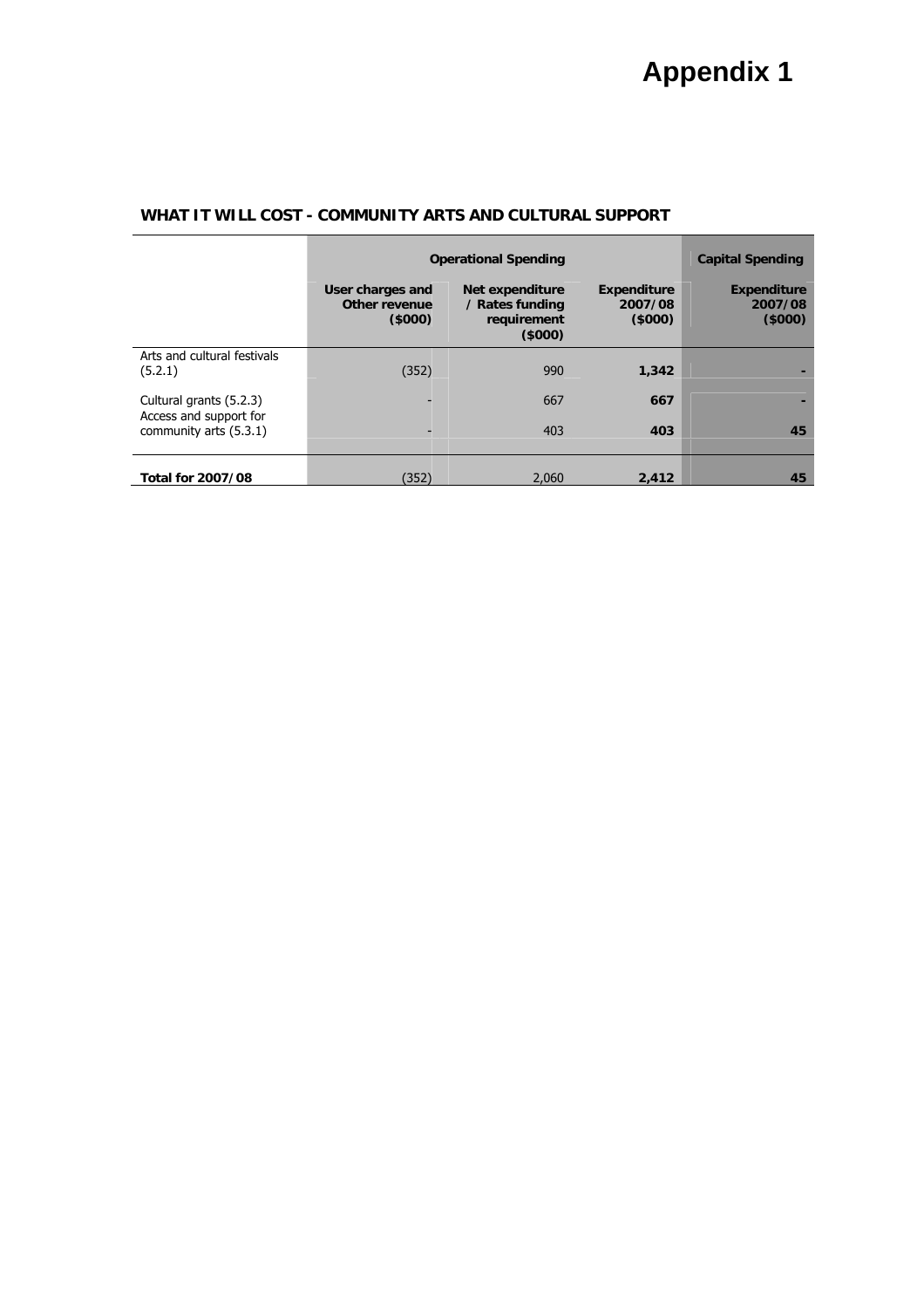# Appendix 1

## WHAT IT WILL COST - COMMUNITY ARTS AND CULTURAL SUPPORT

| | Operational Spending | | | Capital Spending |
|---|---|---|---|---|
| | **User charges and Other revenue ($000)** | **Net expenditure / Rates funding requirement ($000)** | **Expenditure 2007/08 ($000)** | **Expenditure 2007/08 ($000)** |
| Arts and cultural festivals (5.2.1) | (352) | 990 | **1,342** | **-** |
| Cultural grants (5.2.3) | - | 667 | **667** | **-** |
| Access and support for community arts (5.3.1) | - | 403 | **403** | **45** |
| **Total for 2007/08** | (352) | 2,060 | **2,412** | **45** |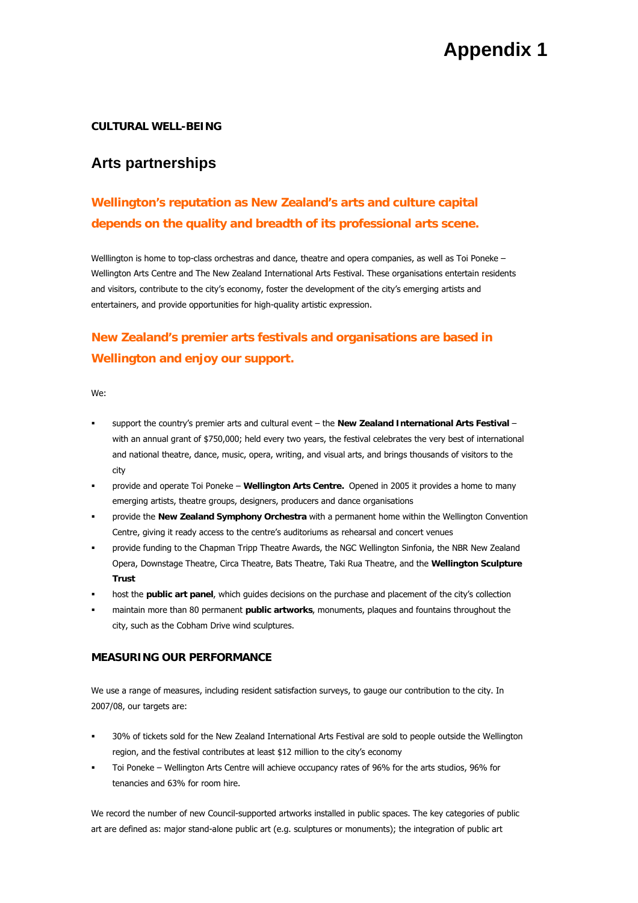# Appendix 1

**CULTURAL WELL-BEING**

## Arts partnerships

### Wellington's reputation as New Zealand's arts and culture capital depends on the quality and breadth of its professional arts scene.

Welllington is home to top-class orchestras and dance, theatre and opera companies, as well as Toi Poneke – Wellington Arts Centre and The New Zealand International Arts Festival. These organisations entertain residents and visitors, contribute to the city's economy, foster the development of the city's emerging artists and entertainers, and provide opportunities for high-quality artistic expression.

### New Zealand's premier arts festivals and organisations are based in Wellington and enjoy our support.

We:

- support the country's premier arts and cultural event – the **New Zealand International Arts Festival** – with an annual grant of $750,000; held every two years, the festival celebrates the very best of international and national theatre, dance, music, opera, writing, and visual arts, and brings thousands of visitors to the city
- provide and operate Toi Poneke – **Wellington Arts Centre.** Opened in 2005 it provides a home to many emerging artists, theatre groups, designers, producers and dance organisations
- provide the **New Zealand Symphony Orchestra** with a permanent home within the Wellington Convention Centre, giving it ready access to the centre's auditoriums as rehearsal and concert venues
- provide funding to the Chapman Tripp Theatre Awards, the NGC Wellington Sinfonia, the NBR New Zealand Opera, Downstage Theatre, Circa Theatre, Bats Theatre, Taki Rua Theatre, and the **Wellington Sculpture Trust**
- host the **public art panel**, which guides decisions on the purchase and placement of the city's collection
- maintain more than 80 permanent **public artworks**, monuments, plaques and fountains throughout the city, such as the Cobham Drive wind sculptures.

**MEASURING OUR PERFORMANCE**

We use a range of measures, including resident satisfaction surveys, to gauge our contribution to the city. In 2007/08, our targets are:

- 30% of tickets sold for the New Zealand International Arts Festival are sold to people outside the Wellington region, and the festival contributes at least $12 million to the city's economy
- Toi Poneke – Wellington Arts Centre will achieve occupancy rates of 96% for the arts studios, 96% for tenancies and 63% for room hire.

We record the number of new Council-supported artworks installed in public spaces. The key categories of public art are defined as: major stand-alone public art (e.g. sculptures or monuments); the integration of public art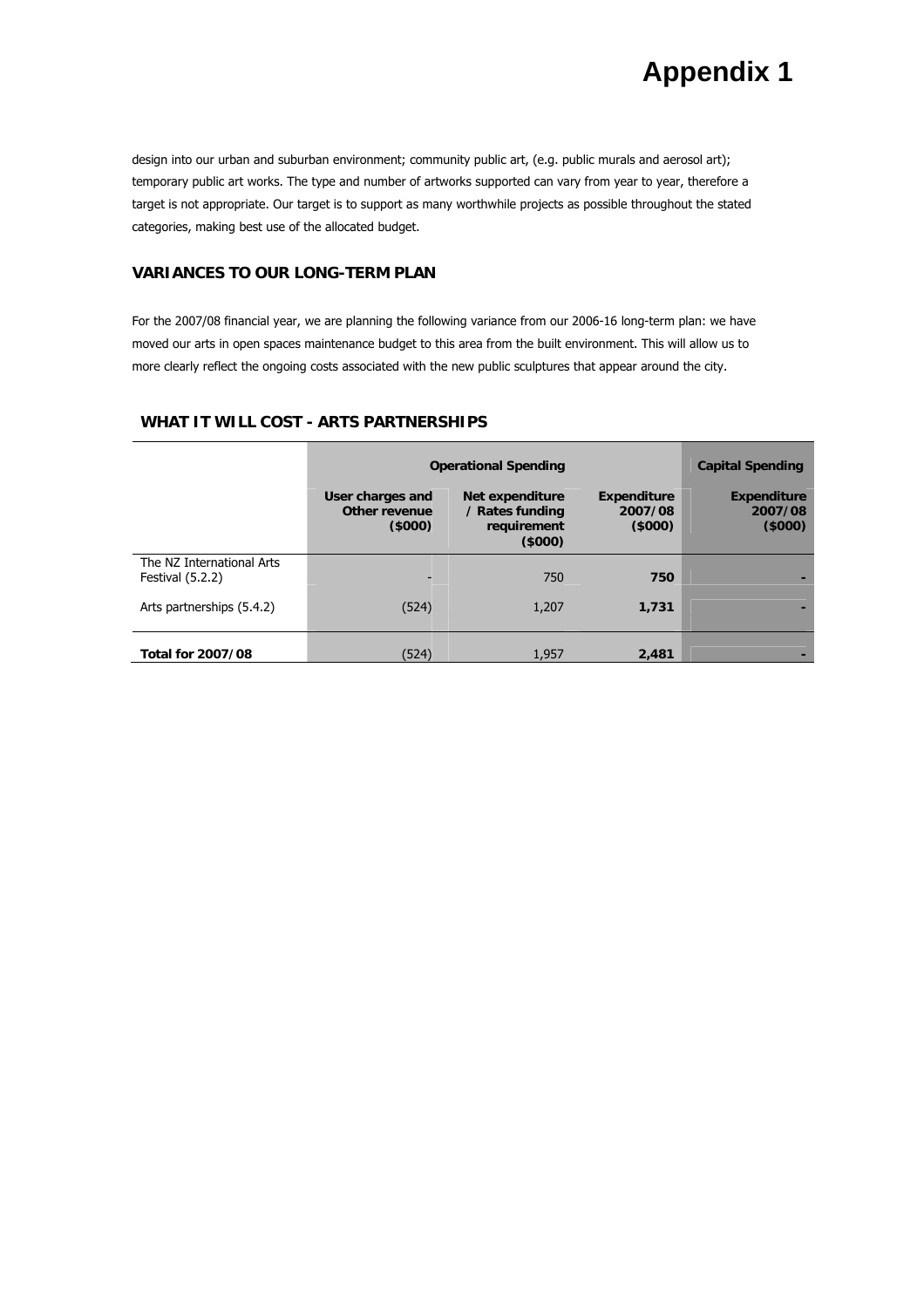design into our urban and suburban environment; community public art, (e.g. public murals and aerosol art); temporary public art works. The type and number of artworks supported can vary from year to year, therefore a target is not appropriate. Our target is to support as many worthwhile projects as possible throughout the stated categories, making best use of the allocated budget.

## VARIANCES TO OUR LONG-TERM PLAN

For the 2007/08 financial year, we are planning the following variance from our 2006-16 long-term plan: we have moved our arts in open spaces maintenance budget to this area from the built environment. This will allow us to more clearly reflect the ongoing costs associated with the new public sculptures that appear around the city.

## WHAT IT WILL COST - ARTS PARTNERSHIPS

| | Operational Spending | | | Capital Spending |
|---|---|---|---|---|
| | User charges and Other revenue ($000) | Net expenditure / Rates funding requirement ($000) | Expenditure 2007/08 ($000) | Expenditure 2007/08 ($000) |
| The NZ International Arts Festival (5.2.2) | - | 750 | **750** | - |
| Arts partnerships (5.4.2) | (524) | 1,207 | **1,731** | - |
| **Total for 2007/08** | (524) | 1,957 | **2,481** | - |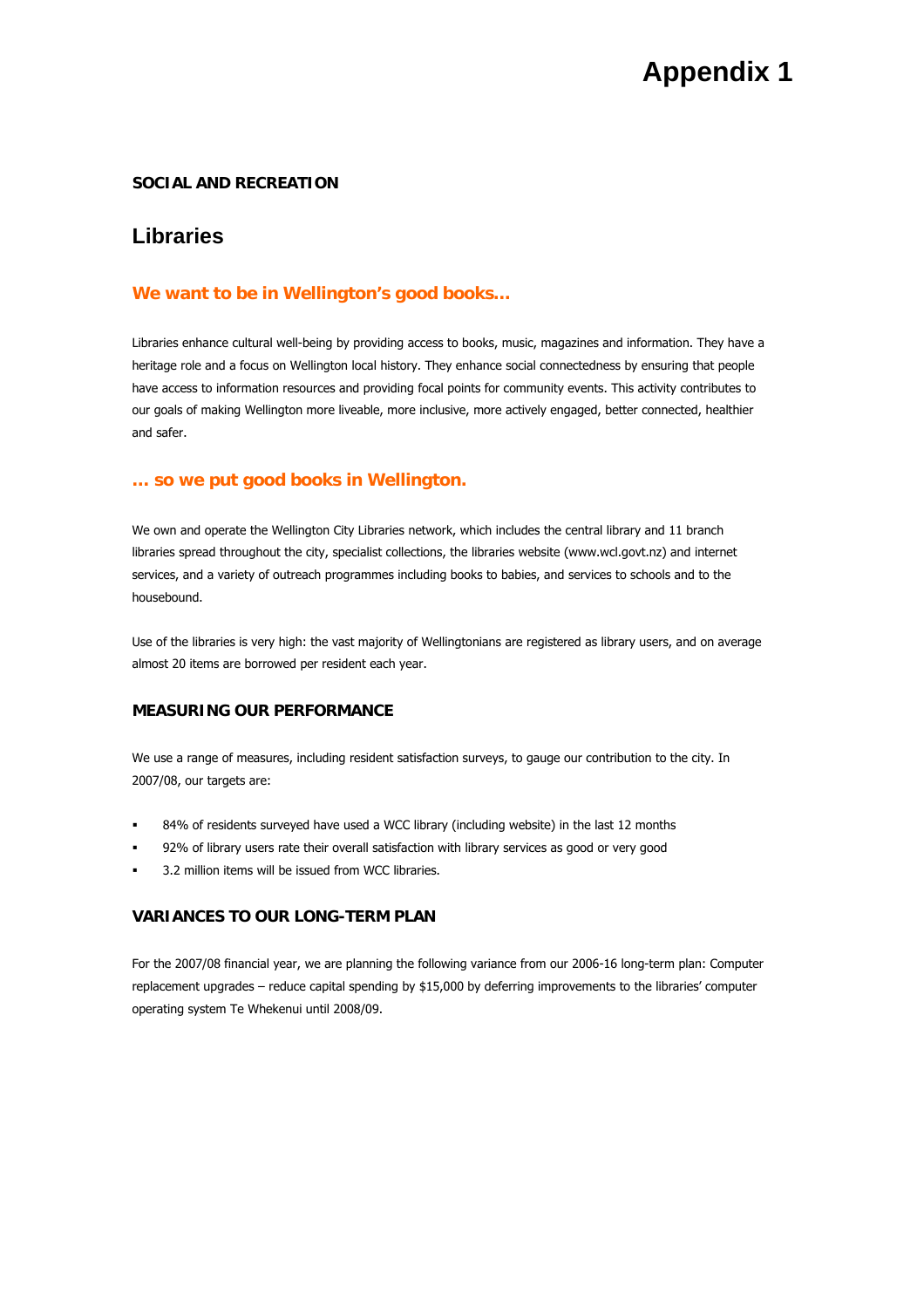# Appendix 1

**SOCIAL AND RECREATION**

## Libraries

### We want to be in Wellington's good books…

Libraries enhance cultural well-being by providing access to books, music, magazines and information. They have a heritage role and a focus on Wellington local history. They enhance social connectedness by ensuring that people have access to information resources and providing focal points for community events. This activity contributes to our goals of making Wellington more liveable, more inclusive, more actively engaged, better connected, healthier and safer.

### … so we put good books in Wellington.

We own and operate the Wellington City Libraries network, which includes the central library and 11 branch libraries spread throughout the city, specialist collections, the libraries website (www.wcl.govt.nz) and internet services, and a variety of outreach programmes including books to babies, and services to schools and to the housebound.

Use of the libraries is very high: the vast majority of Wellingtonians are registered as library users, and on average almost 20 items are borrowed per resident each year.

### MEASURING OUR PERFORMANCE

We use a range of measures, including resident satisfaction surveys, to gauge our contribution to the city. In 2007/08, our targets are:

- 84% of residents surveyed have used a WCC library (including website) in the last 12 months
- 92% of library users rate their overall satisfaction with library services as good or very good
- 3.2 million items will be issued from WCC libraries.

### VARIANCES TO OUR LONG-TERM PLAN

For the 2007/08 financial year, we are planning the following variance from our 2006-16 long-term plan: Computer replacement upgrades – reduce capital spending by $15,000 by deferring improvements to the libraries' computer operating system Te Whekenui until 2008/09.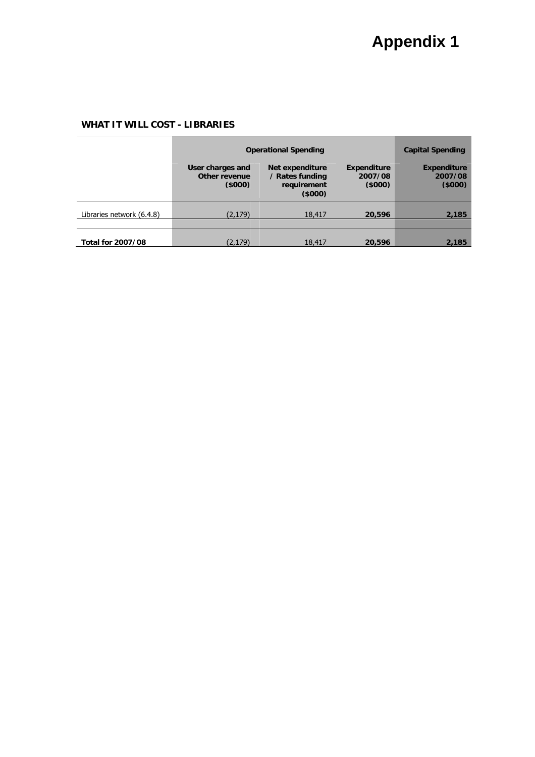# Appendix 1

**WHAT IT WILL COST - LIBRARIES**

| | Operational Spending | | | Capital Spending |
|---|---|---|---|---|
| | User charges and Other revenue ($000) | Net expenditure / Rates funding requirement ($000) | Expenditure 2007/08 ($000) | Expenditure 2007/08 ($000) |
| Libraries network (6.4.8) | (2,179) | 18,417 | **20,596** | **2,185** |
| **Total for 2007/08** | (2,179) | 18,417 | **20,596** | **2,185** |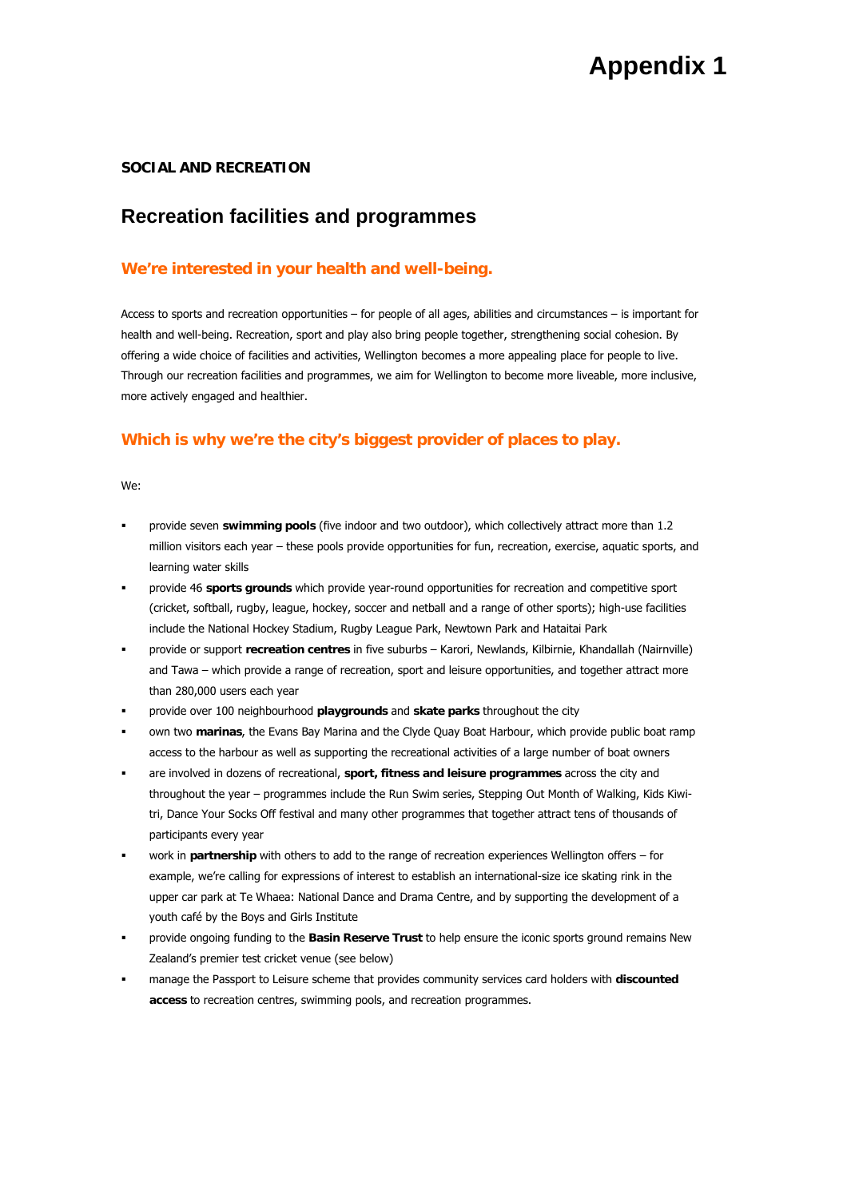# Appendix 1

**SOCIAL AND RECREATION**

## Recreation facilities and programmes

### We're interested in your health and well-being.

Access to sports and recreation opportunities – for people of all ages, abilities and circumstances – is important for health and well-being. Recreation, sport and play also bring people together, strengthening social cohesion. By offering a wide choice of facilities and activities, Wellington becomes a more appealing place for people to live. Through our recreation facilities and programmes, we aim for Wellington to become more liveable, more inclusive, more actively engaged and healthier.

### Which is why we're the city's biggest provider of places to play.

We:

- provide seven **swimming pools** (five indoor and two outdoor), which collectively attract more than 1.2 million visitors each year – these pools provide opportunities for fun, recreation, exercise, aquatic sports, and learning water skills
- provide 46 **sports grounds** which provide year-round opportunities for recreation and competitive sport (cricket, softball, rugby, league, hockey, soccer and netball and a range of other sports); high-use facilities include the National Hockey Stadium, Rugby League Park, Newtown Park and Hataitai Park
- provide or support **recreation centres** in five suburbs – Karori, Newlands, Kilbirnie, Khandallah (Nairnville) and Tawa – which provide a range of recreation, sport and leisure opportunities, and together attract more than 280,000 users each year
- provide over 100 neighbourhood **playgrounds** and **skate parks** throughout the city
- own two **marinas**, the Evans Bay Marina and the Clyde Quay Boat Harbour, which provide public boat ramp access to the harbour as well as supporting the recreational activities of a large number of boat owners
- are involved in dozens of recreational, **sport, fitness and leisure programmes** across the city and throughout the year – programmes include the Run Swim series, Stepping Out Month of Walking, Kids Kiwi-tri, Dance Your Socks Off festival and many other programmes that together attract tens of thousands of participants every year
- work in **partnership** with others to add to the range of recreation experiences Wellington offers – for example, we're calling for expressions of interest to establish an international-size ice skating rink in the upper car park at Te Whaea: National Dance and Drama Centre, and by supporting the development of a youth café by the Boys and Girls Institute
- provide ongoing funding to the **Basin Reserve Trust** to help ensure the iconic sports ground remains New Zealand's premier test cricket venue (see below)
- manage the Passport to Leisure scheme that provides community services card holders with **discounted access** to recreation centres, swimming pools, and recreation programmes.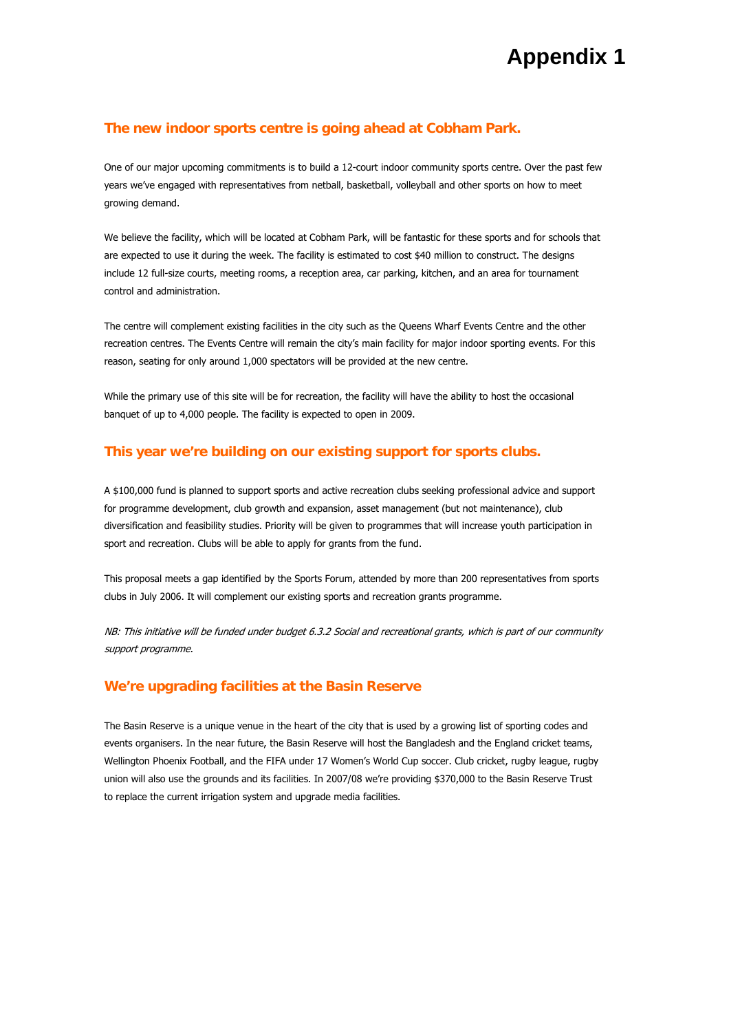# Appendix 1

## The new indoor sports centre is going ahead at Cobham Park.

One of our major upcoming commitments is to build a 12-court indoor community sports centre. Over the past few years we've engaged with representatives from netball, basketball, volleyball and other sports on how to meet growing demand.

We believe the facility, which will be located at Cobham Park, will be fantastic for these sports and for schools that are expected to use it during the week. The facility is estimated to cost $40 million to construct. The designs include 12 full-size courts, meeting rooms, a reception area, car parking, kitchen, and an area for tournament control and administration.

The centre will complement existing facilities in the city such as the Queens Wharf Events Centre and the other recreation centres. The Events Centre will remain the city's main facility for major indoor sporting events. For this reason, seating for only around 1,000 spectators will be provided at the new centre.

While the primary use of this site will be for recreation, the facility will have the ability to host the occasional banquet of up to 4,000 people. The facility is expected to open in 2009.

## This year we're building on our existing support for sports clubs.

A $100,000 fund is planned to support sports and active recreation clubs seeking professional advice and support for programme development, club growth and expansion, asset management (but not maintenance), club diversification and feasibility studies. Priority will be given to programmes that will increase youth participation in sport and recreation. Clubs will be able to apply for grants from the fund.

This proposal meets a gap identified by the Sports Forum, attended by more than 200 representatives from sports clubs in July 2006. It will complement our existing sports and recreation grants programme.

*NB: This initiative will be funded under budget 6.3.2 Social and recreational grants, which is part of our community support programme.*

## We're upgrading facilities at the Basin Reserve

The Basin Reserve is a unique venue in the heart of the city that is used by a growing list of sporting codes and events organisers. In the near future, the Basin Reserve will host the Bangladesh and the England cricket teams, Wellington Phoenix Football, and the FIFA under 17 Women's World Cup soccer. Club cricket, rugby league, rugby union will also use the grounds and its facilities. In 2007/08 we're providing $370,000 to the Basin Reserve Trust to replace the current irrigation system and upgrade media facilities.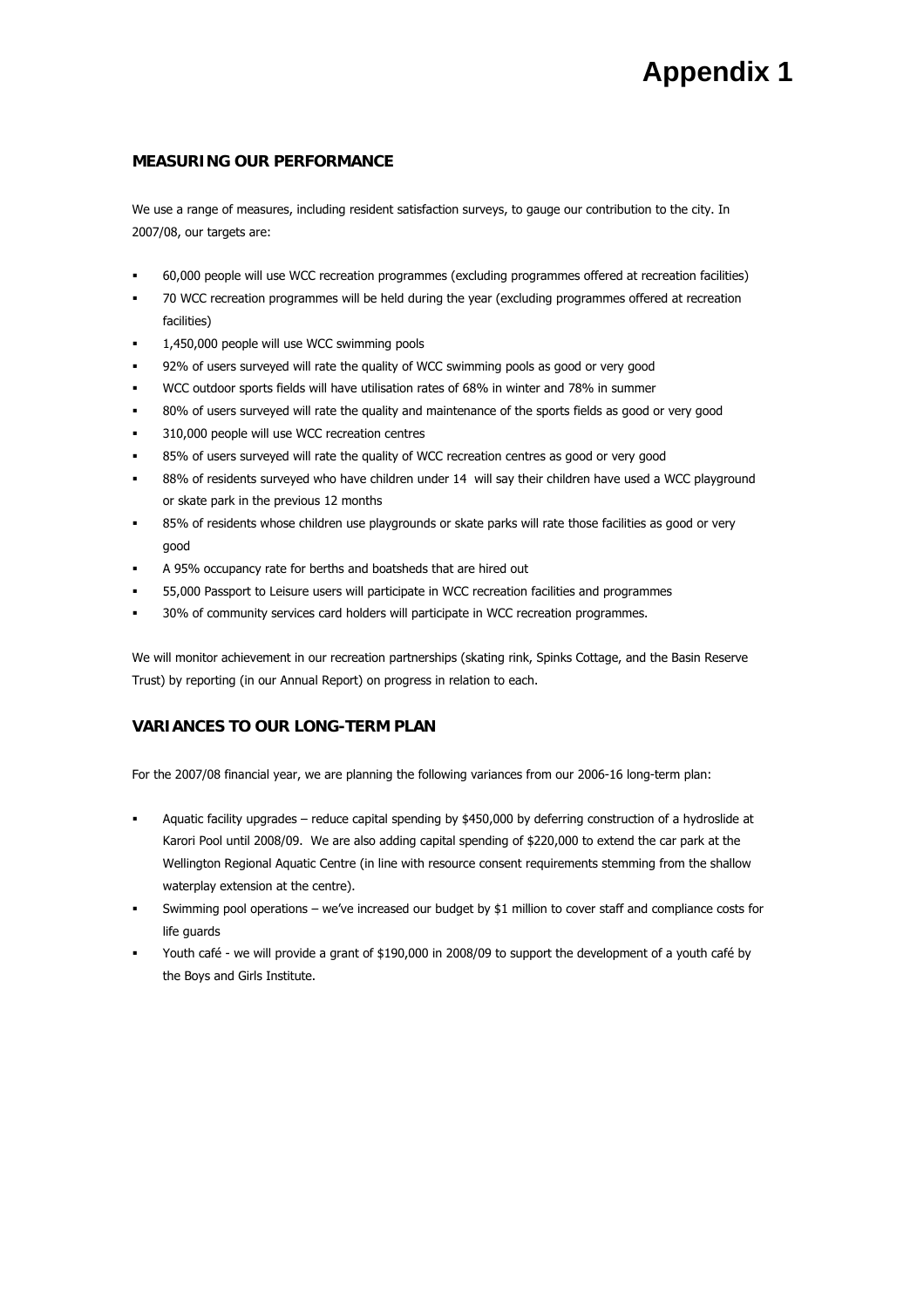# Appendix 1

## MEASURING OUR PERFORMANCE

We use a range of measures, including resident satisfaction surveys, to gauge our contribution to the city. In 2007/08, our targets are:

- 60,000 people will use WCC recreation programmes (excluding programmes offered at recreation facilities)
- 70 WCC recreation programmes will be held during the year (excluding programmes offered at recreation facilities)
- 1,450,000 people will use WCC swimming pools
- 92% of users surveyed will rate the quality of WCC swimming pools as good or very good
- WCC outdoor sports fields will have utilisation rates of 68% in winter and 78% in summer
- 80% of users surveyed will rate the quality and maintenance of the sports fields as good or very good
- 310,000 people will use WCC recreation centres
- 85% of users surveyed will rate the quality of WCC recreation centres as good or very good
- 88% of residents surveyed who have children under 14 will say their children have used a WCC playground or skate park in the previous 12 months
- 85% of residents whose children use playgrounds or skate parks will rate those facilities as good or very good
- A 95% occupancy rate for berths and boatsheds that are hired out
- 55,000 Passport to Leisure users will participate in WCC recreation facilities and programmes
- 30% of community services card holders will participate in WCC recreation programmes.

We will monitor achievement in our recreation partnerships (skating rink, Spinks Cottage, and the Basin Reserve Trust) by reporting (in our Annual Report) on progress in relation to each.

## VARIANCES TO OUR LONG-TERM PLAN

For the 2007/08 financial year, we are planning the following variances from our 2006-16 long-term plan:

- Aquatic facility upgrades – reduce capital spending by $450,000 by deferring construction of a hydroslide at Karori Pool until 2008/09. We are also adding capital spending of $220,000 to extend the car park at the Wellington Regional Aquatic Centre (in line with resource consent requirements stemming from the shallow waterplay extension at the centre).
- Swimming pool operations – we've increased our budget by $1 million to cover staff and compliance costs for life guards
- Youth café - we will provide a grant of $190,000 in 2008/09 to support the development of a youth café by the Boys and Girls Institute.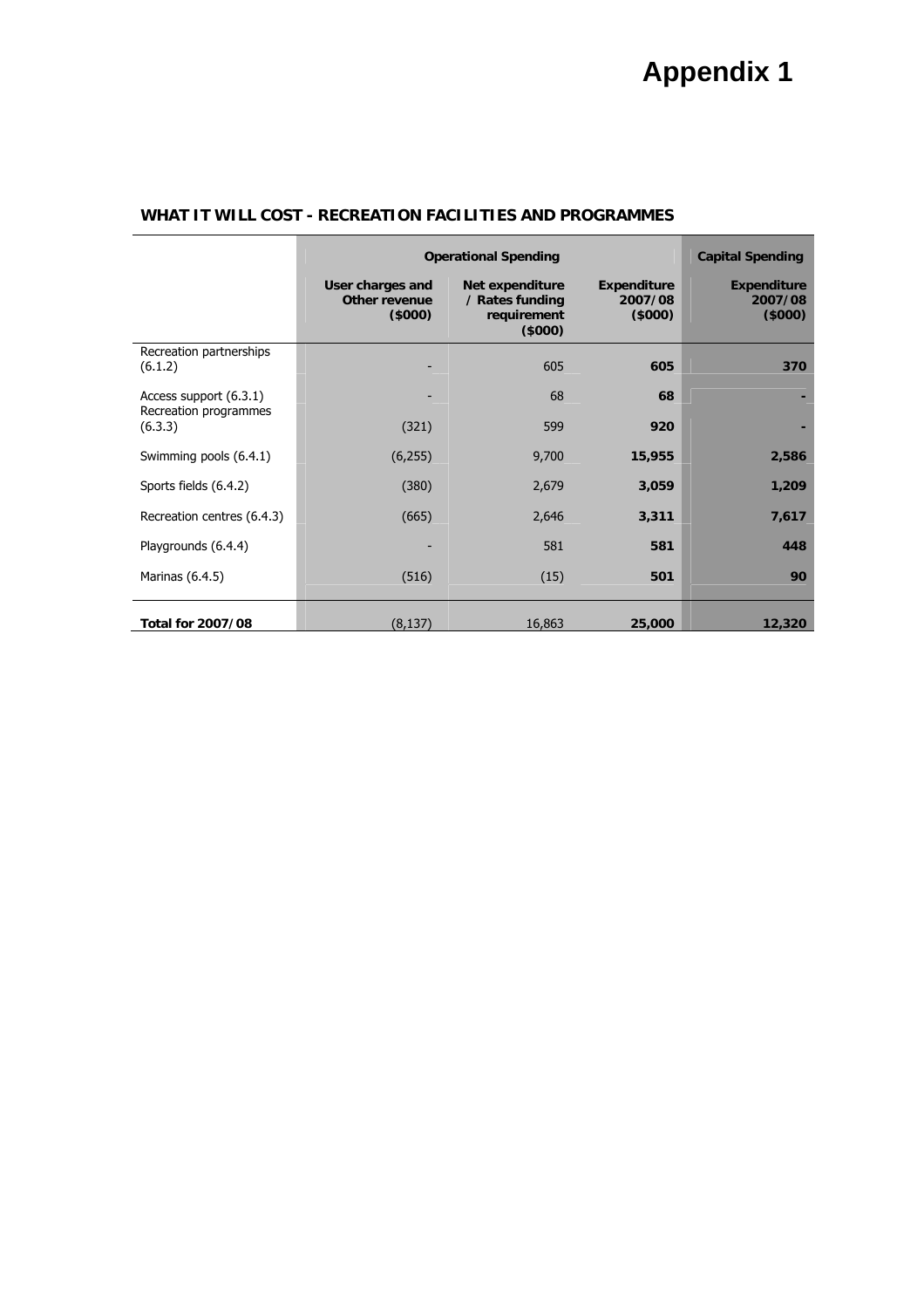# Appendix 1

## WHAT IT WILL COST - RECREATION FACILITIES AND PROGRAMMES

| | Operational Spending | | | Capital Spending |
|---|---|---|---|---|
| | User charges and Other revenue ($000) | Net expenditure / Rates funding requirement ($000) | Expenditure 2007/08 ($000) | Expenditure 2007/08 ($000) |
| Recreation partnerships (6.1.2) | - | 605 | **605** | **370** |
| Access support (6.3.1) | - | 68 | **68** | **-** |
| Recreation programmes (6.3.3) | (321) | 599 | **920** | **-** |
| Swimming pools (6.4.1) | (6,255) | 9,700 | **15,955** | **2,586** |
| Sports fields (6.4.2) | (380) | 2,679 | **3,059** | **1,209** |
| Recreation centres (6.4.3) | (665) | 2,646 | **3,311** | **7,617** |
| Playgrounds (6.4.4) | - | 581 | **581** | **448** |
| Marinas (6.4.5) | (516) | (15) | **501** | **90** |
| **Total for 2007/08** | (8,137) | 16,863 | **25,000** | **12,320** |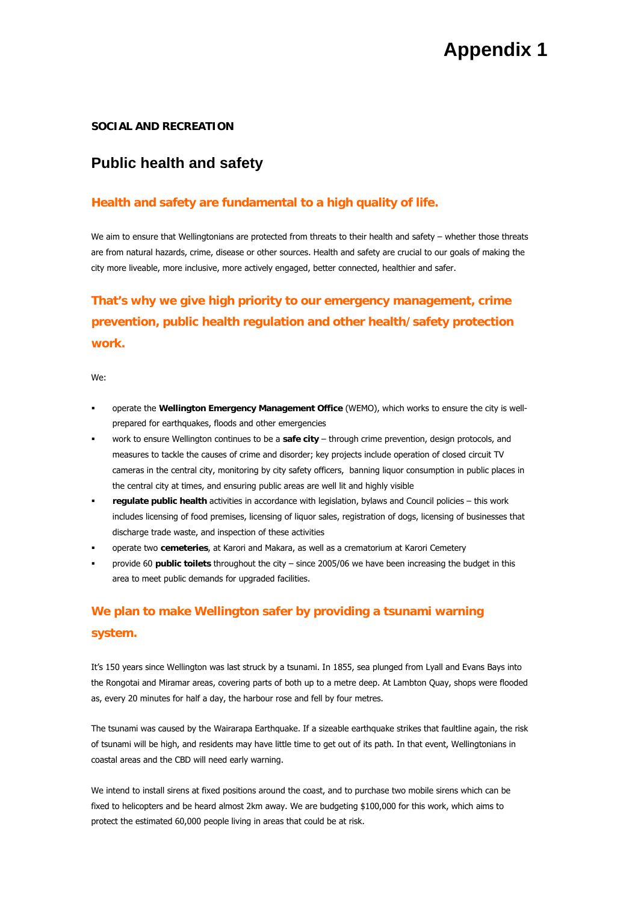# Appendix 1

**SOCIAL AND RECREATION**

## Public health and safety

### Health and safety are fundamental to a high quality of life.

We aim to ensure that Wellingtonians are protected from threats to their health and safety – whether those threats are from natural hazards, crime, disease or other sources. Health and safety are crucial to our goals of making the city more liveable, more inclusive, more actively engaged, better connected, healthier and safer.

### That's why we give high priority to our emergency management, crime prevention, public health regulation and other health/safety protection work.

We:

- operate the **Wellington Emergency Management Office** (WEMO), which works to ensure the city is well-prepared for earthquakes, floods and other emergencies
- work to ensure Wellington continues to be a **safe city** – through crime prevention, design protocols, and measures to tackle the causes of crime and disorder; key projects include operation of closed circuit TV cameras in the central city, monitoring by city safety officers, banning liquor consumption in public places in the central city at times, and ensuring public areas are well lit and highly visible
- **regulate public health** activities in accordance with legislation, bylaws and Council policies – this work includes licensing of food premises, licensing of liquor sales, registration of dogs, licensing of businesses that discharge trade waste, and inspection of these activities
- operate two **cemeteries**, at Karori and Makara, as well as a crematorium at Karori Cemetery
- provide 60 **public toilets** throughout the city – since 2005/06 we have been increasing the budget in this area to meet public demands for upgraded facilities.

### We plan to make Wellington safer by providing a tsunami warning system.

It's 150 years since Wellington was last struck by a tsunami. In 1855, sea plunged from Lyall and Evans Bays into the Rongotai and Miramar areas, covering parts of both up to a metre deep. At Lambton Quay, shops were flooded as, every 20 minutes for half a day, the harbour rose and fell by four metres.

The tsunami was caused by the Wairarapa Earthquake. If a sizeable earthquake strikes that faultline again, the risk of tsunami will be high, and residents may have little time to get out of its path. In that event, Wellingtonians in coastal areas and the CBD will need early warning.

We intend to install sirens at fixed positions around the coast, and to purchase two mobile sirens which can be fixed to helicopters and be heard almost 2km away. We are budgeting $100,000 for this work, which aims to protect the estimated 60,000 people living in areas that could be at risk.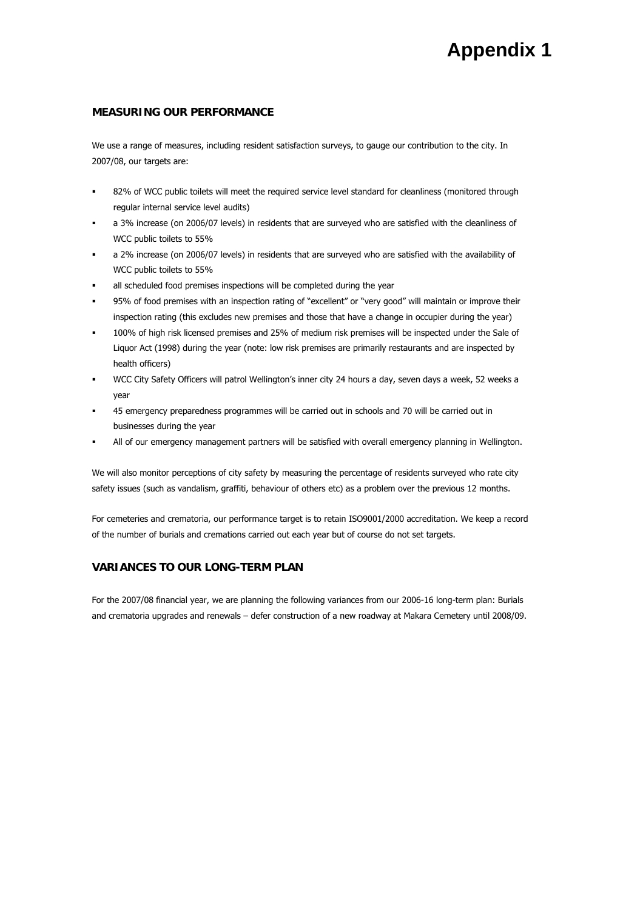# Appendix 1

## MEASURING OUR PERFORMANCE

We use a range of measures, including resident satisfaction surveys, to gauge our contribution to the city. In 2007/08, our targets are:

- 82% of WCC public toilets will meet the required service level standard for cleanliness (monitored through regular internal service level audits)
- a 3% increase (on 2006/07 levels) in residents that are surveyed who are satisfied with the cleanliness of WCC public toilets to 55%
- a 2% increase (on 2006/07 levels) in residents that are surveyed who are satisfied with the availability of WCC public toilets to 55%
- all scheduled food premises inspections will be completed during the year
- 95% of food premises with an inspection rating of "excellent" or "very good" will maintain or improve their inspection rating (this excludes new premises and those that have a change in occupier during the year)
- 100% of high risk licensed premises and 25% of medium risk premises will be inspected under the Sale of Liquor Act (1998) during the year (note: low risk premises are primarily restaurants and are inspected by health officers)
- WCC City Safety Officers will patrol Wellington's inner city 24 hours a day, seven days a week, 52 weeks a year
- 45 emergency preparedness programmes will be carried out in schools and 70 will be carried out in businesses during the year
- All of our emergency management partners will be satisfied with overall emergency planning in Wellington.

We will also monitor perceptions of city safety by measuring the percentage of residents surveyed who rate city safety issues (such as vandalism, graffiti, behaviour of others etc) as a problem over the previous 12 months.

For cemeteries and crematoria, our performance target is to retain ISO9001/2000 accreditation. We keep a record of the number of burials and cremations carried out each year but of course do not set targets.

## VARIANCES TO OUR LONG-TERM PLAN

For the 2007/08 financial year, we are planning the following variances from our 2006-16 long-term plan: Burials and crematoria upgrades and renewals – defer construction of a new roadway at Makara Cemetery until 2008/09.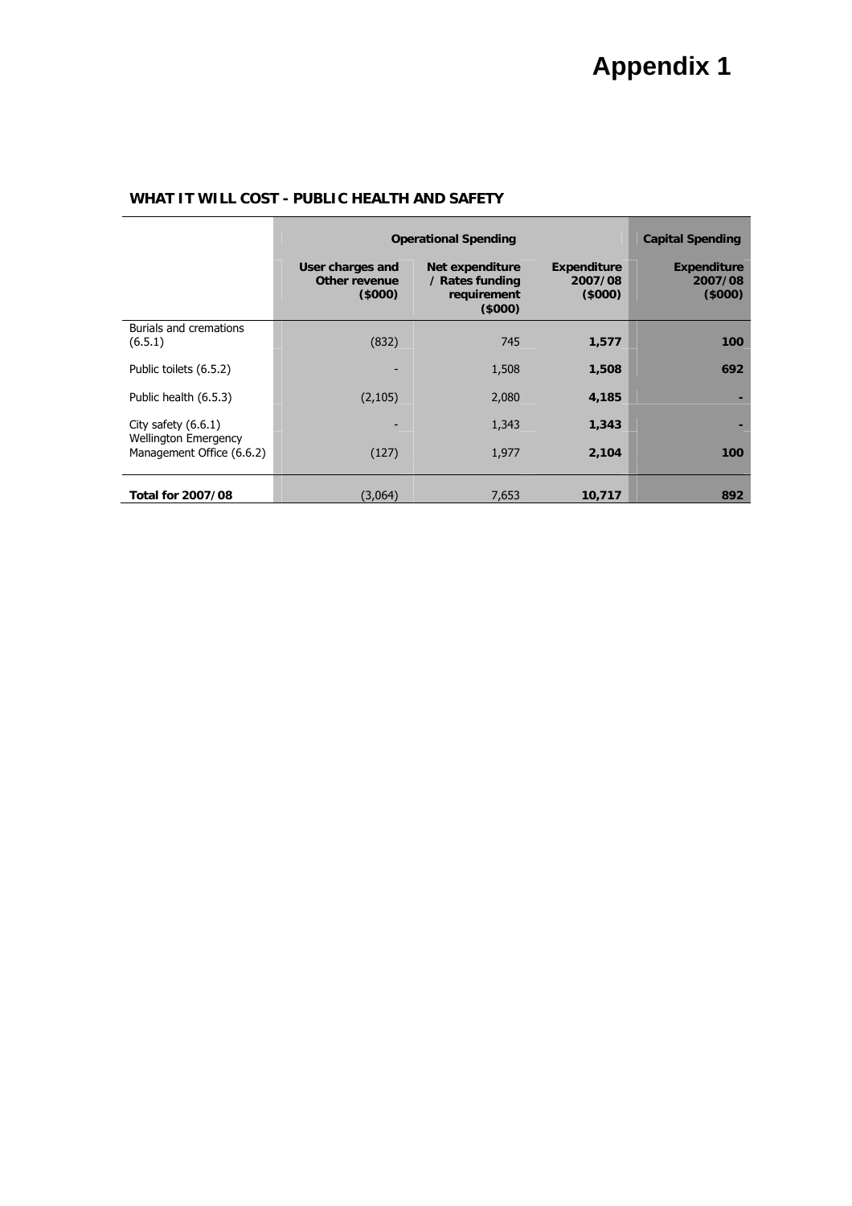# Appendix 1

## WHAT IT WILL COST - PUBLIC HEALTH AND SAFETY

| | Operational Spending | | | Capital Spending |
|---|---|---|---|---|
| | User charges and Other revenue ($000) | Net expenditure / Rates funding requirement ($000) | Expenditure 2007/08 ($000) | Expenditure 2007/08 ($000) |
| Burials and cremations (6.5.1) | (832) | 745 | **1,577** | **100** |
| Public toilets (6.5.2) | - | 1,508 | **1,508** | **692** |
| Public health (6.5.3) | (2,105) | 2,080 | **4,185** | **-** |
| City safety (6.6.1) | - | 1,343 | **1,343** | **-** |
| Wellington Emergency Management Office (6.6.2) | (127) | 1,977 | **2,104** | **100** |
| **Total for 2007/08** | (3,064) | 7,653 | **10,717** | **892** |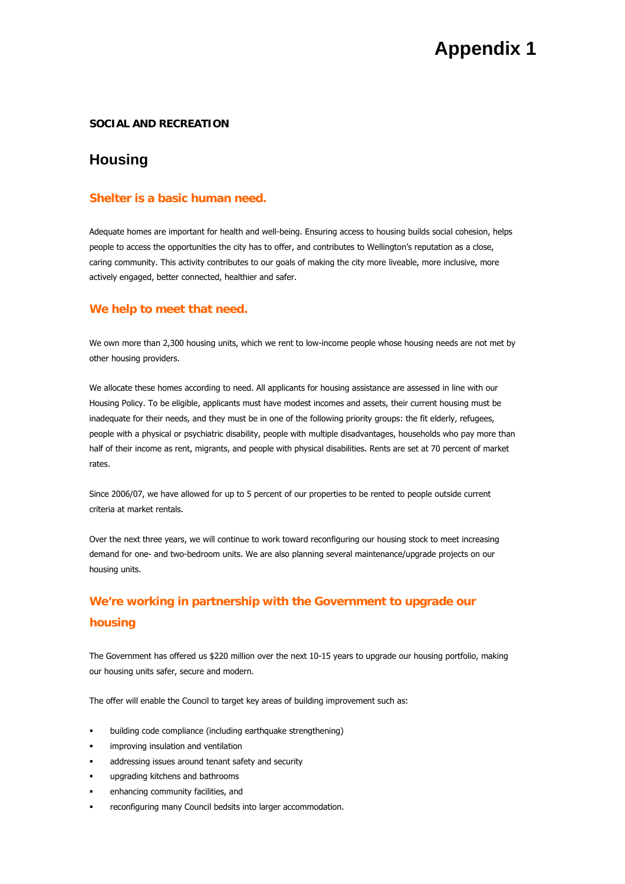# Appendix 1

**SOCIAL AND RECREATION**

## Housing

### Shelter is a basic human need.

Adequate homes are important for health and well-being. Ensuring access to housing builds social cohesion, helps people to access the opportunities the city has to offer, and contributes to Wellington's reputation as a close, caring community. This activity contributes to our goals of making the city more liveable, more inclusive, more actively engaged, better connected, healthier and safer.

### We help to meet that need.

We own more than 2,300 housing units, which we rent to low-income people whose housing needs are not met by other housing providers.

We allocate these homes according to need. All applicants for housing assistance are assessed in line with our Housing Policy. To be eligible, applicants must have modest incomes and assets, their current housing must be inadequate for their needs, and they must be in one of the following priority groups: the fit elderly, refugees, people with a physical or psychiatric disability, people with multiple disadvantages, households who pay more than half of their income as rent, migrants, and people with physical disabilities. Rents are set at 70 percent of market rates.

Since 2006/07, we have allowed for up to 5 percent of our properties to be rented to people outside current criteria at market rentals.

Over the next three years, we will continue to work toward reconfiguring our housing stock to meet increasing demand for one- and two-bedroom units. We are also planning several maintenance/upgrade projects on our housing units.

### We're working in partnership with the Government to upgrade our housing

The Government has offered us $220 million over the next 10-15 years to upgrade our housing portfolio, making our housing units safer, secure and modern.

The offer will enable the Council to target key areas of building improvement such as:

- building code compliance (including earthquake strengthening)
- improving insulation and ventilation
- addressing issues around tenant safety and security
- upgrading kitchens and bathrooms
- enhancing community facilities, and
- reconfiguring many Council bedsits into larger accommodation.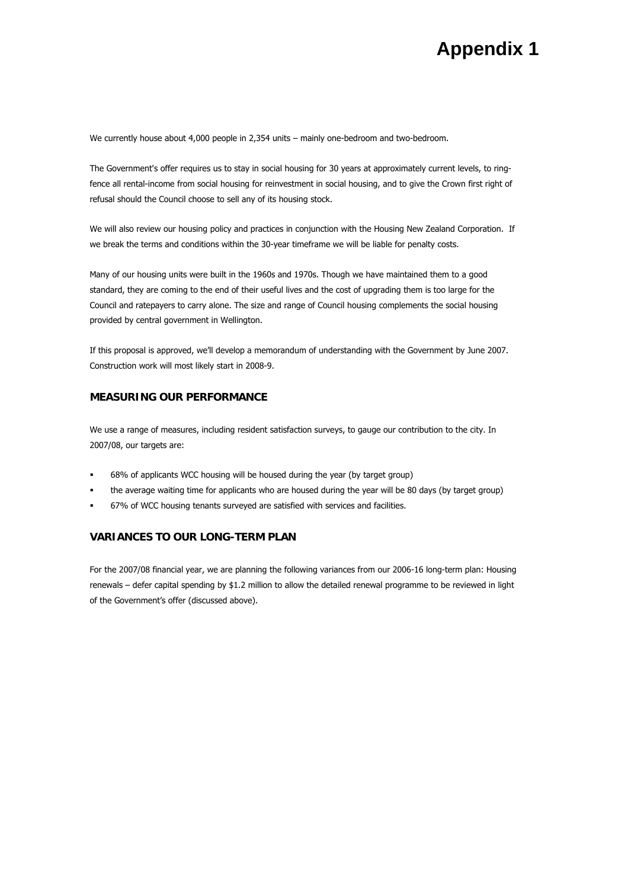# Appendix 1

We currently house about 4,000 people in 2,354 units – mainly one-bedroom and two-bedroom.

The Government's offer requires us to stay in social housing for 30 years at approximately current levels, to ring-fence all rental-income from social housing for reinvestment in social housing, and to give the Crown first right of refusal should the Council choose to sell any of its housing stock.

We will also review our housing policy and practices in conjunction with the Housing New Zealand Corporation. If we break the terms and conditions within the 30-year timeframe we will be liable for penalty costs.

Many of our housing units were built in the 1960s and 1970s. Though we have maintained them to a good standard, they are coming to the end of their useful lives and the cost of upgrading them is too large for the Council and ratepayers to carry alone. The size and range of Council housing complements the social housing provided by central government in Wellington.

If this proposal is approved, we'll develop a memorandum of understanding with the Government by June 2007. Construction work will most likely start in 2008-9.

## MEASURING OUR PERFORMANCE

We use a range of measures, including resident satisfaction surveys, to gauge our contribution to the city. In 2007/08, our targets are:

- 68% of applicants WCC housing will be housed during the year (by target group)
- the average waiting time for applicants who are housed during the year will be 80 days (by target group)
- 67% of WCC housing tenants surveyed are satisfied with services and facilities.

## VARIANCES TO OUR LONG-TERM PLAN

For the 2007/08 financial year, we are planning the following variances from our 2006-16 long-term plan: Housing renewals – defer capital spending by $1.2 million to allow the detailed renewal programme to be reviewed in light of the Government's offer (discussed above).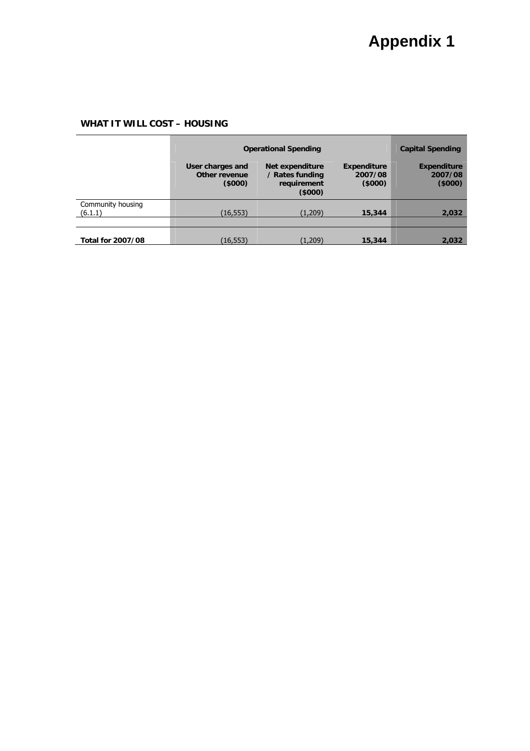# Appendix 1

**WHAT IT WILL COST – HOUSING**

| | Operational Spending | | | Capital Spending |
|---|---|---|---|---|
| | **User charges and Other revenue ($000)** | **Net expenditure / Rates funding requirement ($000)** | **Expenditure 2007/08 ($000)** | **Expenditure 2007/08 ($000)** |
| Community housing (6.1.1) | (16,553) | (1,209) | **15,344** | **2,032** |
| | | | | |
| **Total for 2007/08** | (16,553) | (1,209) | **15,344** | **2,032** |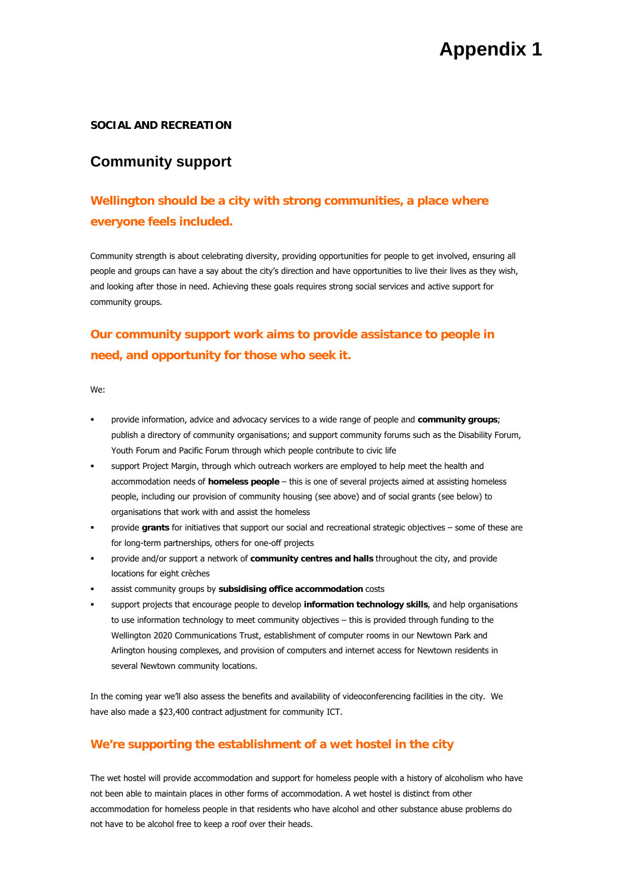# Appendix 1

**SOCIAL AND RECREATION**

## Community support

### Wellington should be a city with strong communities, a place where everyone feels included.

Community strength is about celebrating diversity, providing opportunities for people to get involved, ensuring all people and groups can have a say about the city's direction and have opportunities to live their lives as they wish, and looking after those in need. Achieving these goals requires strong social services and active support for community groups.

### Our community support work aims to provide assistance to people in need, and opportunity for those who seek it.

We:

- provide information, advice and advocacy services to a wide range of people and **community groups**; publish a directory of community organisations; and support community forums such as the Disability Forum, Youth Forum and Pacific Forum through which people contribute to civic life
- support Project Margin, through which outreach workers are employed to help meet the health and accommodation needs of **homeless people** – this is one of several projects aimed at assisting homeless people, including our provision of community housing (see above) and of social grants (see below) to organisations that work with and assist the homeless
- provide **grants** for initiatives that support our social and recreational strategic objectives – some of these are for long-term partnerships, others for one-off projects
- provide and/or support a network of **community centres and halls** throughout the city, and provide locations for eight crèches
- assist community groups by **subsidising office accommodation** costs
- support projects that encourage people to develop **information technology skills**, and help organisations to use information technology to meet community objectives – this is provided through funding to the Wellington 2020 Communications Trust, establishment of computer rooms in our Newtown Park and Arlington housing complexes, and provision of computers and internet access for Newtown residents in several Newtown community locations.

In the coming year we'll also assess the benefits and availability of videoconferencing facilities in the city. We have also made a $23,400 contract adjustment for community ICT.

### We're supporting the establishment of a wet hostel in the city

The wet hostel will provide accommodation and support for homeless people with a history of alcoholism who have not been able to maintain places in other forms of accommodation. A wet hostel is distinct from other accommodation for homeless people in that residents who have alcohol and other substance abuse problems do not have to be alcohol free to keep a roof over their heads.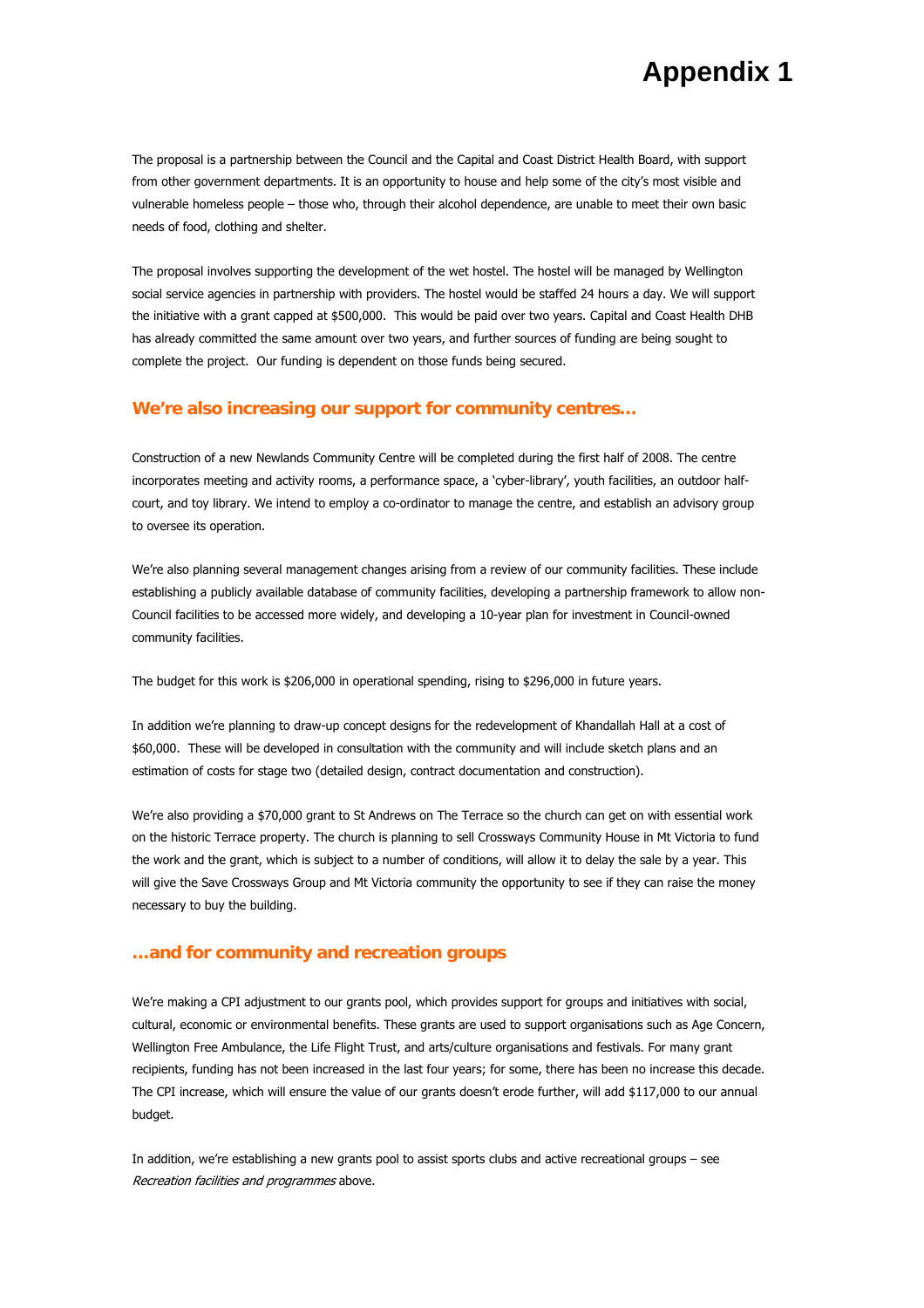# Appendix 1

The proposal is a partnership between the Council and the Capital and Coast District Health Board, with support from other government departments. It is an opportunity to house and help some of the city's most visible and vulnerable homeless people – those who, through their alcohol dependence, are unable to meet their own basic needs of food, clothing and shelter.

The proposal involves supporting the development of the wet hostel. The hostel will be managed by Wellington social service agencies in partnership with providers. The hostel would be staffed 24 hours a day. We will support the initiative with a grant capped at $500,000. This would be paid over two years. Capital and Coast Health DHB has already committed the same amount over two years, and further sources of funding are being sought to complete the project. Our funding is dependent on those funds being secured.

## We're also increasing our support for community centres…

Construction of a new Newlands Community Centre will be completed during the first half of 2008. The centre incorporates meeting and activity rooms, a performance space, a 'cyber-library', youth facilities, an outdoor half-court, and toy library. We intend to employ a co-ordinator to manage the centre, and establish an advisory group to oversee its operation.

We're also planning several management changes arising from a review of our community facilities. These include establishing a publicly available database of community facilities, developing a partnership framework to allow non-Council facilities to be accessed more widely, and developing a 10-year plan for investment in Council-owned community facilities.

The budget for this work is $206,000 in operational spending, rising to $296,000 in future years.

In addition we're planning to draw-up concept designs for the redevelopment of Khandallah Hall at a cost of $60,000. These will be developed in consultation with the community and will include sketch plans and an estimation of costs for stage two (detailed design, contract documentation and construction).

We're also providing a $70,000 grant to St Andrews on The Terrace so the church can get on with essential work on the historic Terrace property. The church is planning to sell Crossways Community House in Mt Victoria to fund the work and the grant, which is subject to a number of conditions, will allow it to delay the sale by a year. This will give the Save Crossways Group and Mt Victoria community the opportunity to see if they can raise the money necessary to buy the building.

## …and for community and recreation groups

We're making a CPI adjustment to our grants pool, which provides support for groups and initiatives with social, cultural, economic or environmental benefits. These grants are used to support organisations such as Age Concern, Wellington Free Ambulance, the Life Flight Trust, and arts/culture organisations and festivals. For many grant recipients, funding has not been increased in the last four years; for some, there has been no increase this decade. The CPI increase, which will ensure the value of our grants doesn't erode further, will add $117,000 to our annual budget.

In addition, we're establishing a new grants pool to assist sports clubs and active recreational groups – see *Recreation facilities and programmes* above.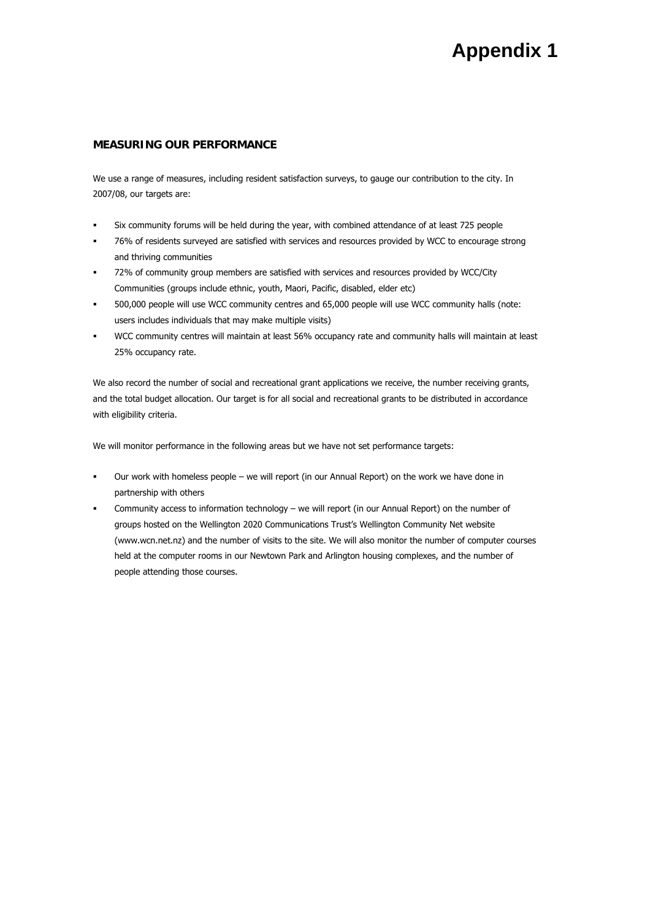# Appendix 1

## MEASURING OUR PERFORMANCE

We use a range of measures, including resident satisfaction surveys, to gauge our contribution to the city. In 2007/08, our targets are:

- Six community forums will be held during the year, with combined attendance of at least 725 people
- 76% of residents surveyed are satisfied with services and resources provided by WCC to encourage strong and thriving communities
- 72% of community group members are satisfied with services and resources provided by WCC/City Communities (groups include ethnic, youth, Maori, Pacific, disabled, elder etc)
- 500,000 people will use WCC community centres and 65,000 people will use WCC community halls (note: users includes individuals that may make multiple visits)
- WCC community centres will maintain at least 56% occupancy rate and community halls will maintain at least 25% occupancy rate.

We also record the number of social and recreational grant applications we receive, the number receiving grants, and the total budget allocation. Our target is for all social and recreational grants to be distributed in accordance with eligibility criteria.

We will monitor performance in the following areas but we have not set performance targets:

- Our work with homeless people – we will report (in our Annual Report) on the work we have done in partnership with others
- Community access to information technology – we will report (in our Annual Report) on the number of groups hosted on the Wellington 2020 Communications Trust's Wellington Community Net website (www.wcn.net.nz) and the number of visits to the site. We will also monitor the number of computer courses held at the computer rooms in our Newtown Park and Arlington housing complexes, and the number of people attending those courses.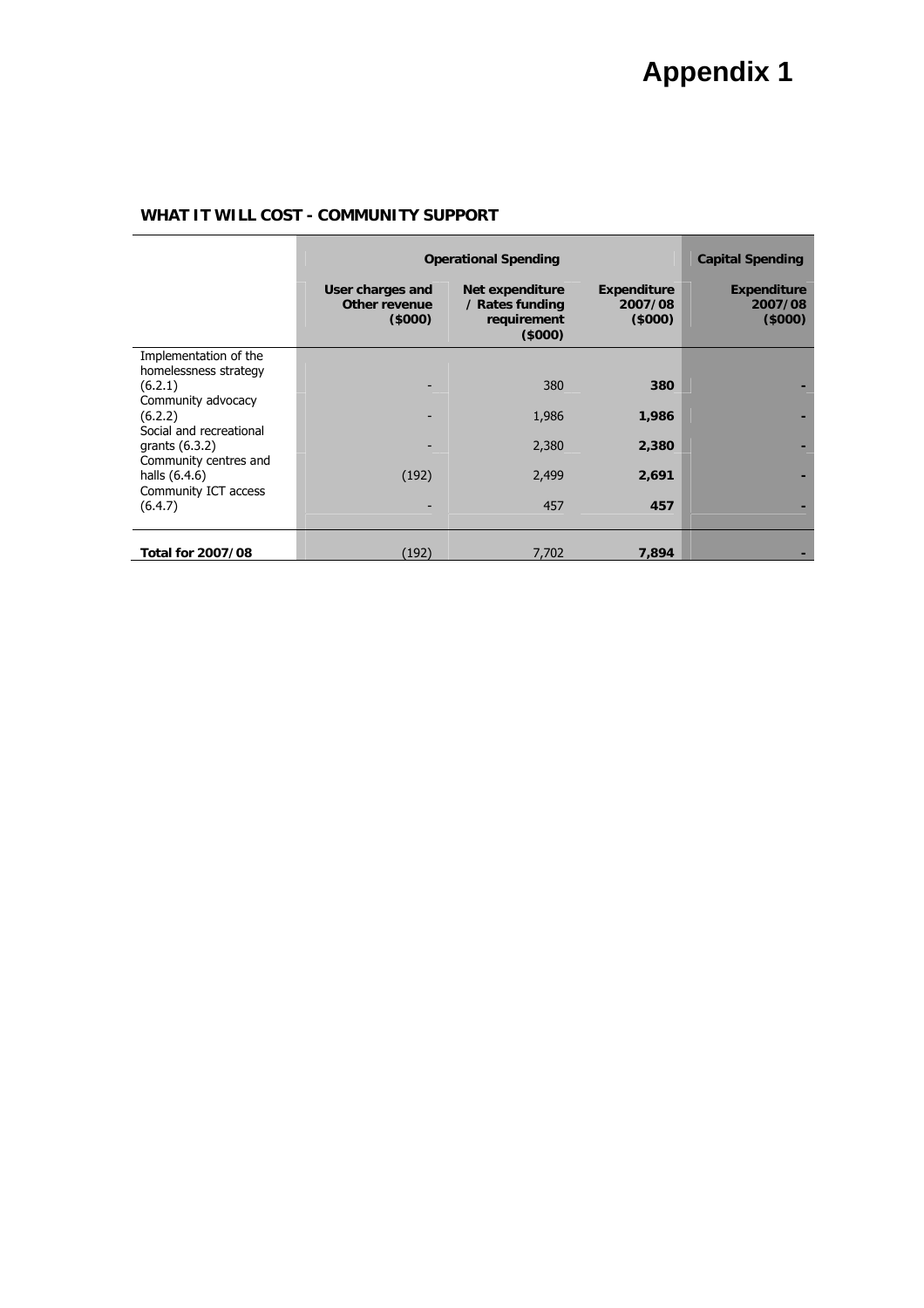# Appendix 1

**WHAT IT WILL COST - COMMUNITY SUPPORT**

| | Operational Spending | | | Capital Spending |
|---|---|---|---|---|
| | **User charges and Other revenue ($000)** | **Net expenditure / Rates funding requirement ($000)** | **Expenditure 2007/08 ($000)** | **Expenditure 2007/08 ($000)** |
| Implementation of the homelessness strategy (6.2.1) | - | 380 | **380** | **-** |
| Community advocacy (6.2.2) | - | 1,986 | **1,986** | **-** |
| Social and recreational grants (6.3.2) | - | 2,380 | **2,380** | **-** |
| Community centres and halls (6.4.6) | (192) | 2,499 | **2,691** | **-** |
| Community ICT access (6.4.7) | - | 457 | **457** | **-** |
| **Total for 2007/08** | (192) | 7,702 | **7,894** | **-** |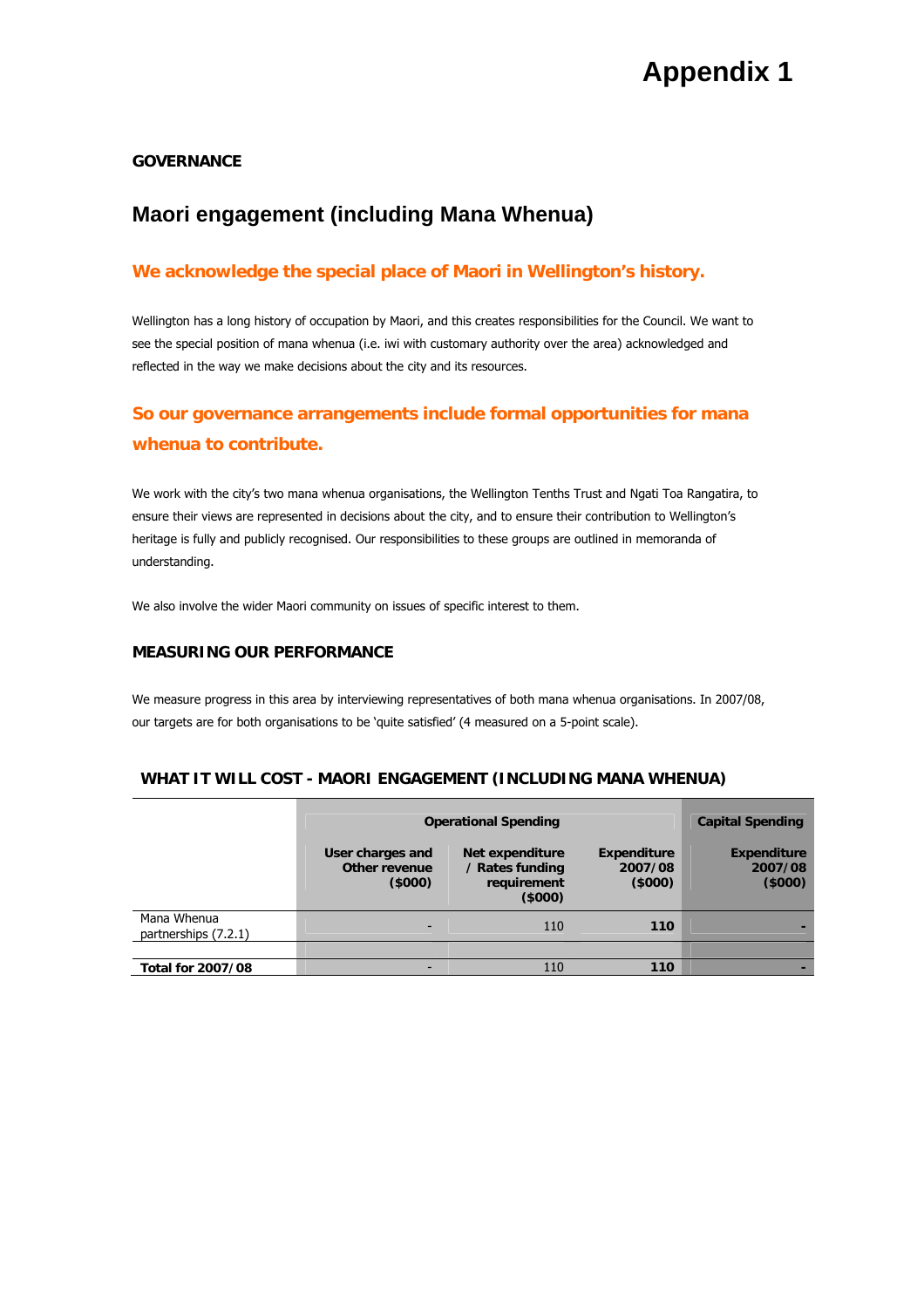# Appendix 1

**GOVERNANCE**

## Maori engagement (including Mana Whenua)

### We acknowledge the special place of Maori in Wellington's history.

Wellington has a long history of occupation by Maori, and this creates responsibilities for the Council. We want to see the special position of mana whenua (i.e. iwi with customary authority over the area) acknowledged and reflected in the way we make decisions about the city and its resources.

### So our governance arrangements include formal opportunities for mana whenua to contribute.

We work with the city's two mana whenua organisations, the Wellington Tenths Trust and Ngati Toa Rangatira, to ensure their views are represented in decisions about the city, and to ensure their contribution to Wellington's heritage is fully and publicly recognised. Our responsibilities to these groups are outlined in memoranda of understanding.

We also involve the wider Maori community on issues of specific interest to them.

**MEASURING OUR PERFORMANCE**

We measure progress in this area by interviewing representatives of both mana whenua organisations. In 2007/08, our targets are for both organisations to be 'quite satisfied' (4 measured on a 5-point scale).

**WHAT IT WILL COST - MAORI ENGAGEMENT (INCLUDING MANA WHENUA)**

| | Operational Spending | | | Capital Spending |
|---|---|---|---|---|
| | User charges and Other revenue ($000) | Net expenditure / Rates funding requirement ($000) | Expenditure 2007/08 ($000) | Expenditure 2007/08 ($000) |
| Mana Whenua partnerships (7.2.1) | - | 110 | **110** | **-** |
| **Total for 2007/08** | - | 110 | **110** | **-** |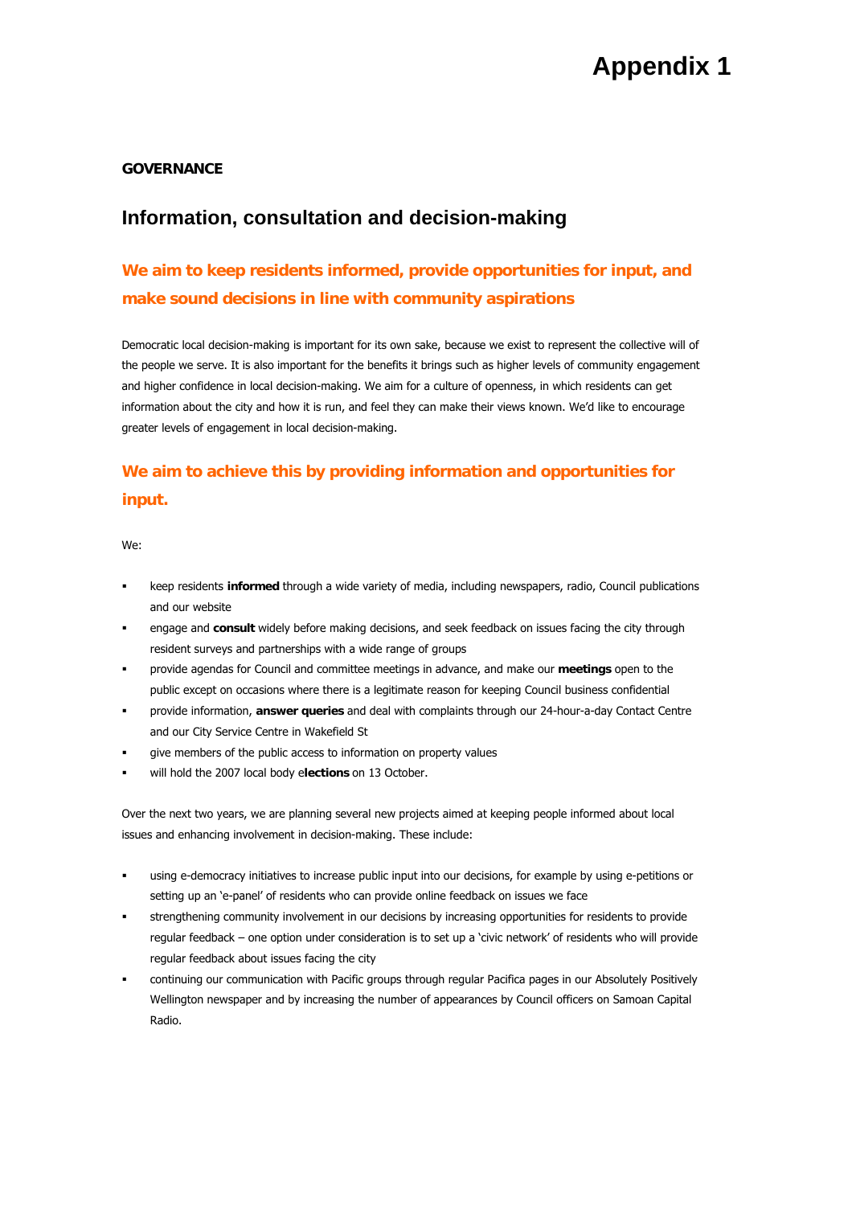# Appendix 1

**GOVERNANCE**

## Information, consultation and decision-making

### We aim to keep residents informed, provide opportunities for input, and make sound decisions in line with community aspirations

Democratic local decision-making is important for its own sake, because we exist to represent the collective will of the people we serve. It is also important for the benefits it brings such as higher levels of community engagement and higher confidence in local decision-making. We aim for a culture of openness, in which residents can get information about the city and how it is run, and feel they can make their views known. We'd like to encourage greater levels of engagement in local decision-making.

### We aim to achieve this by providing information and opportunities for input.

We:

- keep residents **informed** through a wide variety of media, including newspapers, radio, Council publications and our website
- engage and **consult** widely before making decisions, and seek feedback on issues facing the city through resident surveys and partnerships with a wide range of groups
- provide agendas for Council and committee meetings in advance, and make our **meetings** open to the public except on occasions where there is a legitimate reason for keeping Council business confidential
- provide information, **answer queries** and deal with complaints through our 24-hour-a-day Contact Centre and our City Service Centre in Wakefield St
- give members of the public access to information on property values
- will hold the 2007 local body e**lections** on 13 October.

Over the next two years, we are planning several new projects aimed at keeping people informed about local issues and enhancing involvement in decision-making. These include:

- using e-democracy initiatives to increase public input into our decisions, for example by using e-petitions or setting up an 'e-panel' of residents who can provide online feedback on issues we face
- strengthening community involvement in our decisions by increasing opportunities for residents to provide regular feedback – one option under consideration is to set up a 'civic network' of residents who will provide regular feedback about issues facing the city
- continuing our communication with Pacific groups through regular Pacifica pages in our Absolutely Positively Wellington newspaper and by increasing the number of appearances by Council officers on Samoan Capital Radio.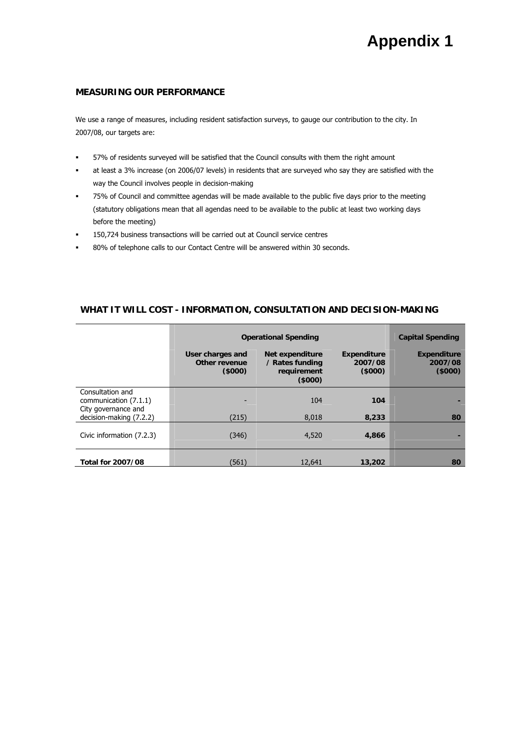# Appendix 1

## MEASURING OUR PERFORMANCE

We use a range of measures, including resident satisfaction surveys, to gauge our contribution to the city. In 2007/08, our targets are:

- 57% of residents surveyed will be satisfied that the Council consults with them the right amount
- at least a 3% increase (on 2006/07 levels) in residents that are surveyed who say they are satisfied with the way the Council involves people in decision-making
- 75% of Council and committee agendas will be made available to the public five days prior to the meeting (statutory obligations mean that all agendas need to be available to the public at least two working days before the meeting)
- 150,724 business transactions will be carried out at Council service centres
- 80% of telephone calls to our Contact Centre will be answered within 30 seconds.

## WHAT IT WILL COST - INFORMATION, CONSULTATION AND DECISION-MAKING

| | Operational Spending | | | Capital Spending |
|---|---|---|---|---|
| | **User charges and Other revenue ($000)** | **Net expenditure / Rates funding requirement ($000)** | **Expenditure 2007/08 ($000)** | **Expenditure 2007/08 ($000)** |
| Consultation and communication (7.1.1) | - | 104 | **104** | **-** |
| City governance and decision-making (7.2.2) | (215) | 8,018 | **8,233** | **80** |
| Civic information (7.2.3) | (346) | 4,520 | **4,866** | **-** |
| **Total for 2007/08** | (561) | 12,641 | **13,202** | **80** |